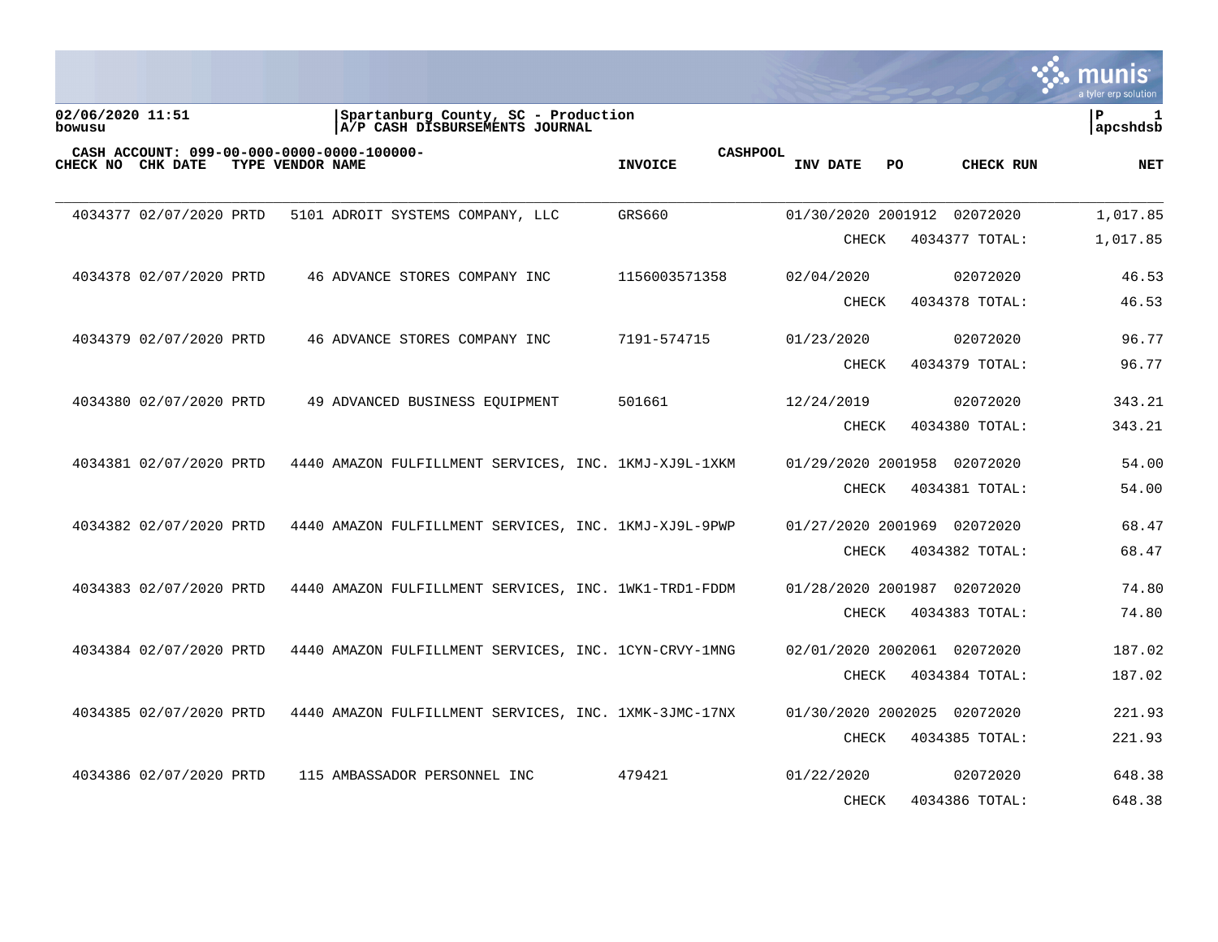**02/06/2020 11:51**
**bowusu**

**Spartanburg County, SC - Production**
**A/P CASH DISBURSEMENTS JOURNAL**

**P 1**
**apcshdsb**

**CASH ACCOUNT: 099-00-000-0000-0000-100000- CASHPOOL**

| CHECK NO | CHK DATE | TYPE | VENDOR NAME | INVOICE | INV DATE | PO | CHECK RUN | NET |
|---|---|---|---|---|---|---|---|---|
| 4034377 | 02/07/2020 | PRTD | 5101 ADROIT SYSTEMS COMPANY, LLC | GRS660 | 01/30/2020 | 2001912 | 02072020 | 1,017.85 |
| | | | | | CHECK | 4034377 TOTAL: | | 1,017.85 |
| 4034378 | 02/07/2020 | PRTD | 46 ADVANCE STORES COMPANY INC | 1156003571358 | 02/04/2020 | | 02072020 | 46.53 |
| | | | | | CHECK | 4034378 TOTAL: | | 46.53 |
| 4034379 | 02/07/2020 | PRTD | 46 ADVANCE STORES COMPANY INC | 7191-574715 | 01/23/2020 | | 02072020 | 96.77 |
| | | | | | CHECK | 4034379 TOTAL: | | 96.77 |
| 4034380 | 02/07/2020 | PRTD | 49 ADVANCED BUSINESS EQUIPMENT | 501661 | 12/24/2019 | | 02072020 | 343.21 |
| | | | | | CHECK | 4034380 TOTAL: | | 343.21 |
| 4034381 | 02/07/2020 | PRTD | 4440 AMAZON FULFILLMENT SERVICES, INC. | 1KMJ-XJ9L-1XKM | 01/29/2020 | 2001958 | 02072020 | 54.00 |
| | | | | | CHECK | 4034381 TOTAL: | | 54.00 |
| 4034382 | 02/07/2020 | PRTD | 4440 AMAZON FULFILLMENT SERVICES, INC. | 1KMJ-XJ9L-9PWP | 01/27/2020 | 2001969 | 02072020 | 68.47 |
| | | | | | CHECK | 4034382 TOTAL: | | 68.47 |
| 4034383 | 02/07/2020 | PRTD | 4440 AMAZON FULFILLMENT SERVICES, INC. | 1WK1-TRD1-FDDM | 01/28/2020 | 2001987 | 02072020 | 74.80 |
| | | | | | CHECK | 4034383 TOTAL: | | 74.80 |
| 4034384 | 02/07/2020 | PRTD | 4440 AMAZON FULFILLMENT SERVICES, INC. | 1CYN-CRVY-1MNG | 02/01/2020 | 2002061 | 02072020 | 187.02 |
| | | | | | CHECK | 4034384 TOTAL: | | 187.02 |
| 4034385 | 02/07/2020 | PRTD | 4440 AMAZON FULFILLMENT SERVICES, INC. | 1XMK-3JMC-17NX | 01/30/2020 | 2002025 | 02072020 | 221.93 |
| | | | | | CHECK | 4034385 TOTAL: | | 221.93 |
| 4034386 | 02/07/2020 | PRTD | 115 AMBASSADOR PERSONNEL INC | 479421 | 01/22/2020 | | 02072020 | 648.38 |
| | | | | | CHECK | 4034386 TOTAL: | | 648.38 |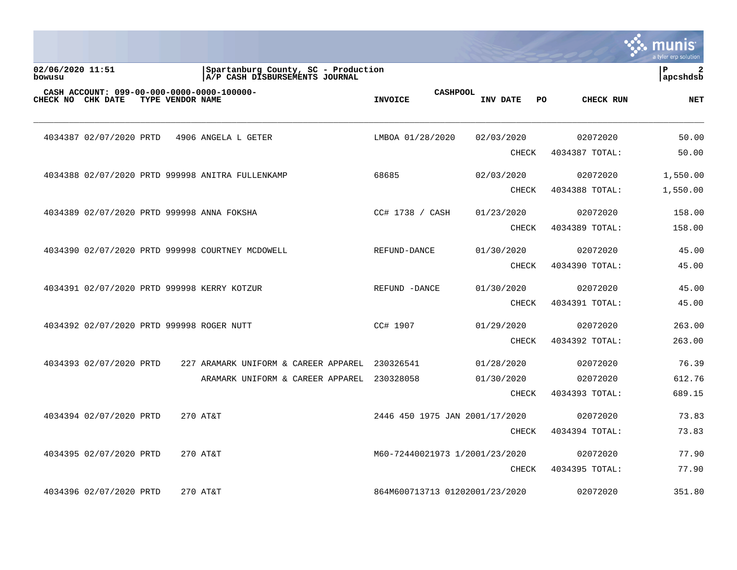02/06/2020 11:51
bowusu

Spartanburg County, SC - Production
A/P CASH DISBURSEMENTS JOURNAL

P 2
apcshdsb

CASH ACCOUNT: 099-00-000-0000-0000-100000-

| CHECK NO | CHK DATE | TYPE | VENDOR | NAME | INVOICE | CASHPOOL | INV DATE | PO | CHECK RUN | NET |
|---|---|---|---|---|---|---|---|---|---|---|
| 4034387 | 02/07/2020 | PRTD | 4906 | ANGELA L GETER | LMBOA 01/28/2020 | | 02/03/2020 | | 02072020 | 50.00 |
| | | | | | | | CHECK | | 4034387 TOTAL: | 50.00 |
| 4034388 | 02/07/2020 | PRTD | 999998 | ANITRA FULLENKAMP | 68685 | | 02/03/2020 | | 02072020 | 1,550.00 |
| | | | | | | | CHECK | | 4034388 TOTAL: | 1,550.00 |
| 4034389 | 02/07/2020 | PRTD | 999998 | ANNA FOKSHA | CC# 1738 / CASH | | 01/23/2020 | | 02072020 | 158.00 |
| | | | | | | | CHECK | | 4034389 TOTAL: | 158.00 |
| 4034390 | 02/07/2020 | PRTD | 999998 | COURTNEY MCDOWELL | REFUND-DANCE | | 01/30/2020 | | 02072020 | 45.00 |
| | | | | | | | CHECK | | 4034390 TOTAL: | 45.00 |
| 4034391 | 02/07/2020 | PRTD | 999998 | KERRY KOTZUR | REFUND -DANCE | | 01/30/2020 | | 02072020 | 45.00 |
| | | | | | | | CHECK | | 4034391 TOTAL: | 45.00 |
| 4034392 | 02/07/2020 | PRTD | 999998 | ROGER NUTT | CC# 1907 | | 01/29/2020 | | 02072020 | 263.00 |
| | | | | | | | CHECK | | 4034392 TOTAL: | 263.00 |
| 4034393 | 02/07/2020 | PRTD | 227 | ARAMARK UNIFORM & CAREER APPAREL | 230326541 | | 01/28/2020 | | 02072020 | 76.39 |
| | | | | ARAMARK UNIFORM & CAREER APPAREL | 230328058 | | 01/30/2020 | | 02072020 | 612.76 |
| | | | | | | | CHECK | | 4034393 TOTAL: | 689.15 |
| 4034394 | 02/07/2020 | PRTD | 270 | AT&T | 2446 450 1975 JAN 20 | | 01/17/2020 | | 02072020 | 73.83 |
| | | | | | | | CHECK | | 4034394 TOTAL: | 73.83 |
| 4034395 | 02/07/2020 | PRTD | 270 | AT&T | M60-72440021973 1/20 | | 01/23/2020 | | 02072020 | 77.90 |
| | | | | | | | CHECK | | 4034395 TOTAL: | 77.90 |
| 4034396 | 02/07/2020 | PRTD | 270 | AT&T | 864M600713713 012020 | | 01/23/2020 | | 02072020 | 351.80 |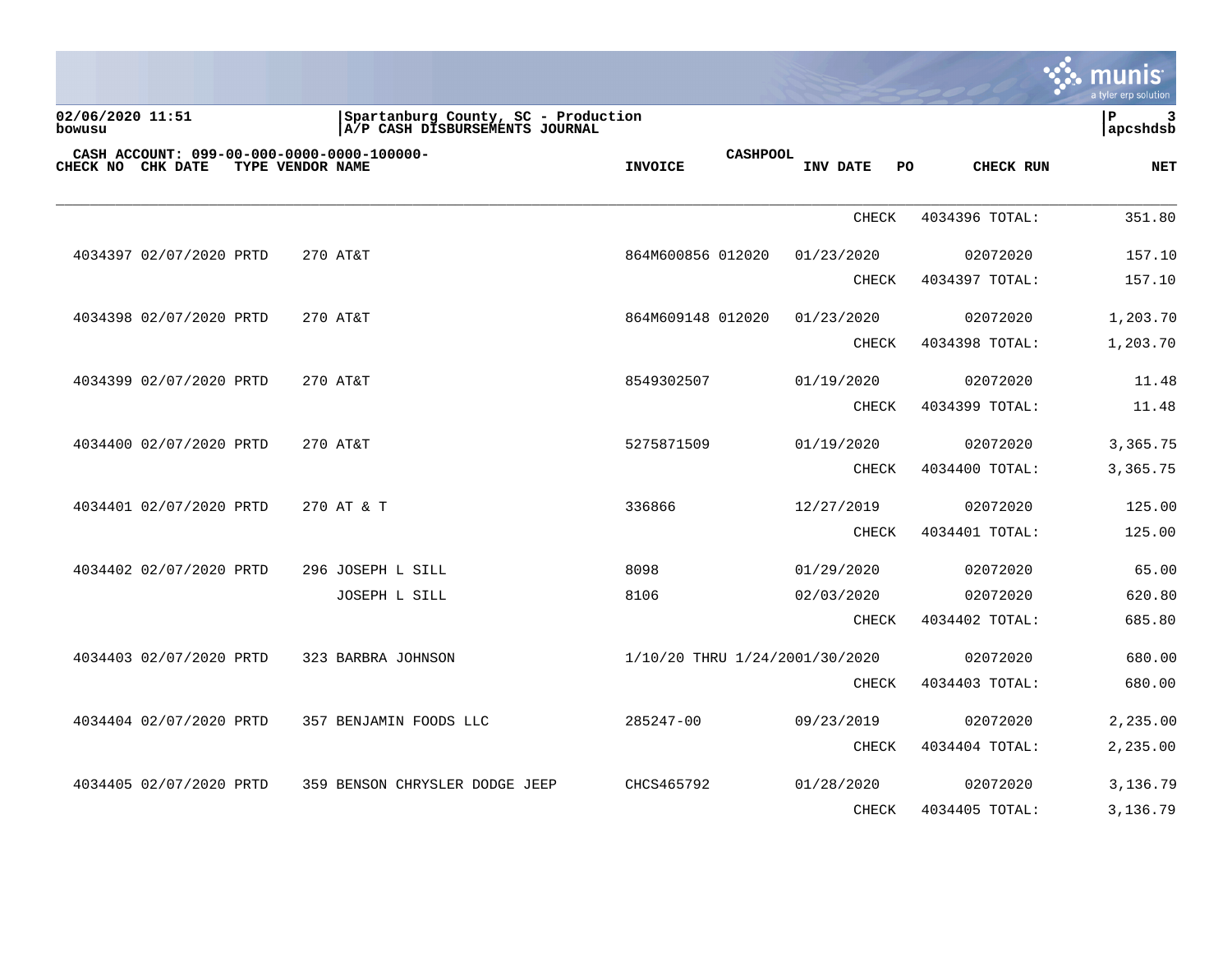02/06/2020 11:51
bowusu

Spartanburg County, SC - Production
A/P CASH DISBURSEMENTS JOURNAL

P 3
apcshdsb

CASH ACCOUNT: 099-00-000-0000-0000-100000-

| CHECK NO | CHK DATE | TYPE | VENDOR NAME | INVOICE | CASHPOOL INV DATE | PO | CHECK RUN | NET |
|---|---|---|---|---|---|---|---|---|
| | | | | | CHECK | | 4034396 TOTAL: | 351.80 |
| 4034397 | 02/07/2020 | PRTD | 270 AT&T | 864M600856 012020 | 01/23/2020 | | 02072020 | 157.10 |
| | | | | | CHECK | | 4034397 TOTAL: | 157.10 |
| 4034398 | 02/07/2020 | PRTD | 270 AT&T | 864M609148 012020 | 01/23/2020 | | 02072020 | 1,203.70 |
| | | | | | CHECK | | 4034398 TOTAL: | 1,203.70 |
| 4034399 | 02/07/2020 | PRTD | 270 AT&T | 8549302507 | 01/19/2020 | | 02072020 | 11.48 |
| | | | | | CHECK | | 4034399 TOTAL: | 11.48 |
| 4034400 | 02/07/2020 | PRTD | 270 AT&T | 5275871509 | 01/19/2020 | | 02072020 | 3,365.75 |
| | | | | | CHECK | | 4034400 TOTAL: | 3,365.75 |
| 4034401 | 02/07/2020 | PRTD | 270 AT & T | 336866 | 12/27/2019 | | 02072020 | 125.00 |
| | | | | | CHECK | | 4034401 TOTAL: | 125.00 |
| 4034402 | 02/07/2020 | PRTD | 296 JOSEPH L SILL | 8098 | 01/29/2020 | | 02072020 | 65.00 |
| | | | JOSEPH L SILL | 8106 | 02/03/2020 | | 02072020 | 620.80 |
| | | | | | CHECK | | 4034402 TOTAL: | 685.80 |
| 4034403 | 02/07/2020 | PRTD | 323 BARBRA JOHNSON | 1/10/20 THRU 1/24/20 | 01/30/2020 | | 02072020 | 680.00 |
| | | | | | CHECK | | 4034403 TOTAL: | 680.00 |
| 4034404 | 02/07/2020 | PRTD | 357 BENJAMIN FOODS LLC | 285247-00 | 09/23/2019 | | 02072020 | 2,235.00 |
| | | | | | CHECK | | 4034404 TOTAL: | 2,235.00 |
| 4034405 | 02/07/2020 | PRTD | 359 BENSON CHRYSLER DODGE JEEP | CHCS465792 | 01/28/2020 | | 02072020 | 3,136.79 |
| | | | | | CHECK | | 4034405 TOTAL: | 3,136.79 |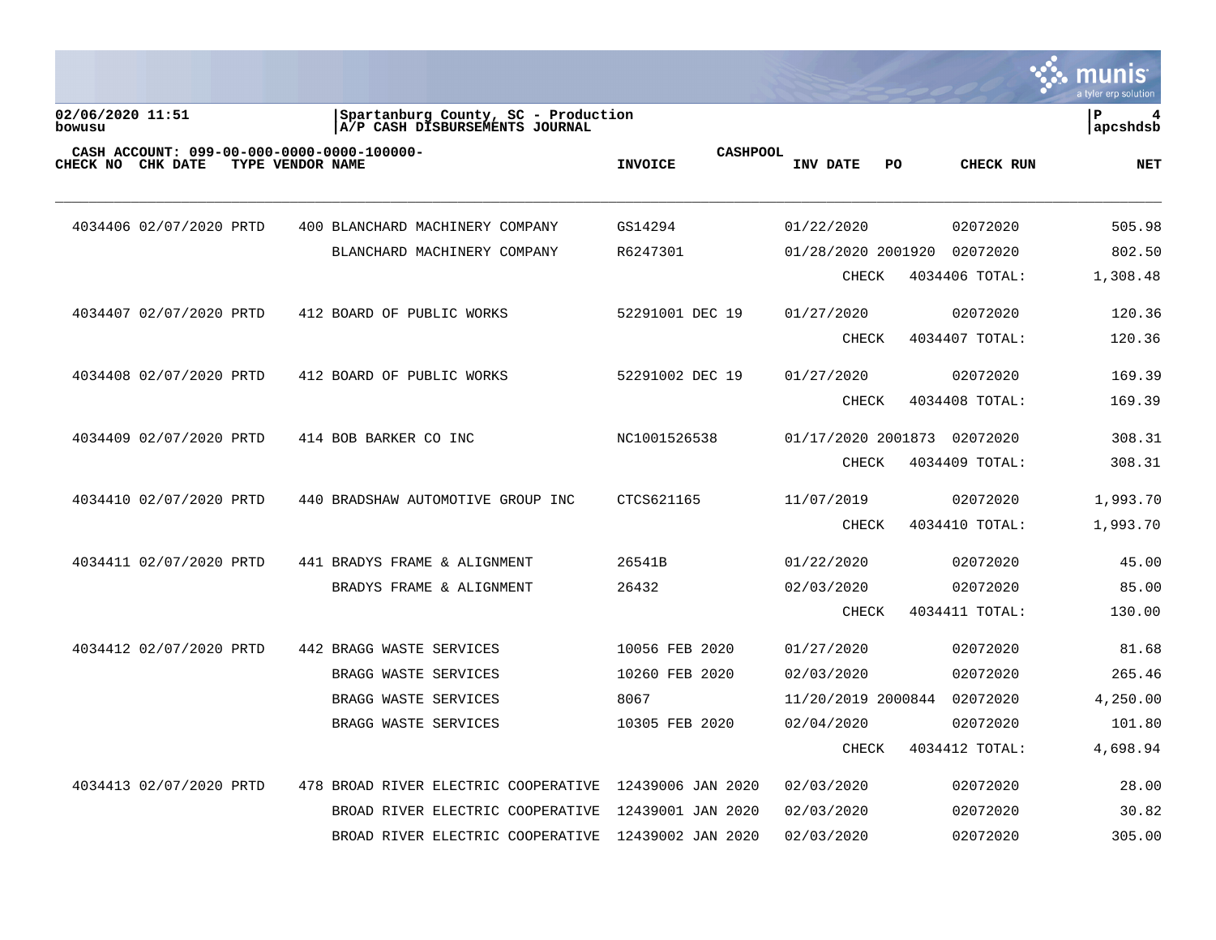Spartanburg County, SC - Production
A/P CASH DISBURSEMENTS JOURNAL

02/06/2020 11:51
bowusu

apcshdsb

CASH ACCOUNT: 099-00-000-0000-0000-100000-    CASHPOOL

| CHECK NO | CHK DATE | TYPE | VENDOR | NAME | INVOICE | INV DATE | PO | CHECK RUN | NET |
|---|---|---|---|---|---|---|---|---|---|
| 4034406 | 02/07/2020 | PRTD | 400 | BLANCHARD MACHINERY COMPANY | GS14294 | 01/22/2020 | | 02072020 | 505.98 |
| | | | | BLANCHARD MACHINERY COMPANY | R6247301 | 01/28/2020 | 2001920 | 02072020 | 802.50 |
| | | | | | | | CHECK | 4034406 TOTAL: | 1,308.48 |
| 4034407 | 02/07/2020 | PRTD | 412 | BOARD OF PUBLIC WORKS | 52291001 DEC 19 | 01/27/2020 | | 02072020 | 120.36 |
| | | | | | | | CHECK | 4034407 TOTAL: | 120.36 |
| 4034408 | 02/07/2020 | PRTD | 412 | BOARD OF PUBLIC WORKS | 52291002 DEC 19 | 01/27/2020 | | 02072020 | 169.39 |
| | | | | | | | CHECK | 4034408 TOTAL: | 169.39 |
| 4034409 | 02/07/2020 | PRTD | 414 | BOB BARKER CO INC | NC1001526538 | 01/17/2020 | 2001873 | 02072020 | 308.31 |
| | | | | | | | CHECK | 4034409 TOTAL: | 308.31 |
| 4034410 | 02/07/2020 | PRTD | 440 | BRADSHAW AUTOMOTIVE GROUP INC | CTCS621165 | 11/07/2019 | | 02072020 | 1,993.70 |
| | | | | | | | CHECK | 4034410 TOTAL: | 1,993.70 |
| 4034411 | 02/07/2020 | PRTD | 441 | BRADYS FRAME & ALIGNMENT | 26541B | 01/22/2020 | | 02072020 | 45.00 |
| | | | | BRADYS FRAME & ALIGNMENT | 26432 | 02/03/2020 | | 02072020 | 85.00 |
| | | | | | | | CHECK | 4034411 TOTAL: | 130.00 |
| 4034412 | 02/07/2020 | PRTD | 442 | BRAGG WASTE SERVICES | 10056 FEB 2020 | 01/27/2020 | | 02072020 | 81.68 |
| | | | | BRAGG WASTE SERVICES | 10260 FEB 2020 | 02/03/2020 | | 02072020 | 265.46 |
| | | | | BRAGG WASTE SERVICES | 8067 | 11/20/2019 | 2000844 | 02072020 | 4,250.00 |
| | | | | BRAGG WASTE SERVICES | 10305 FEB 2020 | 02/04/2020 | | 02072020 | 101.80 |
| | | | | | | | CHECK | 4034412 TOTAL: | 4,698.94 |
| 4034413 | 02/07/2020 | PRTD | 478 | BROAD RIVER ELECTRIC COOPERATIVE | 12439006 JAN 2020 | 02/03/2020 | | 02072020 | 28.00 |
| | | | | BROAD RIVER ELECTRIC COOPERATIVE | 12439001 JAN 2020 | 02/03/2020 | | 02072020 | 30.82 |
| | | | | BROAD RIVER ELECTRIC COOPERATIVE | 12439002 JAN 2020 | 02/03/2020 | | 02072020 | 305.00 |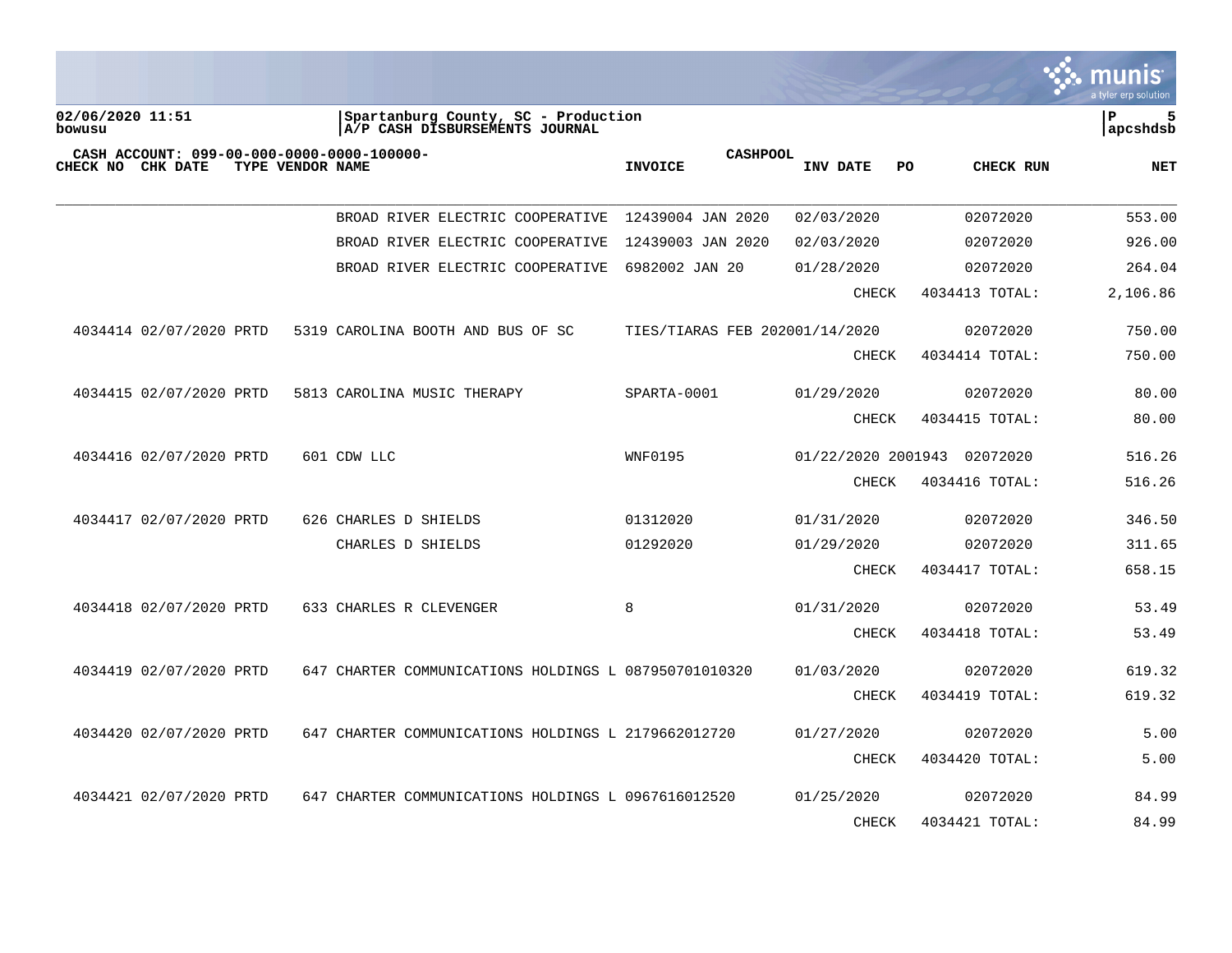02/06/2020 11:51 
bowusu

Spartanburg County, SC - Production
A/P CASH DISBURSEMENTS JOURNAL

apcshdsb

CASH ACCOUNT: 099-00-000-0000-0000-100000-

| CHECK NO | CHK DATE | TYPE | VENDOR | NAME | INVOICE | CASHPOOL INV DATE | PO | CHECK RUN | NET |
|---|---|---|---|---|---|---|---|---|---|
| | | | | BROAD RIVER ELECTRIC COOPERATIVE | 12439004 JAN 2020 | 02/03/2020 | | 02072020 | 553.00 |
| | | | | BROAD RIVER ELECTRIC COOPERATIVE | 12439003 JAN 2020 | 02/03/2020 | | 02072020 | 926.00 |
| | | | | BROAD RIVER ELECTRIC COOPERATIVE | 6982002 JAN 20 | 01/28/2020 | | 02072020 | 264.04 |
| | | | | | | CHECK | | 4034413 TOTAL: | 2,106.86 |
| 4034414 | 02/07/2020 | PRTD | 5319 | CAROLINA BOOTH AND BUS OF SC | TIES/TIARAS FEB 2020 | 01/14/2020 | | 02072020 | 750.00 |
| | | | | | | CHECK | | 4034414 TOTAL: | 750.00 |
| 4034415 | 02/07/2020 | PRTD | 5813 | CAROLINA MUSIC THERAPY | SPARTA-0001 | 01/29/2020 | | 02072020 | 80.00 |
| | | | | | | CHECK | | 4034415 TOTAL: | 80.00 |
| 4034416 | 02/07/2020 | PRTD | 601 | CDW LLC | WNF0195 | 01/22/2020 | 2001943 | 02072020 | 516.26 |
| | | | | | | CHECK | | 4034416 TOTAL: | 516.26 |
| 4034417 | 02/07/2020 | PRTD | 626 | CHARLES D SHIELDS | 01312020 | 01/31/2020 | | 02072020 | 346.50 |
| | | | | CHARLES D SHIELDS | 01292020 | 01/29/2020 | | 02072020 | 311.65 |
| | | | | | | CHECK | | 4034417 TOTAL: | 658.15 |
| 4034418 | 02/07/2020 | PRTD | 633 | CHARLES R CLEVENGER | 8 | 01/31/2020 | | 02072020 | 53.49 |
| | | | | | | CHECK | | 4034418 TOTAL: | 53.49 |
| 4034419 | 02/07/2020 | PRTD | 647 | CHARTER COMMUNICATIONS HOLDINGS L | 087950701010320 | 01/03/2020 | | 02072020 | 619.32 |
| | | | | | | CHECK | | 4034419 TOTAL: | 619.32 |
| 4034420 | 02/07/2020 | PRTD | 647 | CHARTER COMMUNICATIONS HOLDINGS L | 2179662012720 | 01/27/2020 | | 02072020 | 5.00 |
| | | | | | | CHECK | | 4034420 TOTAL: | 5.00 |
| 4034421 | 02/07/2020 | PRTD | 647 | CHARTER COMMUNICATIONS HOLDINGS L | 0967616012520 | 01/25/2020 | | 02072020 | 84.99 |
| | | | | | | CHECK | | 4034421 TOTAL: | 84.99 |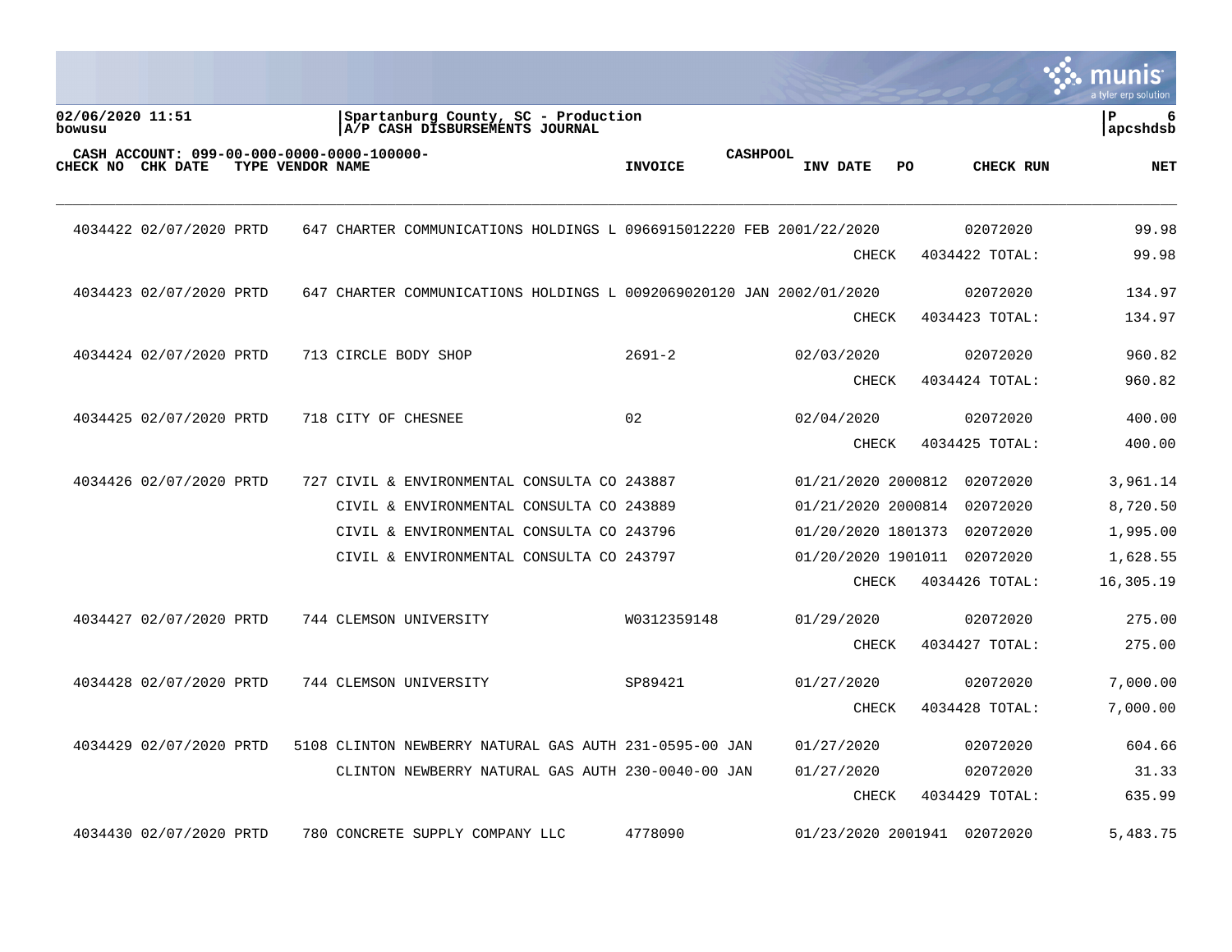02/06/2020 11:51
bowusu

Spartanburg County, SC - Production
A/P CASH DISBURSEMENTS JOURNAL

P 6
apcshdsb

CASH ACCOUNT: 099-00-000-0000-0000-100000-

| CHECK NO | CHK DATE | TYPE | VENDOR | NAME | INVOICE | CASHPOOL | INV DATE | PO | CHECK RUN | NET |
|---|---|---|---|---|---|---|---|---|---|---|
| 4034422 | 02/07/2020 | PRTD | 647 | CHARTER COMMUNICATIONS HOLDINGS L | 0966915012220 FEB 20 | | 01/22/2020 | | 02072020 | 99.98 |
| | | | | | | | CHECK | | 4034422 TOTAL: | 99.98 |
| 4034423 | 02/07/2020 | PRTD | 647 | CHARTER COMMUNICATIONS HOLDINGS L | 0092069020120 JAN 20 | | 02/01/2020 | | 02072020 | 134.97 |
| | | | | | | | CHECK | | 4034423 TOTAL: | 134.97 |
| 4034424 | 02/07/2020 | PRTD | 713 | CIRCLE BODY SHOP | 2691-2 | | 02/03/2020 | | 02072020 | 960.82 |
| | | | | | | | CHECK | | 4034424 TOTAL: | 960.82 |
| 4034425 | 02/07/2020 | PRTD | 718 | CITY OF CHESNEE | 02 | | 02/04/2020 | | 02072020 | 400.00 |
| | | | | | | | CHECK | | 4034425 TOTAL: | 400.00 |
| 4034426 | 02/07/2020 | PRTD | 727 | CIVIL & ENVIRONMENTAL CONSULTA CO | 243887 | | 01/21/2020 | 2000812 | 02072020 | 3,961.14 |
| | | | | CIVIL & ENVIRONMENTAL CONSULTA CO | 243889 | | 01/21/2020 | 2000814 | 02072020 | 8,720.50 |
| | | | | CIVIL & ENVIRONMENTAL CONSULTA CO | 243796 | | 01/20/2020 | 1801373 | 02072020 | 1,995.00 |
| | | | | CIVIL & ENVIRONMENTAL CONSULTA CO | 243797 | | 01/20/2020 | 1901011 | 02072020 | 1,628.55 |
| | | | | | | | CHECK | | 4034426 TOTAL: | 16,305.19 |
| 4034427 | 02/07/2020 | PRTD | 744 | CLEMSON UNIVERSITY | W0312359148 | | 01/29/2020 | | 02072020 | 275.00 |
| | | | | | | | CHECK | | 4034427 TOTAL: | 275.00 |
| 4034428 | 02/07/2020 | PRTD | 744 | CLEMSON UNIVERSITY | SP89421 | | 01/27/2020 | | 02072020 | 7,000.00 |
| | | | | | | | CHECK | | 4034428 TOTAL: | 7,000.00 |
| 4034429 | 02/07/2020 | PRTD | 5108 | CLINTON NEWBERRY NATURAL GAS AUTH | 231-0595-00 JAN | | 01/27/2020 | | 02072020 | 604.66 |
| | | | | CLINTON NEWBERRY NATURAL GAS AUTH | 230-0040-00 JAN | | 01/27/2020 | | 02072020 | 31.33 |
| | | | | | | | CHECK | | 4034429 TOTAL: | 635.99 |
| 4034430 | 02/07/2020 | PRTD | 780 | CONCRETE SUPPLY COMPANY LLC | 4778090 | | 01/23/2020 | 2001941 | 02072020 | 5,483.75 |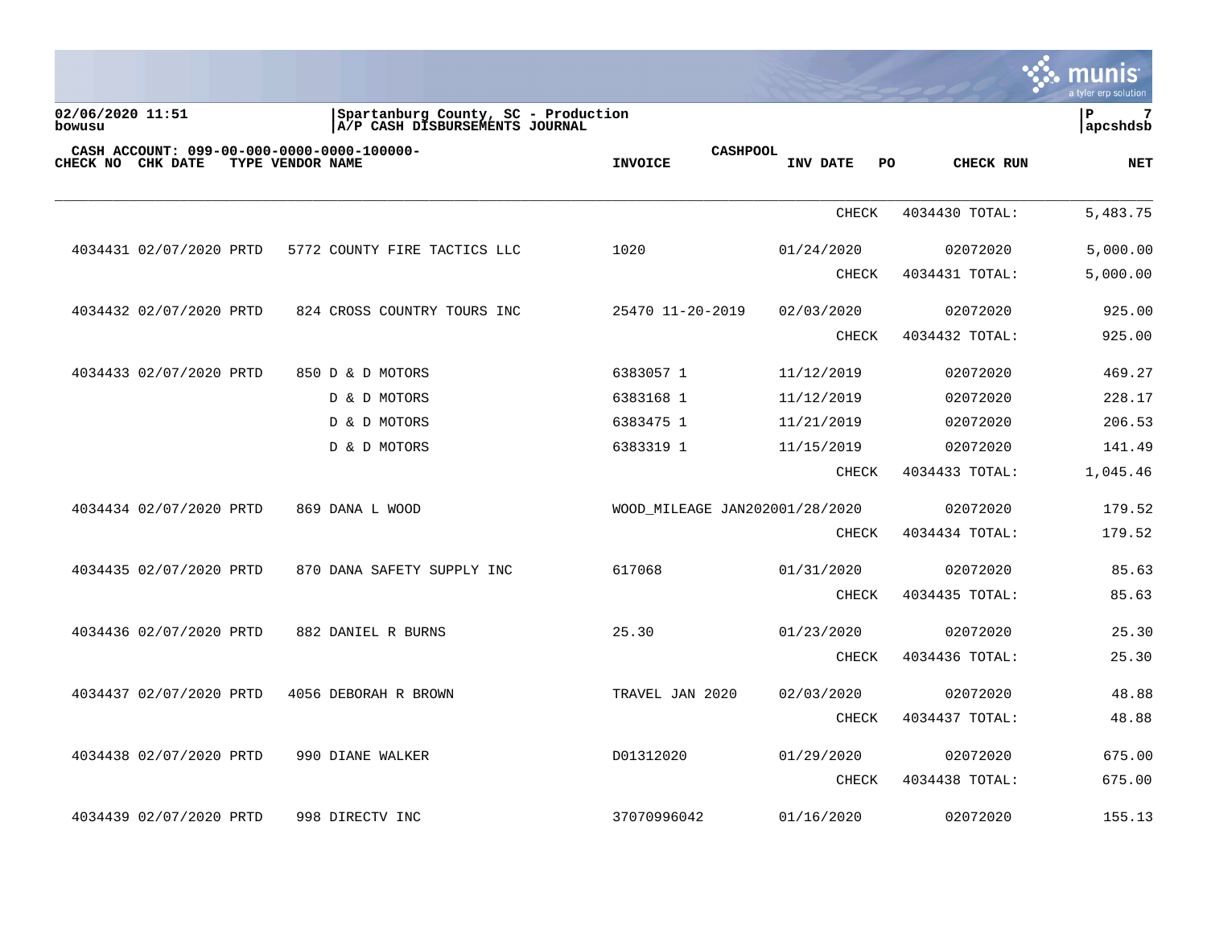02/06/2020 11:51
bowusu

Spartanburg County, SC - Production
A/P CASH DISBURSEMENTS JOURNAL

P 7
apcshdsb

CASH ACCOUNT: 099-00-000-0000-0000-100000-

| CHECK NO | CHK DATE | TYPE | VENDOR NAME | INVOICE | CASHPOOL INV DATE | PO | CHECK RUN | NET |
|---|---|---|---|---|---|---|---|---|
| | | | | | CHECK | | 4034430 TOTAL: | 5,483.75 |
| 4034431 | 02/07/2020 | PRTD | 5772 COUNTY FIRE TACTICS LLC | 1020 | 01/24/2020 | | 02072020 | 5,000.00 |
| | | | | | CHECK | | 4034431 TOTAL: | 5,000.00 |
| 4034432 | 02/07/2020 | PRTD | 824 CROSS COUNTRY TOURS INC | 25470 11-20-2019 | 02/03/2020 | | 02072020 | 925.00 |
| | | | | | CHECK | | 4034432 TOTAL: | 925.00 |
| 4034433 | 02/07/2020 | PRTD | 850 D & D MOTORS | 6383057 1 | 11/12/2019 | | 02072020 | 469.27 |
| | | | D & D MOTORS | 6383168 1 | 11/12/2019 | | 02072020 | 228.17 |
| | | | D & D MOTORS | 6383475 1 | 11/21/2019 | | 02072020 | 206.53 |
| | | | D & D MOTORS | 6383319 1 | 11/15/2019 | | 02072020 | 141.49 |
| | | | | | CHECK | | 4034433 TOTAL: | 1,045.46 |
| 4034434 | 02/07/2020 | PRTD | 869 DANA L WOOD | WOOD_MILEAGE JAN2020 | 01/28/2020 | | 02072020 | 179.52 |
| | | | | | CHECK | | 4034434 TOTAL: | 179.52 |
| 4034435 | 02/07/2020 | PRTD | 870 DANA SAFETY SUPPLY INC | 617068 | 01/31/2020 | | 02072020 | 85.63 |
| | | | | | CHECK | | 4034435 TOTAL: | 85.63 |
| 4034436 | 02/07/2020 | PRTD | 882 DANIEL R BURNS | 25.30 | 01/23/2020 | | 02072020 | 25.30 |
| | | | | | CHECK | | 4034436 TOTAL: | 25.30 |
| 4034437 | 02/07/2020 | PRTD | 4056 DEBORAH R BROWN | TRAVEL JAN 2020 | 02/03/2020 | | 02072020 | 48.88 |
| | | | | | CHECK | | 4034437 TOTAL: | 48.88 |
| 4034438 | 02/07/2020 | PRTD | 990 DIANE WALKER | D01312020 | 01/29/2020 | | 02072020 | 675.00 |
| | | | | | CHECK | | 4034438 TOTAL: | 675.00 |
| 4034439 | 02/07/2020 | PRTD | 998 DIRECTV INC | 37070996042 | 01/16/2020 | | 02072020 | 155.13 |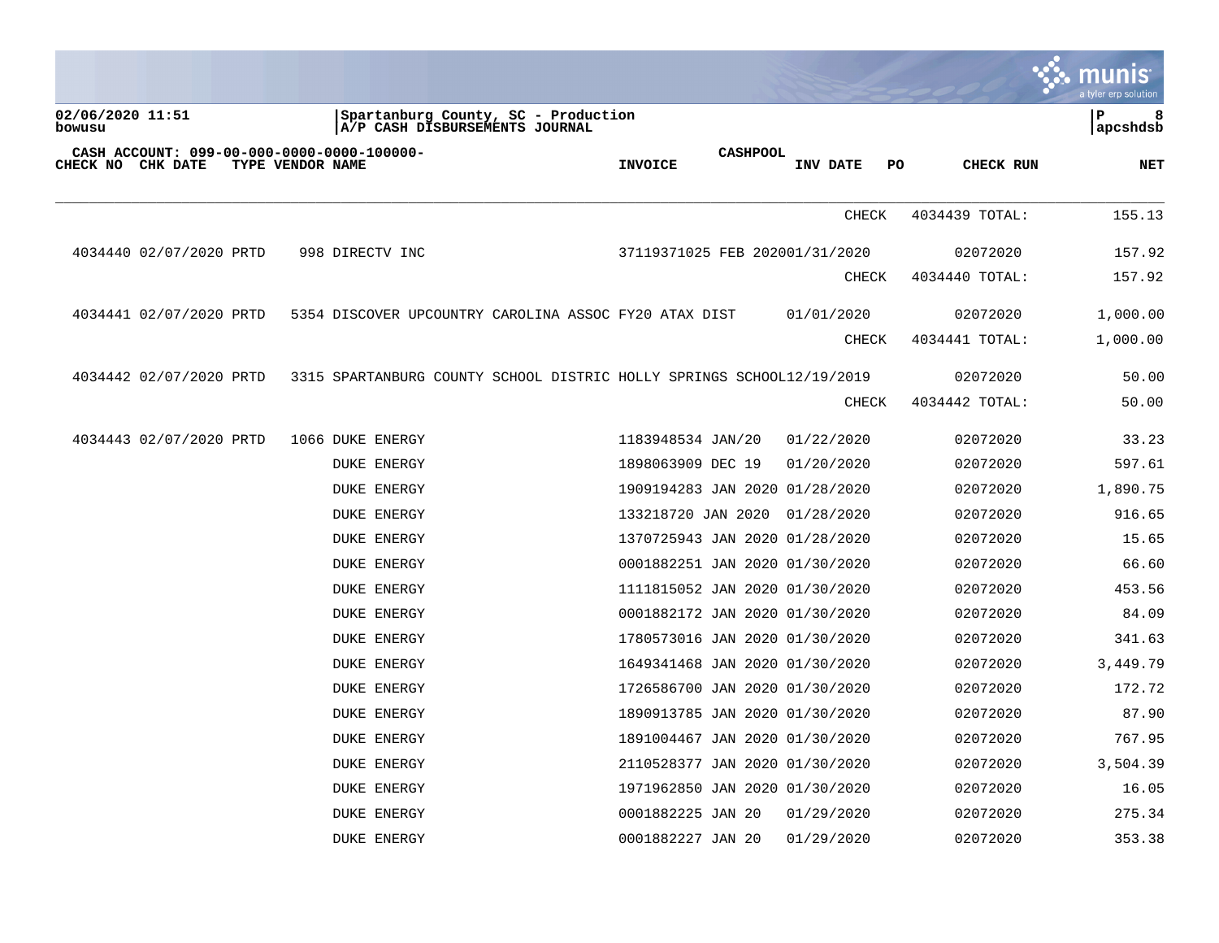02/06/2020 11:51
bowusu

Spartanburg County, SC - Production
A/P CASH DISBURSEMENTS JOURNAL

P 8
apcshdsb

CASH ACCOUNT: 099-00-000-0000-0000-100000-

| CHECK NO | CHK DATE | TYPE | VENDOR | NAME | INVOICE | CASHPOOL | INV DATE | PO | CHECK RUN | NET |
|---|---|---|---|---|---|---|---|---|---|---|
| | | | | | | | CHECK | | 4034439 TOTAL: | 155.13 |
| 4034440 | 02/07/2020 | PRTD | 998 | DIRECTV INC | 37119371025 FEB 2020 | | 01/31/2020 | | 02072020 | 157.92 |
| | | | | | | | CHECK | | 4034440 TOTAL: | 157.92 |
| 4034441 | 02/07/2020 | PRTD | 5354 | DISCOVER UPCOUNTRY CAROLINA ASSOC | FY20 ATAX DIST | | 01/01/2020 | | 02072020 | 1,000.00 |
| | | | | | | | CHECK | | 4034441 TOTAL: | 1,000.00 |
| 4034442 | 02/07/2020 | PRTD | 3315 | SPARTANBURG COUNTY SCHOOL DISTRIC | HOLLY SPRINGS SCHOOL | | 12/19/2019 | | 02072020 | 50.00 |
| | | | | | | | CHECK | | 4034442 TOTAL: | 50.00 |
| 4034443 | 02/07/2020 | PRTD | 1066 | DUKE ENERGY | 1183948534 JAN/20 | | 01/22/2020 | | 02072020 | 33.23 |
| | | | | DUKE ENERGY | 1898063909 DEC 19 | | 01/20/2020 | | 02072020 | 597.61 |
| | | | | DUKE ENERGY | 1909194283 JAN 2020 | | 01/28/2020 | | 02072020 | 1,890.75 |
| | | | | DUKE ENERGY | 133218720 JAN 2020 | | 01/28/2020 | | 02072020 | 916.65 |
| | | | | DUKE ENERGY | 1370725943 JAN 2020 | | 01/28/2020 | | 02072020 | 15.65 |
| | | | | DUKE ENERGY | 0001882251 JAN 2020 | | 01/30/2020 | | 02072020 | 66.60 |
| | | | | DUKE ENERGY | 1111815052 JAN 2020 | | 01/30/2020 | | 02072020 | 453.56 |
| | | | | DUKE ENERGY | 0001882172 JAN 2020 | | 01/30/2020 | | 02072020 | 84.09 |
| | | | | DUKE ENERGY | 1780573016 JAN 2020 | | 01/30/2020 | | 02072020 | 341.63 |
| | | | | DUKE ENERGY | 1649341468 JAN 2020 | | 01/30/2020 | | 02072020 | 3,449.79 |
| | | | | DUKE ENERGY | 1726586700 JAN 2020 | | 01/30/2020 | | 02072020 | 172.72 |
| | | | | DUKE ENERGY | 1890913785 JAN 2020 | | 01/30/2020 | | 02072020 | 87.90 |
| | | | | DUKE ENERGY | 1891004467 JAN 2020 | | 01/30/2020 | | 02072020 | 767.95 |
| | | | | DUKE ENERGY | 2110528377 JAN 2020 | | 01/30/2020 | | 02072020 | 3,504.39 |
| | | | | DUKE ENERGY | 1971962850 JAN 2020 | | 01/30/2020 | | 02072020 | 16.05 |
| | | | | DUKE ENERGY | 0001882225 JAN 20 | | 01/29/2020 | | 02072020 | 275.34 |
| | | | | DUKE ENERGY | 0001882227 JAN 20 | | 01/29/2020 | | 02072020 | 353.38 |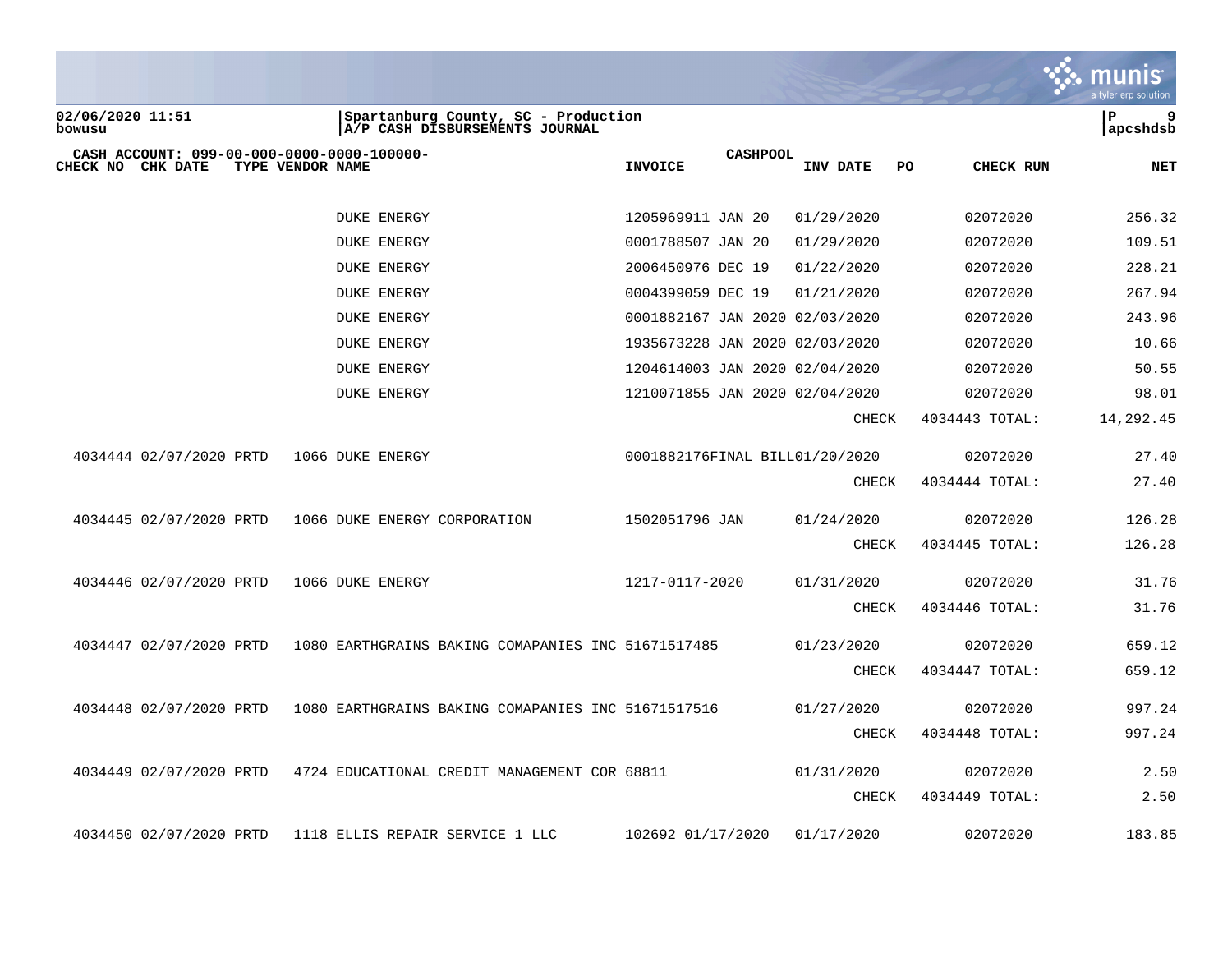Spartanburg County, SC - Production
A/P CASH DISBURSEMENTS JOURNAL

02/06/2020 11:51
bowusu

CASH ACCOUNT: 099-00-000-0000-0000-100000-

| CHECK NO | CHK DATE | TYPE | VENDOR | NAME | INVOICE | CASHPOOL | INV DATE | PO | CHECK RUN | NET |
|---|---|---|---|---|---|---|---|---|---|---|
| | | | | DUKE ENERGY | 1205969911 JAN 20 | | 01/29/2020 | | 02072020 | 256.32 |
| | | | | DUKE ENERGY | 0001788507 JAN 20 | | 01/29/2020 | | 02072020 | 109.51 |
| | | | | DUKE ENERGY | 2006450976 DEC 19 | | 01/22/2020 | | 02072020 | 228.21 |
| | | | | DUKE ENERGY | 0004399059 DEC 19 | | 01/21/2020 | | 02072020 | 267.94 |
| | | | | DUKE ENERGY | 0001882167 JAN 2020 | | 02/03/2020 | | 02072020 | 243.96 |
| | | | | DUKE ENERGY | 1935673228 JAN 2020 | | 02/03/2020 | | 02072020 | 10.66 |
| | | | | DUKE ENERGY | 1204614003 JAN 2020 | | 02/04/2020 | | 02072020 | 50.55 |
| | | | | DUKE ENERGY | 1210071855 JAN 2020 | | 02/04/2020 | | 02072020 | 98.01 |
| | | | | | | | CHECK | | 4034443 TOTAL: | 14,292.45 |
| 4034444 | 02/07/2020 | PRTD | 1066 | DUKE ENERGY | 0001882176FINAL BILL | | 01/20/2020 | | 02072020 | 27.40 |
| | | | | | | | CHECK | | 4034444 TOTAL: | 27.40 |
| 4034445 | 02/07/2020 | PRTD | 1066 | DUKE ENERGY CORPORATION | 1502051796 JAN | | 01/24/2020 | | 02072020 | 126.28 |
| | | | | | | | CHECK | | 4034445 TOTAL: | 126.28 |
| 4034446 | 02/07/2020 | PRTD | 1066 | DUKE ENERGY | 1217-0117-2020 | | 01/31/2020 | | 02072020 | 31.76 |
| | | | | | | | CHECK | | 4034446 TOTAL: | 31.76 |
| 4034447 | 02/07/2020 | PRTD | 1080 | EARTHGRAINS BAKING COMAPANIES INC | 51671517485 | | 01/23/2020 | | 02072020 | 659.12 |
| | | | | | | | CHECK | | 4034447 TOTAL: | 659.12 |
| 4034448 | 02/07/2020 | PRTD | 1080 | EARTHGRAINS BAKING COMAPANIES INC | 51671517516 | | 01/27/2020 | | 02072020 | 997.24 |
| | | | | | | | CHECK | | 4034448 TOTAL: | 997.24 |
| 4034449 | 02/07/2020 | PRTD | 4724 | EDUCATIONAL CREDIT MANAGEMENT COR | 68811 | | 01/31/2020 | | 02072020 | 2.50 |
| | | | | | | | CHECK | | 4034449 TOTAL: | 2.50 |
| 4034450 | 02/07/2020 | PRTD | 1118 | ELLIS REPAIR SERVICE 1 LLC | 102692 01/17/2020 | | 01/17/2020 | | 02072020 | 183.85 |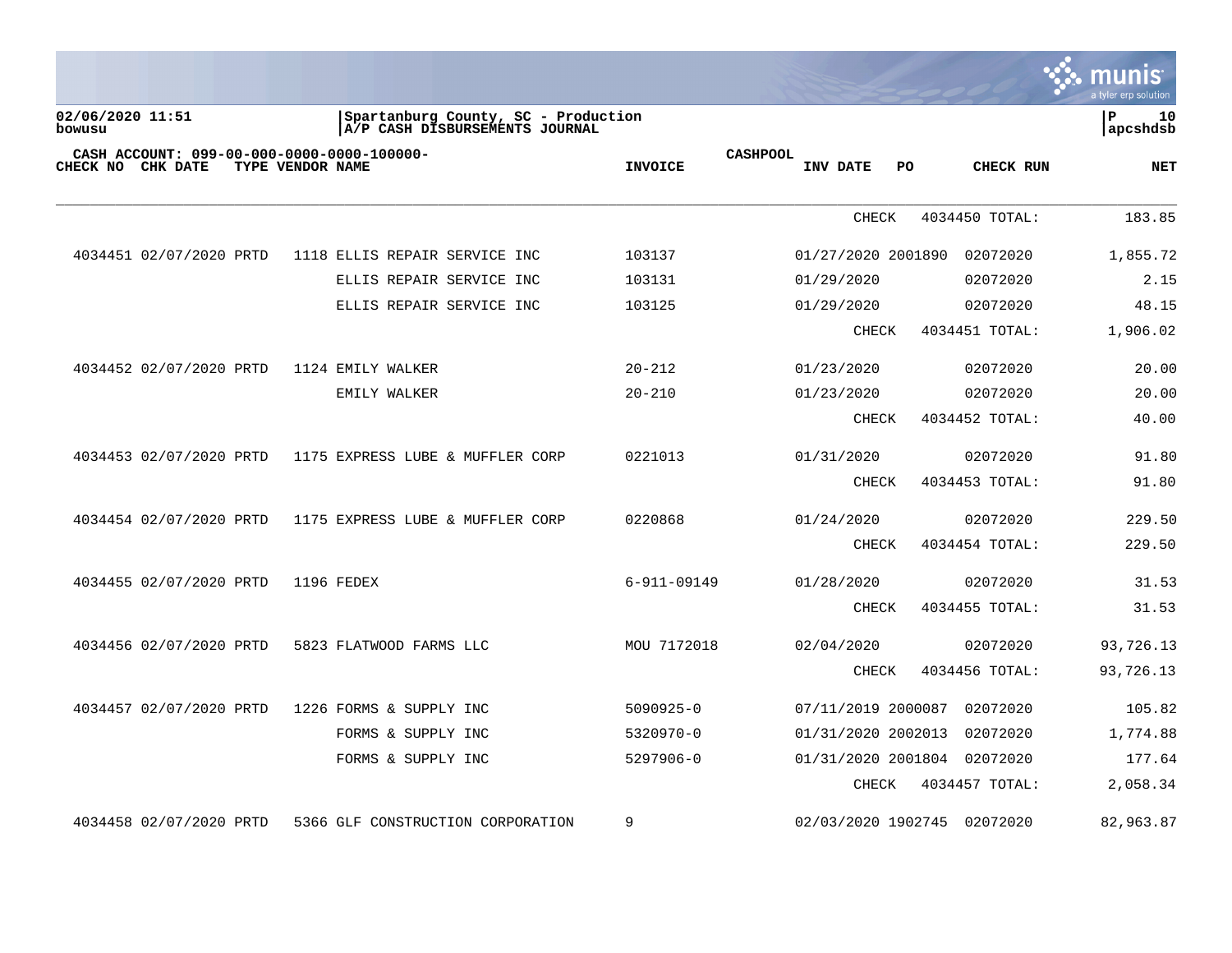02/06/2020 11:51
bowusu

Spartanburg County, SC - Production
A/P CASH DISBURSEMENTS JOURNAL

P 10
apcshdsb

CASH ACCOUNT: 099-00-000-0000-0000-100000-

| CHECK NO | CHK DATE | TYPE | VENDOR | NAME | INVOICE | CASHPOOL | INV DATE | PO | CHECK RUN | NET |
|---|---|---|---|---|---|---|---|---|---|---|
| | | | | | | | CHECK | | 4034450 TOTAL: | 183.85 |
| 4034451 | 02/07/2020 | PRTD | 1118 | ELLIS REPAIR SERVICE INC | 103137 | | 01/27/2020 | 2001890 | 02072020 | 1,855.72 |
| | | | | ELLIS REPAIR SERVICE INC | 103131 | | 01/29/2020 | | 02072020 | 2.15 |
| | | | | ELLIS REPAIR SERVICE INC | 103125 | | 01/29/2020 | | 02072020 | 48.15 |
| | | | | | | | CHECK | | 4034451 TOTAL: | 1,906.02 |
| 4034452 | 02/07/2020 | PRTD | 1124 | EMILY WALKER | 20-212 | | 01/23/2020 | | 02072020 | 20.00 |
| | | | | EMILY WALKER | 20-210 | | 01/23/2020 | | 02072020 | 20.00 |
| | | | | | | | CHECK | | 4034452 TOTAL: | 40.00 |
| 4034453 | 02/07/2020 | PRTD | 1175 | EXPRESS LUBE & MUFFLER CORP | 0221013 | | 01/31/2020 | | 02072020 | 91.80 |
| | | | | | | | CHECK | | 4034453 TOTAL: | 91.80 |
| 4034454 | 02/07/2020 | PRTD | 1175 | EXPRESS LUBE & MUFFLER CORP | 0220868 | | 01/24/2020 | | 02072020 | 229.50 |
| | | | | | | | CHECK | | 4034454 TOTAL: | 229.50 |
| 4034455 | 02/07/2020 | PRTD | 1196 | FEDEX | 6-911-09149 | | 01/28/2020 | | 02072020 | 31.53 |
| | | | | | | | CHECK | | 4034455 TOTAL: | 31.53 |
| 4034456 | 02/07/2020 | PRTD | 5823 | FLATWOOD FARMS LLC | MOU 7172018 | | 02/04/2020 | | 02072020 | 93,726.13 |
| | | | | | | | CHECK | | 4034456 TOTAL: | 93,726.13 |
| 4034457 | 02/07/2020 | PRTD | 1226 | FORMS & SUPPLY INC | 5090925-0 | | 07/11/2019 | 2000087 | 02072020 | 105.82 |
| | | | | FORMS & SUPPLY INC | 5320970-0 | | 01/31/2020 | 2002013 | 02072020 | 1,774.88 |
| | | | | FORMS & SUPPLY INC | 5297906-0 | | 01/31/2020 | 2001804 | 02072020 | 177.64 |
| | | | | | | | CHECK | | 4034457 TOTAL: | 2,058.34 |
| 4034458 | 02/07/2020 | PRTD | 5366 | GLF CONSTRUCTION CORPORATION | 9 | | 02/03/2020 | 1902745 | 02072020 | 82,963.87 |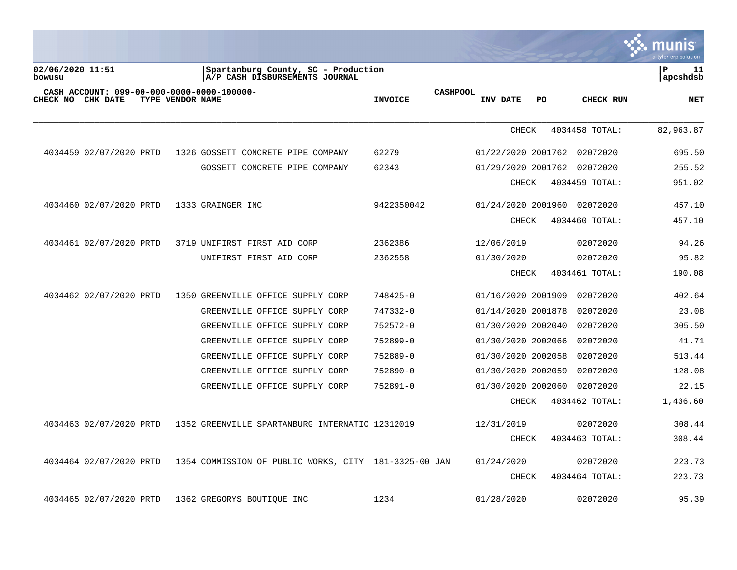02/06/2020 11:51
bowusu

Spartanburg County, SC - Production
A/P CASH DISBURSEMENTS JOURNAL

P 11
apcshdsb

CASH ACCOUNT: 099-00-000-0000-0000-100000-

| CHECK NO | CHK DATE | TYPE | VENDOR NAME | INVOICE | CASHPOOL | INV DATE | PO | CHECK RUN | NET |
|---|---|---|---|---|---|---|---|---|---|
| | | | | | | CHECK | | 4034458 TOTAL: | 82,963.87 |
| 4034459 | 02/07/2020 | PRTD | 1326 GOSSETT CONCRETE PIPE COMPANY | 62279 | | 01/22/2020 | 2001762 | 02072020 | 695.50 |
| | | | GOSSETT CONCRETE PIPE COMPANY | 62343 | | 01/29/2020 | 2001762 | 02072020 | 255.52 |
| | | | | | | CHECK | | 4034459 TOTAL: | 951.02 |
| 4034460 | 02/07/2020 | PRTD | 1333 GRAINGER INC | 9422350042 | | 01/24/2020 | 2001960 | 02072020 | 457.10 |
| | | | | | | CHECK | | 4034460 TOTAL: | 457.10 |
| 4034461 | 02/07/2020 | PRTD | 3719 UNIFIRST FIRST AID CORP | 2362386 | | 12/06/2019 | | 02072020 | 94.26 |
| | | | UNIFIRST FIRST AID CORP | 2362558 | | 01/30/2020 | | 02072020 | 95.82 |
| | | | | | | CHECK | | 4034461 TOTAL: | 190.08 |
| 4034462 | 02/07/2020 | PRTD | 1350 GREENVILLE OFFICE SUPPLY CORP | 748425-0 | | 01/16/2020 | 2001909 | 02072020 | 402.64 |
| | | | GREENVILLE OFFICE SUPPLY CORP | 747332-0 | | 01/14/2020 | 2001878 | 02072020 | 23.08 |
| | | | GREENVILLE OFFICE SUPPLY CORP | 752572-0 | | 01/30/2020 | 2002040 | 02072020 | 305.50 |
| | | | GREENVILLE OFFICE SUPPLY CORP | 752899-0 | | 01/30/2020 | 2002066 | 02072020 | 41.71 |
| | | | GREENVILLE OFFICE SUPPLY CORP | 752889-0 | | 01/30/2020 | 2002058 | 02072020 | 513.44 |
| | | | GREENVILLE OFFICE SUPPLY CORP | 752890-0 | | 01/30/2020 | 2002059 | 02072020 | 128.08 |
| | | | GREENVILLE OFFICE SUPPLY CORP | 752891-0 | | 01/30/2020 | 2002060 | 02072020 | 22.15 |
| | | | | | | CHECK | | 4034462 TOTAL: | 1,436.60 |
| 4034463 | 02/07/2020 | PRTD | 1352 GREENVILLE SPARTANBURG INTERNATIO | 12312019 | | 12/31/2019 | | 02072020 | 308.44 |
| | | | | | | CHECK | | 4034463 TOTAL: | 308.44 |
| 4034464 | 02/07/2020 | PRTD | 1354 COMMISSION OF PUBLIC WORKS, CITY | 181-3325-00 JAN | | 01/24/2020 | | 02072020 | 223.73 |
| | | | | | | CHECK | | 4034464 TOTAL: | 223.73 |
| 4034465 | 02/07/2020 | PRTD | 1362 GREGORYS BOUTIQUE INC | 1234 | | 01/28/2020 | | 02072020 | 95.39 |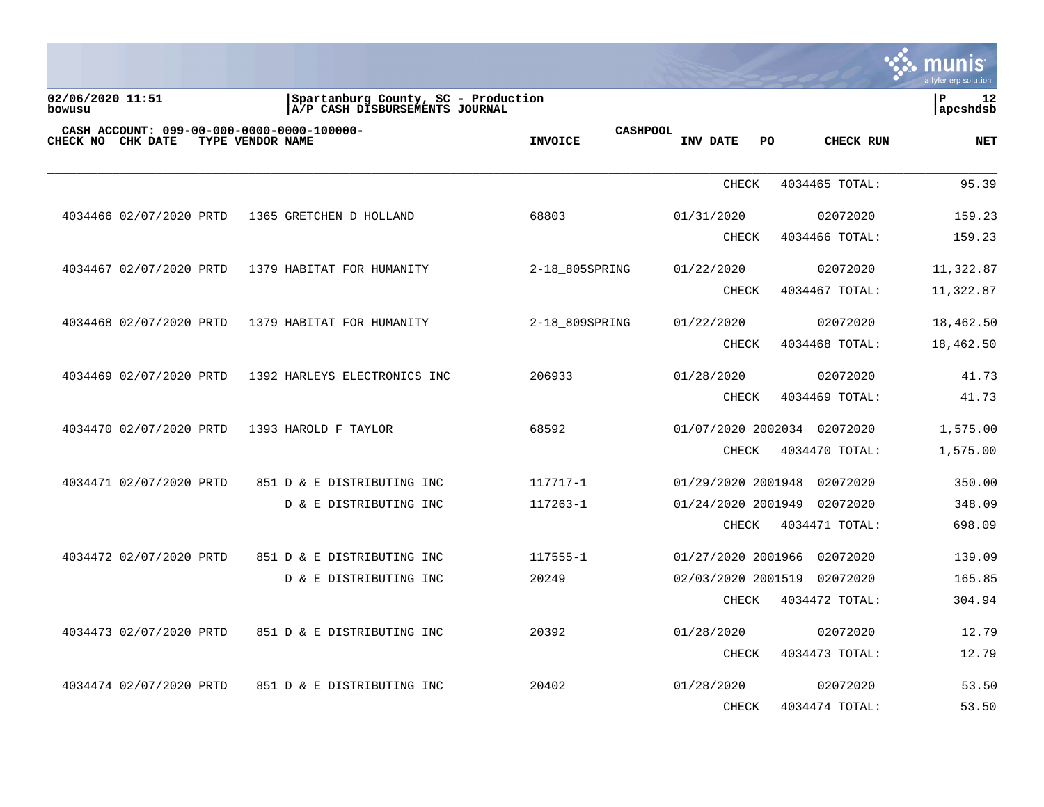02/06/2020 11:51
bowusu

Spartanburg County, SC - Production
A/P CASH DISBURSEMENTS JOURNAL

P 12
apcshdsb

CASH ACCOUNT: 099-00-000-0000-0000-100000-

| CHECK NO | CHK DATE | TYPE | VENDOR NAME | INVOICE | CASHPOOL | INV DATE | PO | CHECK RUN | NET |
|---|---|---|---|---|---|---|---|---|---|
| | | | | | | CHECK | | 4034465 TOTAL: | 95.39 |
| 4034466 | 02/07/2020 | PRTD | 1365 GRETCHEN D HOLLAND | 68803 | | 01/31/2020 | | 02072020 | 159.23 |
| | | | | | | CHECK | | 4034466 TOTAL: | 159.23 |
| 4034467 | 02/07/2020 | PRTD | 1379 HABITAT FOR HUMANITY | 2-18_805SPRING | | 01/22/2020 | | 02072020 | 11,322.87 |
| | | | | | | CHECK | | 4034467 TOTAL: | 11,322.87 |
| 4034468 | 02/07/2020 | PRTD | 1379 HABITAT FOR HUMANITY | 2-18_809SPRING | | 01/22/2020 | | 02072020 | 18,462.50 |
| | | | | | | CHECK | | 4034468 TOTAL: | 18,462.50 |
| 4034469 | 02/07/2020 | PRTD | 1392 HARLEYS ELECTRONICS INC | 206933 | | 01/28/2020 | | 02072020 | 41.73 |
| | | | | | | CHECK | | 4034469 TOTAL: | 41.73 |
| 4034470 | 02/07/2020 | PRTD | 1393 HAROLD F TAYLOR | 68592 | | 01/07/2020 | 2002034 | 02072020 | 1,575.00 |
| | | | | | | CHECK | | 4034470 TOTAL: | 1,575.00 |
| 4034471 | 02/07/2020 | PRTD | 851 D & E DISTRIBUTING INC | 117717-1 | | 01/29/2020 | 2001948 | 02072020 | 350.00 |
| | | | D & E DISTRIBUTING INC | 117263-1 | | 01/24/2020 | 2001949 | 02072020 | 348.09 |
| | | | | | | CHECK | | 4034471 TOTAL: | 698.09 |
| 4034472 | 02/07/2020 | PRTD | 851 D & E DISTRIBUTING INC | 117555-1 | | 01/27/2020 | 2001966 | 02072020 | 139.09 |
| | | | D & E DISTRIBUTING INC | 20249 | | 02/03/2020 | 2001519 | 02072020 | 165.85 |
| | | | | | | CHECK | | 4034472 TOTAL: | 304.94 |
| 4034473 | 02/07/2020 | PRTD | 851 D & E DISTRIBUTING INC | 20392 | | 01/28/2020 | | 02072020 | 12.79 |
| | | | | | | CHECK | | 4034473 TOTAL: | 12.79 |
| 4034474 | 02/07/2020 | PRTD | 851 D & E DISTRIBUTING INC | 20402 | | 01/28/2020 | | 02072020 | 53.50 |
| | | | | | | CHECK | | 4034474 TOTAL: | 53.50 |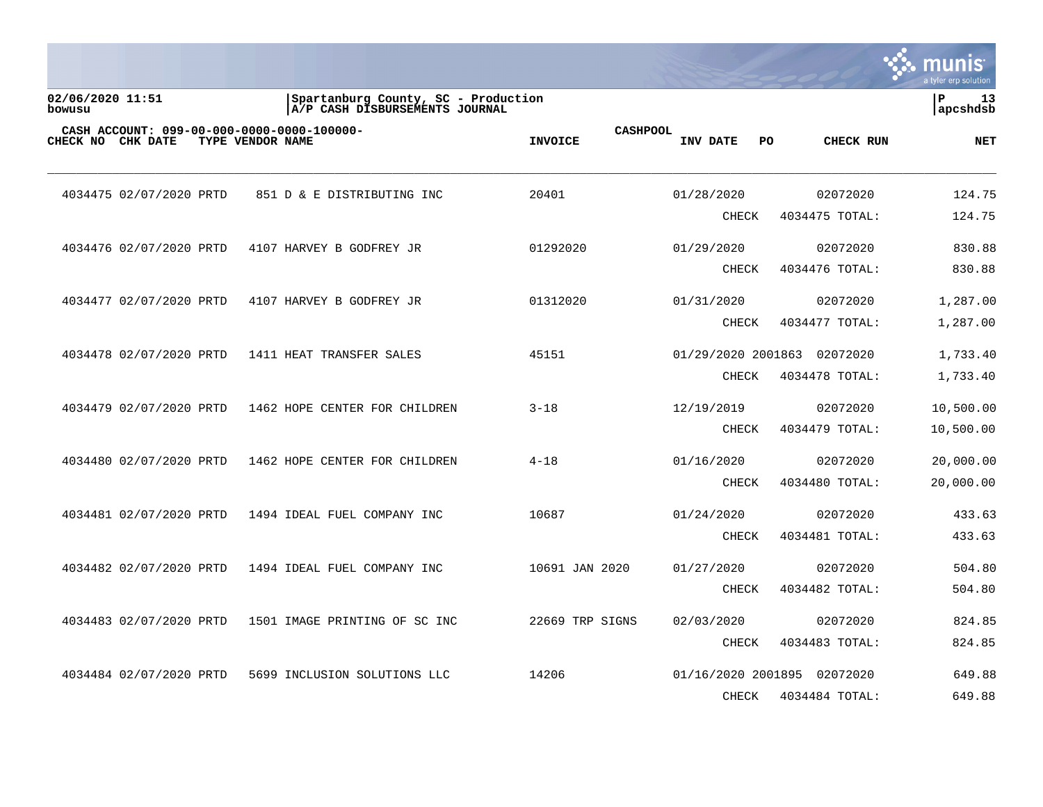02/06/2020 11:51
bowusu

Spartanburg County, SC - Production
A/P CASH DISBURSEMENTS JOURNAL

P 13
apcshdsb

CASH ACCOUNT: 099-00-000-0000-0000-100000- CASHPOOL

| CHECK NO | CHK DATE | TYPE | VENDOR NAME | INVOICE | INV DATE | PO | CHECK RUN | NET |
|---|---|---|---|---|---|---|---|---|
| 4034475 | 02/07/2020 | PRTD | 851 D & E DISTRIBUTING INC | 20401 | 01/28/2020 | | 02072020 | 124.75 |
| | | | | | CHECK | | 4034475 TOTAL: | 124.75 |
| 4034476 | 02/07/2020 | PRTD | 4107 HARVEY B GODFREY JR | 01292020 | 01/29/2020 | | 02072020 | 830.88 |
| | | | | | CHECK | | 4034476 TOTAL: | 830.88 |
| 4034477 | 02/07/2020 | PRTD | 4107 HARVEY B GODFREY JR | 01312020 | 01/31/2020 | | 02072020 | 1,287.00 |
| | | | | | CHECK | | 4034477 TOTAL: | 1,287.00 |
| 4034478 | 02/07/2020 | PRTD | 1411 HEAT TRANSFER SALES | 45151 | 01/29/2020 | 2001863 | 02072020 | 1,733.40 |
| | | | | | CHECK | | 4034478 TOTAL: | 1,733.40 |
| 4034479 | 02/07/2020 | PRTD | 1462 HOPE CENTER FOR CHILDREN | 3-18 | 12/19/2019 | | 02072020 | 10,500.00 |
| | | | | | CHECK | | 4034479 TOTAL: | 10,500.00 |
| 4034480 | 02/07/2020 | PRTD | 1462 HOPE CENTER FOR CHILDREN | 4-18 | 01/16/2020 | | 02072020 | 20,000.00 |
| | | | | | CHECK | | 4034480 TOTAL: | 20,000.00 |
| 4034481 | 02/07/2020 | PRTD | 1494 IDEAL FUEL COMPANY INC | 10687 | 01/24/2020 | | 02072020 | 433.63 |
| | | | | | CHECK | | 4034481 TOTAL: | 433.63 |
| 4034482 | 02/07/2020 | PRTD | 1494 IDEAL FUEL COMPANY INC | 10691 JAN 2020 | 01/27/2020 | | 02072020 | 504.80 |
| | | | | | CHECK | | 4034482 TOTAL: | 504.80 |
| 4034483 | 02/07/2020 | PRTD | 1501 IMAGE PRINTING OF SC INC | 22669 TRP SIGNS | 02/03/2020 | | 02072020 | 824.85 |
| | | | | | CHECK | | 4034483 TOTAL: | 824.85 |
| 4034484 | 02/07/2020 | PRTD | 5699 INCLUSION SOLUTIONS LLC | 14206 | 01/16/2020 | 2001895 | 02072020 | 649.88 |
| | | | | | CHECK | | 4034484 TOTAL: | 649.88 |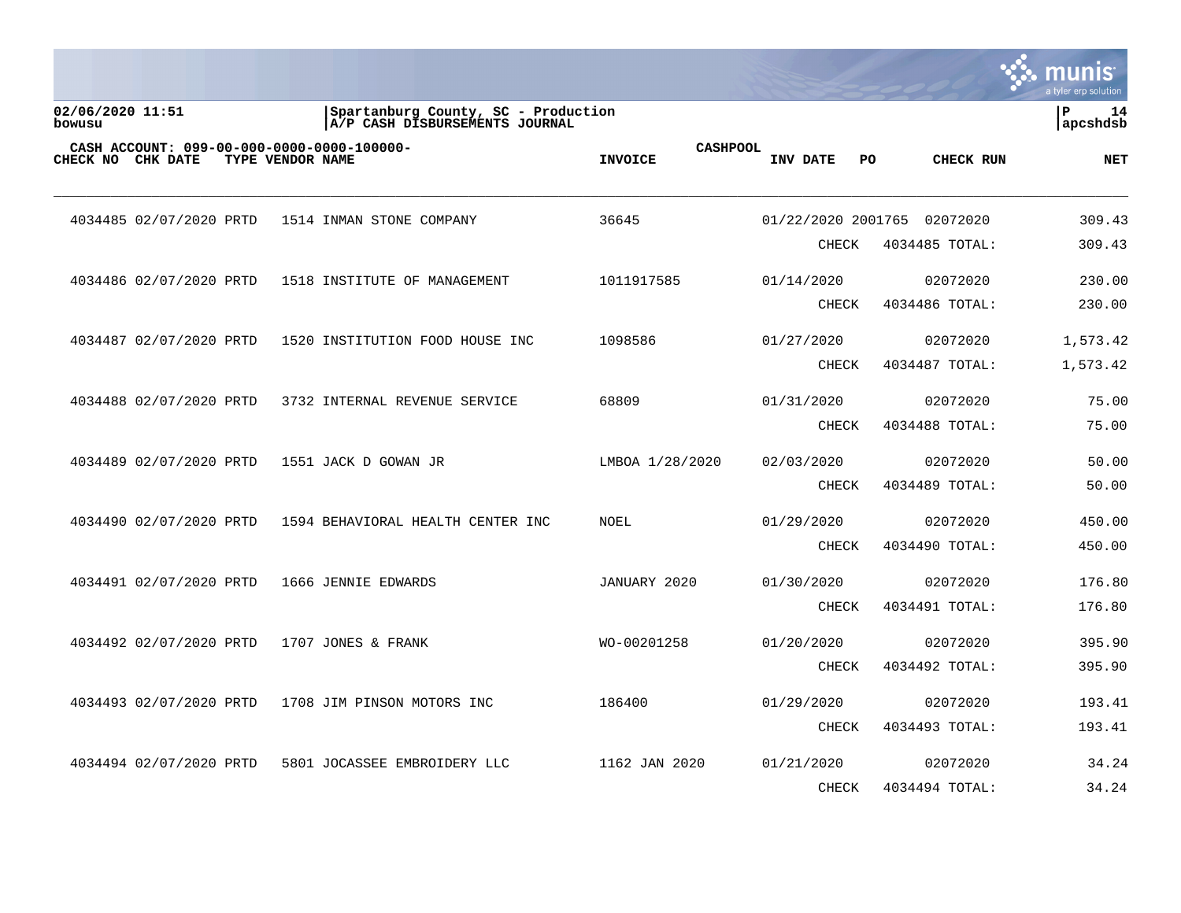Spartanburg County, SC - Production
A/P CASH DISBURSEMENTS JOURNAL

CASH ACCOUNT: 099-00-000-0000-0000-100000-

| CHECK NO | CHK DATE | TYPE | VENDOR NAME | INVOICE | CASHPOOL INV DATE | PO | CHECK RUN | NET |
|---|---|---|---|---|---|---|---|---|
| 4034485 | 02/07/2020 | PRTD | 1514 INMAN STONE COMPANY | 36645 | 01/22/2020 | 2001765 | 02072020 | 309.43 |
| | | | | | | CHECK | 4034485 TOTAL: | 309.43 |
| 4034486 | 02/07/2020 | PRTD | 1518 INSTITUTE OF MANAGEMENT | 1011917585 | 01/14/2020 | | 02072020 | 230.00 |
| | | | | | | CHECK | 4034486 TOTAL: | 230.00 |
| 4034487 | 02/07/2020 | PRTD | 1520 INSTITUTION FOOD HOUSE INC | 1098586 | 01/27/2020 | | 02072020 | 1,573.42 |
| | | | | | | CHECK | 4034487 TOTAL: | 1,573.42 |
| 4034488 | 02/07/2020 | PRTD | 3732 INTERNAL REVENUE SERVICE | 68809 | 01/31/2020 | | 02072020 | 75.00 |
| | | | | | | CHECK | 4034488 TOTAL: | 75.00 |
| 4034489 | 02/07/2020 | PRTD | 1551 JACK D GOWAN JR | LMBOA 1/28/2020 | 02/03/2020 | | 02072020 | 50.00 |
| | | | | | | CHECK | 4034489 TOTAL: | 50.00 |
| 4034490 | 02/07/2020 | PRTD | 1594 BEHAVIORAL HEALTH CENTER INC | NOEL | 01/29/2020 | | 02072020 | 450.00 |
| | | | | | | CHECK | 4034490 TOTAL: | 450.00 |
| 4034491 | 02/07/2020 | PRTD | 1666 JENNIE EDWARDS | JANUARY 2020 | 01/30/2020 | | 02072020 | 176.80 |
| | | | | | | CHECK | 4034491 TOTAL: | 176.80 |
| 4034492 | 02/07/2020 | PRTD | 1707 JONES & FRANK | WO-00201258 | 01/20/2020 | | 02072020 | 395.90 |
| | | | | | | CHECK | 4034492 TOTAL: | 395.90 |
| 4034493 | 02/07/2020 | PRTD | 1708 JIM PINSON MOTORS INC | 186400 | 01/29/2020 | | 02072020 | 193.41 |
| | | | | | | CHECK | 4034493 TOTAL: | 193.41 |
| 4034494 | 02/07/2020 | PRTD | 5801 JOCASSEE EMBROIDERY LLC | 1162 JAN 2020 | 01/21/2020 | | 02072020 | 34.24 |
| | | | | | | CHECK | 4034494 TOTAL: | 34.24 |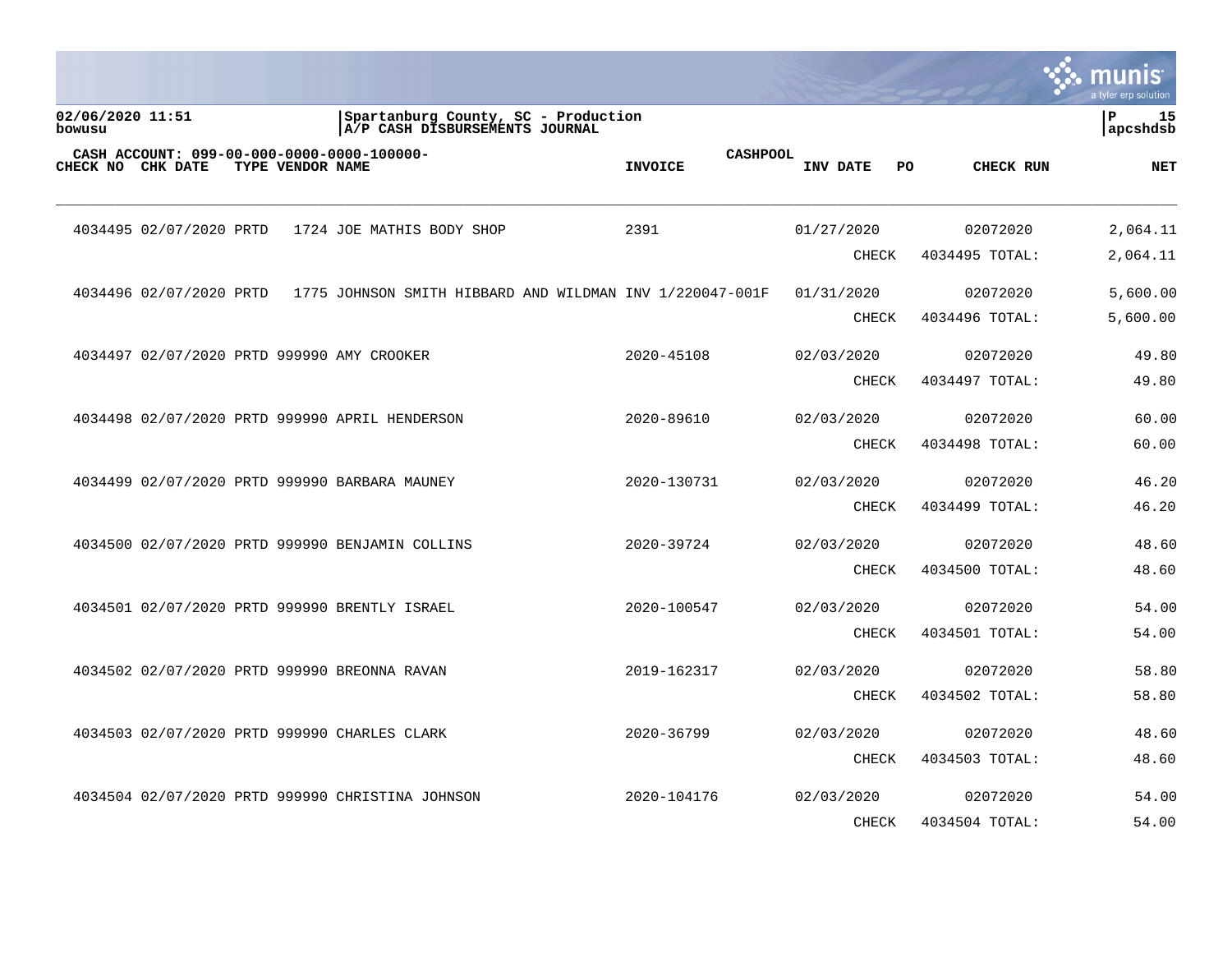Spartanburg County, SC - Production
A/P CASH DISBURSEMENTS JOURNAL

02/06/2020 11:51
bowusu

apcshdsb

CASH ACCOUNT: 099-00-000-0000-0000-100000- CASHPOOL

| CHECK NO | CHK DATE | TYPE | VENDOR | NAME | INVOICE | INV DATE | PO | CHECK RUN | NET |
|---|---|---|---|---|---|---|---|---|---|
| 4034495 | 02/07/2020 | PRTD | 1724 | JOE MATHIS BODY SHOP | 2391 | 01/27/2020 | | 02072020 | 2,064.11 |
| | | | | | | CHECK | | 4034495 TOTAL: | 2,064.11 |
| 4034496 | 02/07/2020 | PRTD | 1775 | JOHNSON SMITH HIBBARD AND WILDMAN | INV 1/220047-001F | 01/31/2020 | | 02072020 | 5,600.00 |
| | | | | | | CHECK | | 4034496 TOTAL: | 5,600.00 |
| 4034497 | 02/07/2020 | PRTD | 999990 | AMY CROOKER | 2020-45108 | 02/03/2020 | | 02072020 | 49.80 |
| | | | | | | CHECK | | 4034497 TOTAL: | 49.80 |
| 4034498 | 02/07/2020 | PRTD | 999990 | APRIL HENDERSON | 2020-89610 | 02/03/2020 | | 02072020 | 60.00 |
| | | | | | | CHECK | | 4034498 TOTAL: | 60.00 |
| 4034499 | 02/07/2020 | PRTD | 999990 | BARBARA MAUNEY | 2020-130731 | 02/03/2020 | | 02072020 | 46.20 |
| | | | | | | CHECK | | 4034499 TOTAL: | 46.20 |
| 4034500 | 02/07/2020 | PRTD | 999990 | BENJAMIN COLLINS | 2020-39724 | 02/03/2020 | | 02072020 | 48.60 |
| | | | | | | CHECK | | 4034500 TOTAL: | 48.60 |
| 4034501 | 02/07/2020 | PRTD | 999990 | BRENTLY ISRAEL | 2020-100547 | 02/03/2020 | | 02072020 | 54.00 |
| | | | | | | CHECK | | 4034501 TOTAL: | 54.00 |
| 4034502 | 02/07/2020 | PRTD | 999990 | BREONNA RAVAN | 2019-162317 | 02/03/2020 | | 02072020 | 58.80 |
| | | | | | | CHECK | | 4034502 TOTAL: | 58.80 |
| 4034503 | 02/07/2020 | PRTD | 999990 | CHARLES CLARK | 2020-36799 | 02/03/2020 | | 02072020 | 48.60 |
| | | | | | | CHECK | | 4034503 TOTAL: | 48.60 |
| 4034504 | 02/07/2020 | PRTD | 999990 | CHRISTINA JOHNSON | 2020-104176 | 02/03/2020 | | 02072020 | 54.00 |
| | | | | | | CHECK | | 4034504 TOTAL: | 54.00 |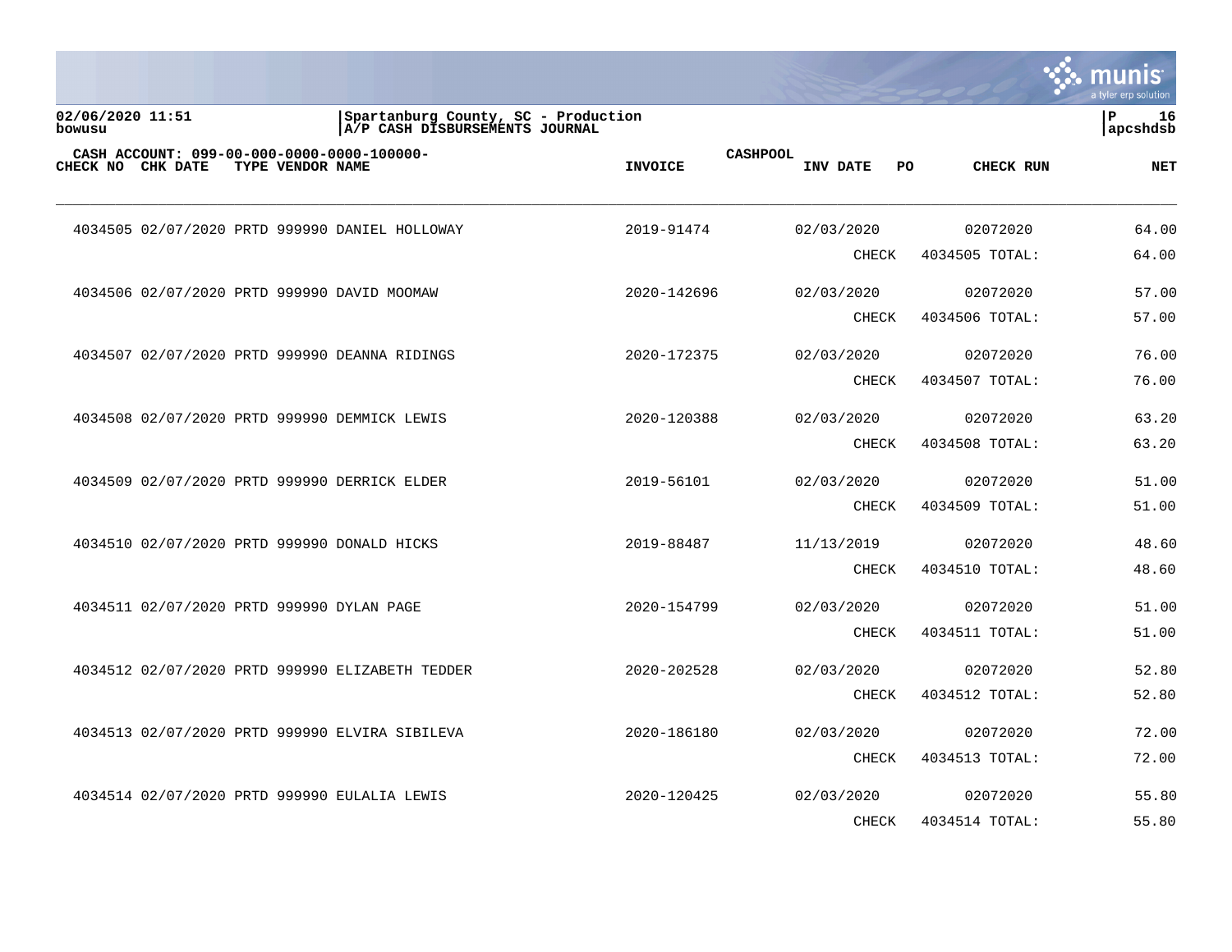02/06/2020 11:51
bowusu

Spartanburg County, SC - Production
A/P CASH DISBURSEMENTS JOURNAL

apcshdsb

CASH ACCOUNT: 099-00-000-0000-0000-100000-

| CHECK NO | CHK DATE | TYPE | VENDOR | NAME | INVOICE | CASHPOOL | INV DATE | PO | CHECK RUN | NET |
|---|---|---|---|---|---|---|---|---|---|---|
| 4034505 | 02/07/2020 | PRTD | 999990 | DANIEL HOLLOWAY | 2019-91474 | | 02/03/2020 | | 02072020 | 64.00 |
| | | | | | | | CHECK | | 4034505 TOTAL: | 64.00 |
| 4034506 | 02/07/2020 | PRTD | 999990 | DAVID MOOMAW | 2020-142696 | | 02/03/2020 | | 02072020 | 57.00 |
| | | | | | | | CHECK | | 4034506 TOTAL: | 57.00 |
| 4034507 | 02/07/2020 | PRTD | 999990 | DEANNA RIDINGS | 2020-172375 | | 02/03/2020 | | 02072020 | 76.00 |
| | | | | | | | CHECK | | 4034507 TOTAL: | 76.00 |
| 4034508 | 02/07/2020 | PRTD | 999990 | DEMMICK LEWIS | 2020-120388 | | 02/03/2020 | | 02072020 | 63.20 |
| | | | | | | | CHECK | | 4034508 TOTAL: | 63.20 |
| 4034509 | 02/07/2020 | PRTD | 999990 | DERRICK ELDER | 2019-56101 | | 02/03/2020 | | 02072020 | 51.00 |
| | | | | | | | CHECK | | 4034509 TOTAL: | 51.00 |
| 4034510 | 02/07/2020 | PRTD | 999990 | DONALD HICKS | 2019-88487 | | 11/13/2019 | | 02072020 | 48.60 |
| | | | | | | | CHECK | | 4034510 TOTAL: | 48.60 |
| 4034511 | 02/07/2020 | PRTD | 999990 | DYLAN PAGE | 2020-154799 | | 02/03/2020 | | 02072020 | 51.00 |
| | | | | | | | CHECK | | 4034511 TOTAL: | 51.00 |
| 4034512 | 02/07/2020 | PRTD | 999990 | ELIZABETH TEDDER | 2020-202528 | | 02/03/2020 | | 02072020 | 52.80 |
| | | | | | | | CHECK | | 4034512 TOTAL: | 52.80 |
| 4034513 | 02/07/2020 | PRTD | 999990 | ELVIRA SIBILEVA | 2020-186180 | | 02/03/2020 | | 02072020 | 72.00 |
| | | | | | | | CHECK | | 4034513 TOTAL: | 72.00 |
| 4034514 | 02/07/2020 | PRTD | 999990 | EULALIA LEWIS | 2020-120425 | | 02/03/2020 | | 02072020 | 55.80 |
| | | | | | | | CHECK | | 4034514 TOTAL: | 55.80 |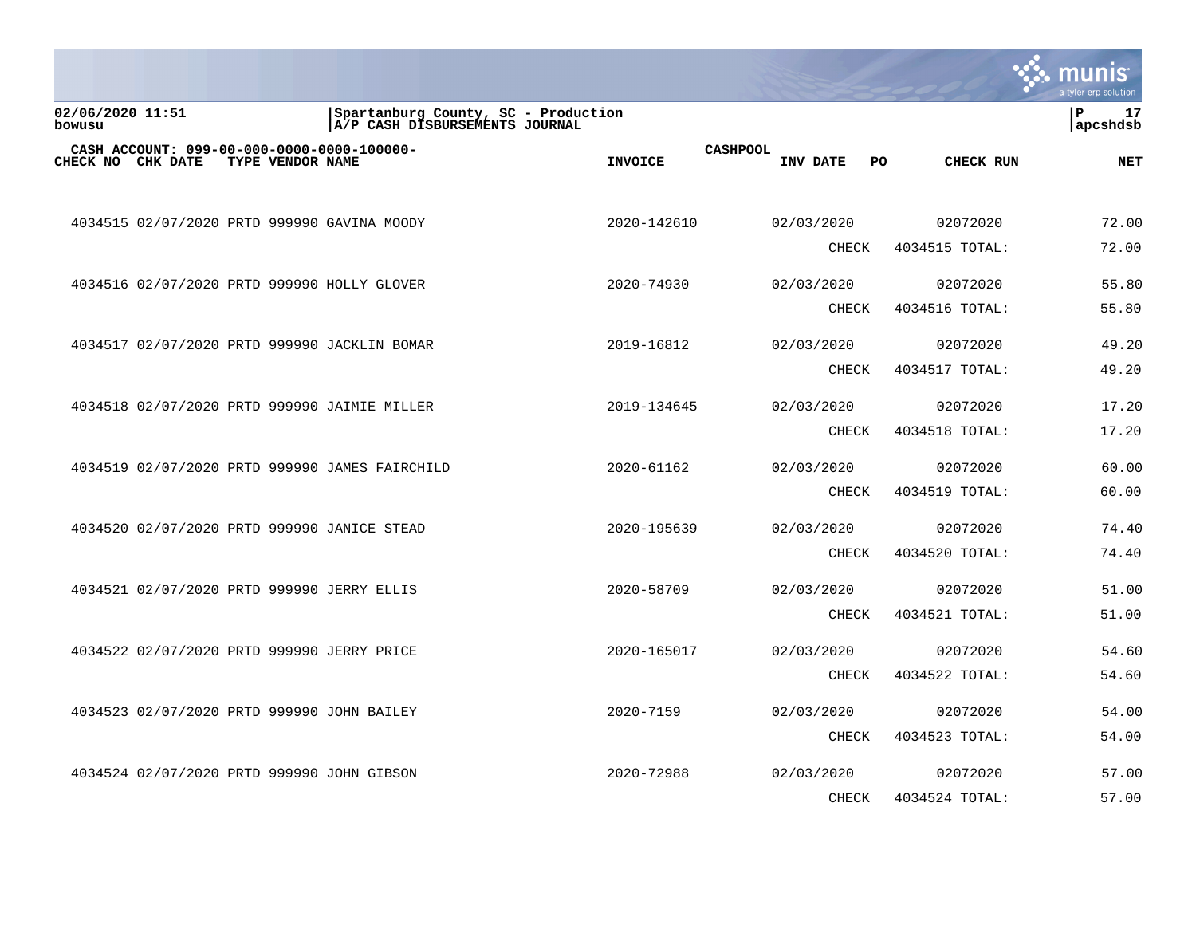02/06/2020 11:51
bowusu

Spartanburg County, SC - Production
A/P CASH DISBURSEMENTS JOURNAL

CASH ACCOUNT: 099-00-000-0000-0000-100000-

| CHECK NO | CHK DATE | TYPE | VENDOR | NAME | INVOICE | CASHPOOL INV DATE | PO | CHECK RUN | NET |
|---|---|---|---|---|---|---|---|---|---|
| 4034515 | 02/07/2020 | PRTD | 999990 | GAVINA MOODY | 2020-142610 | 02/03/2020 | | 02072020 | 72.00 |
| | | | | | | | CHECK | 4034515 TOTAL: | 72.00 |
| 4034516 | 02/07/2020 | PRTD | 999990 | HOLLY GLOVER | 2020-74930 | 02/03/2020 | | 02072020 | 55.80 |
| | | | | | | | CHECK | 4034516 TOTAL: | 55.80 |
| 4034517 | 02/07/2020 | PRTD | 999990 | JACKLIN BOMAR | 2019-16812 | 02/03/2020 | | 02072020 | 49.20 |
| | | | | | | | CHECK | 4034517 TOTAL: | 49.20 |
| 4034518 | 02/07/2020 | PRTD | 999990 | JAIMIE MILLER | 2019-134645 | 02/03/2020 | | 02072020 | 17.20 |
| | | | | | | | CHECK | 4034518 TOTAL: | 17.20 |
| 4034519 | 02/07/2020 | PRTD | 999990 | JAMES FAIRCHILD | 2020-61162 | 02/03/2020 | | 02072020 | 60.00 |
| | | | | | | | CHECK | 4034519 TOTAL: | 60.00 |
| 4034520 | 02/07/2020 | PRTD | 999990 | JANICE STEAD | 2020-195639 | 02/03/2020 | | 02072020 | 74.40 |
| | | | | | | | CHECK | 4034520 TOTAL: | 74.40 |
| 4034521 | 02/07/2020 | PRTD | 999990 | JERRY ELLIS | 2020-58709 | 02/03/2020 | | 02072020 | 51.00 |
| | | | | | | | CHECK | 4034521 TOTAL: | 51.00 |
| 4034522 | 02/07/2020 | PRTD | 999990 | JERRY PRICE | 2020-165017 | 02/03/2020 | | 02072020 | 54.60 |
| | | | | | | | CHECK | 4034522 TOTAL: | 54.60 |
| 4034523 | 02/07/2020 | PRTD | 999990 | JOHN BAILEY | 2020-7159 | 02/03/2020 | | 02072020 | 54.00 |
| | | | | | | | CHECK | 4034523 TOTAL: | 54.00 |
| 4034524 | 02/07/2020 | PRTD | 999990 | JOHN GIBSON | 2020-72988 | 02/03/2020 | | 02072020 | 57.00 |
| | | | | | | | CHECK | 4034524 TOTAL: | 57.00 |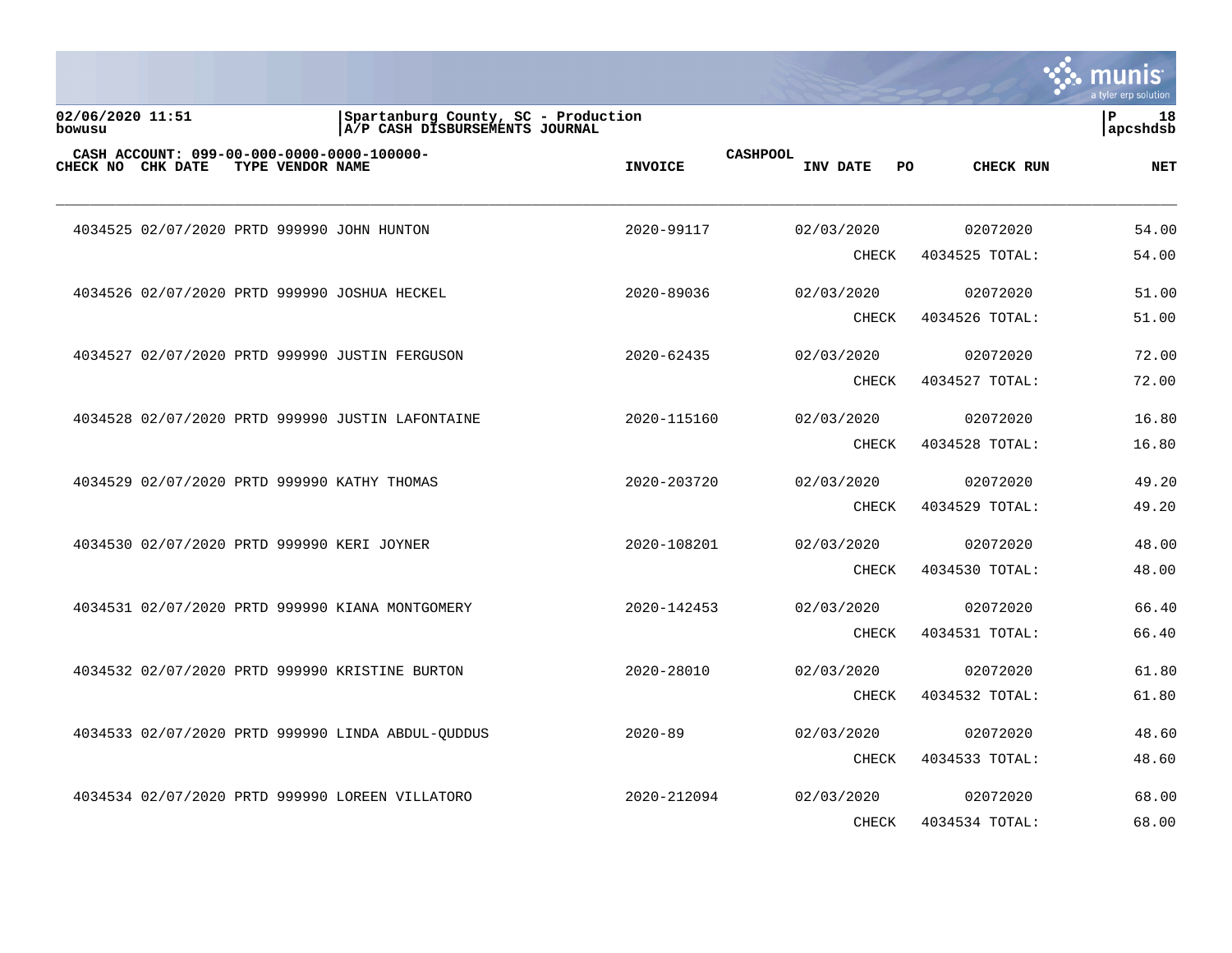02/06/2020 11:51
bowusu

Spartanburg County, SC - Production
A/P CASH DISBURSEMENTS JOURNAL

apcshdsb

CASH ACCOUNT: 099-00-000-0000-0000-100000-    CASHPOOL

| CHECK NO | CHK DATE | TYPE | VENDOR | NAME | INVOICE | INV DATE | PO | CHECK RUN | NET |
|---|---|---|---|---|---|---|---|---|---|
| 4034525 | 02/07/2020 | PRTD | 999990 | JOHN HUNTON | 2020-99117 | 02/03/2020 | | 02072020 | 54.00 |
| | | | | | | CHECK | | 4034525 TOTAL: | 54.00 |
| 4034526 | 02/07/2020 | PRTD | 999990 | JOSHUA HECKEL | 2020-89036 | 02/03/2020 | | 02072020 | 51.00 |
| | | | | | | CHECK | | 4034526 TOTAL: | 51.00 |
| 4034527 | 02/07/2020 | PRTD | 999990 | JUSTIN FERGUSON | 2020-62435 | 02/03/2020 | | 02072020 | 72.00 |
| | | | | | | CHECK | | 4034527 TOTAL: | 72.00 |
| 4034528 | 02/07/2020 | PRTD | 999990 | JUSTIN LAFONTAINE | 2020-115160 | 02/03/2020 | | 02072020 | 16.80 |
| | | | | | | CHECK | | 4034528 TOTAL: | 16.80 |
| 4034529 | 02/07/2020 | PRTD | 999990 | KATHY THOMAS | 2020-203720 | 02/03/2020 | | 02072020 | 49.20 |
| | | | | | | CHECK | | 4034529 TOTAL: | 49.20 |
| 4034530 | 02/07/2020 | PRTD | 999990 | KERI JOYNER | 2020-108201 | 02/03/2020 | | 02072020 | 48.00 |
| | | | | | | CHECK | | 4034530 TOTAL: | 48.00 |
| 4034531 | 02/07/2020 | PRTD | 999990 | KIANA MONTGOMERY | 2020-142453 | 02/03/2020 | | 02072020 | 66.40 |
| | | | | | | CHECK | | 4034531 TOTAL: | 66.40 |
| 4034532 | 02/07/2020 | PRTD | 999990 | KRISTINE BURTON | 2020-28010 | 02/03/2020 | | 02072020 | 61.80 |
| | | | | | | CHECK | | 4034532 TOTAL: | 61.80 |
| 4034533 | 02/07/2020 | PRTD | 999990 | LINDA ABDUL-QUDDUS | 2020-89 | 02/03/2020 | | 02072020 | 48.60 |
| | | | | | | CHECK | | 4034533 TOTAL: | 48.60 |
| 4034534 | 02/07/2020 | PRTD | 999990 | LOREEN VILLATORO | 2020-212094 | 02/03/2020 | | 02072020 | 68.00 |
| | | | | | | CHECK | | 4034534 TOTAL: | 68.00 |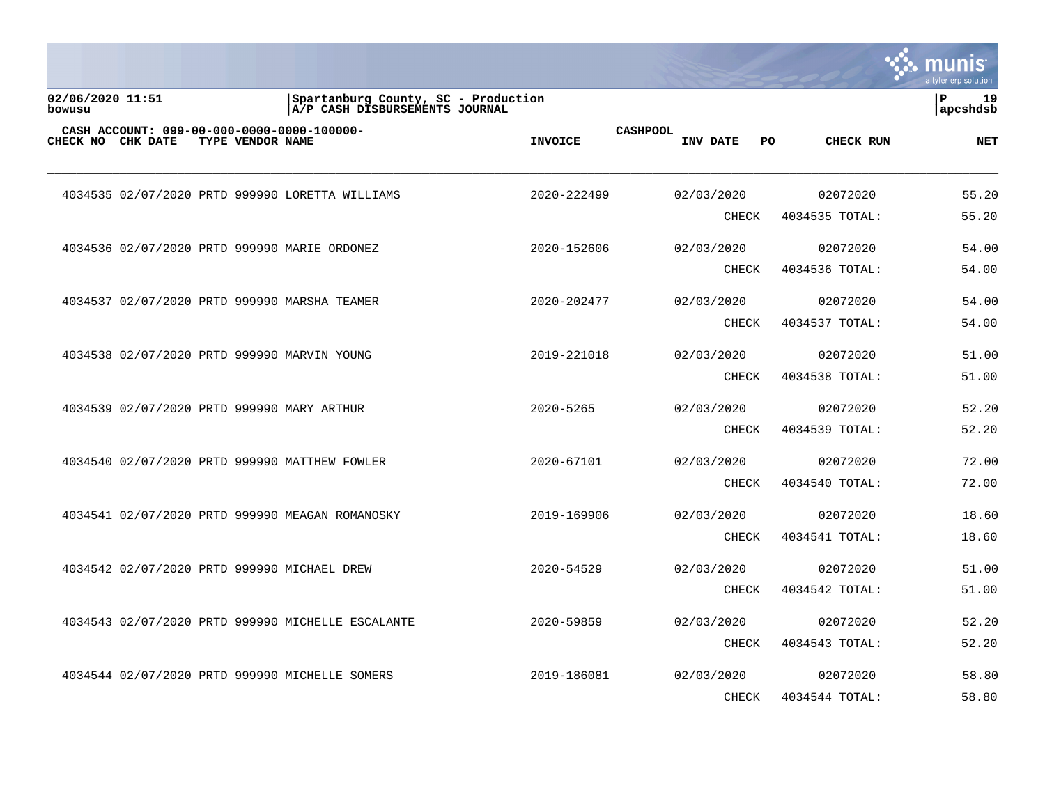Spartanburg County, SC - Production
A/P CASH DISBURSEMENTS JOURNAL

02/06/2020 11:51
bowusu

CASH ACCOUNT: 099-00-000-0000-0000-100000- CASHPOOL

| CHECK NO | CHK DATE | TYPE | VENDOR | NAME | INVOICE | INV DATE | PO | CHECK RUN | NET |
|---|---|---|---|---|---|---|---|---|---|
| 4034535 | 02/07/2020 | PRTD | 999990 | LORETTA WILLIAMS | 2020-222499 | 02/03/2020 | | 02072020 | 55.20 |
| | | | | | | CHECK | | 4034535 TOTAL: | 55.20 |
| 4034536 | 02/07/2020 | PRTD | 999990 | MARIE ORDONEZ | 2020-152606 | 02/03/2020 | | 02072020 | 54.00 |
| | | | | | | CHECK | | 4034536 TOTAL: | 54.00 |
| 4034537 | 02/07/2020 | PRTD | 999990 | MARSHA TEAMER | 2020-202477 | 02/03/2020 | | 02072020 | 54.00 |
| | | | | | | CHECK | | 4034537 TOTAL: | 54.00 |
| 4034538 | 02/07/2020 | PRTD | 999990 | MARVIN YOUNG | 2019-221018 | 02/03/2020 | | 02072020 | 51.00 |
| | | | | | | CHECK | | 4034538 TOTAL: | 51.00 |
| 4034539 | 02/07/2020 | PRTD | 999990 | MARY ARTHUR | 2020-5265 | 02/03/2020 | | 02072020 | 52.20 |
| | | | | | | CHECK | | 4034539 TOTAL: | 52.20 |
| 4034540 | 02/07/2020 | PRTD | 999990 | MATTHEW FOWLER | 2020-67101 | 02/03/2020 | | 02072020 | 72.00 |
| | | | | | | CHECK | | 4034540 TOTAL: | 72.00 |
| 4034541 | 02/07/2020 | PRTD | 999990 | MEAGAN ROMANOSKY | 2019-169906 | 02/03/2020 | | 02072020 | 18.60 |
| | | | | | | CHECK | | 4034541 TOTAL: | 18.60 |
| 4034542 | 02/07/2020 | PRTD | 999990 | MICHAEL DREW | 2020-54529 | 02/03/2020 | | 02072020 | 51.00 |
| | | | | | | CHECK | | 4034542 TOTAL: | 51.00 |
| 4034543 | 02/07/2020 | PRTD | 999990 | MICHELLE ESCALANTE | 2020-59859 | 02/03/2020 | | 02072020 | 52.20 |
| | | | | | | CHECK | | 4034543 TOTAL: | 52.20 |
| 4034544 | 02/07/2020 | PRTD | 999990 | MICHELLE SOMERS | 2019-186081 | 02/03/2020 | | 02072020 | 58.80 |
| | | | | | | CHECK | | 4034544 TOTAL: | 58.80 |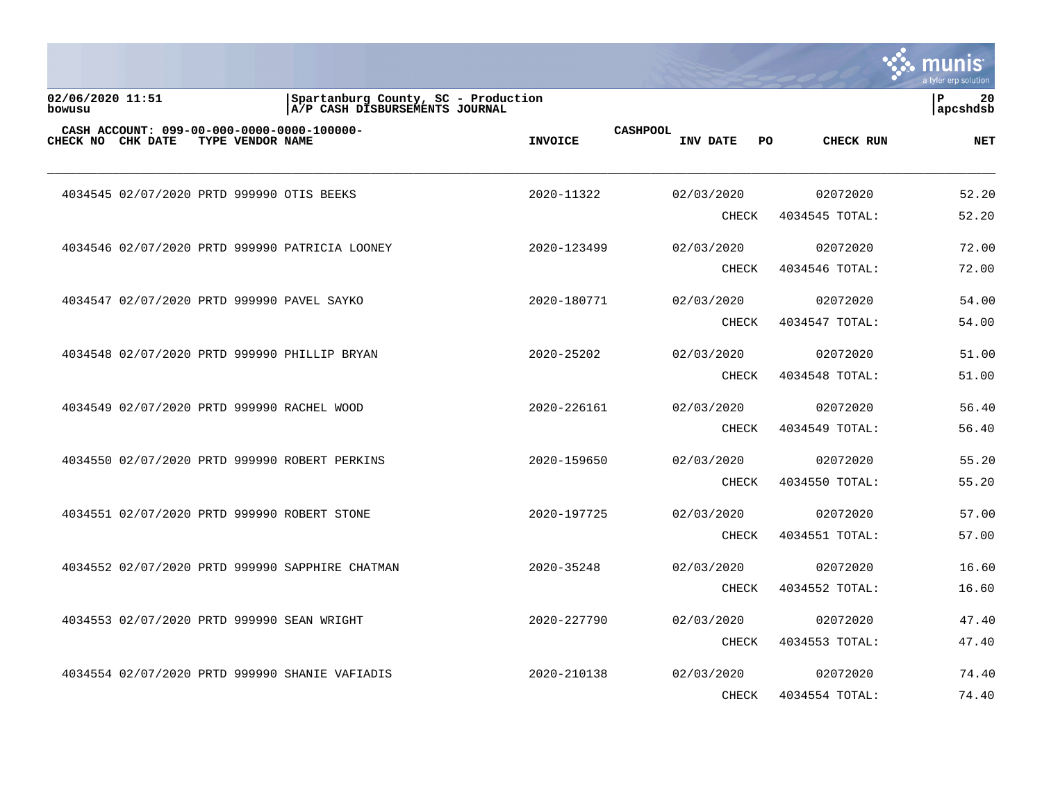02/06/2020 11:51
bowusu

Spartanburg County, SC - Production
A/P CASH DISBURSEMENTS JOURNAL

P 20
apcshdsb

CASH ACCOUNT: 099-00-000-0000-0000-100000-

| CHECK NO | CHK DATE | TYPE | VENDOR | NAME | INVOICE | CASHPOOL | INV DATE | PO | CHECK RUN | NET |
|---|---|---|---|---|---|---|---|---|---|---|
| 4034545 | 02/07/2020 | PRTD | 999990 | OTIS BEEKS | 2020-11322 | | 02/03/2020 | | 02072020 | 52.20 |
| | | | | | | | CHECK | | 4034545 TOTAL: | 52.20 |
| 4034546 | 02/07/2020 | PRTD | 999990 | PATRICIA LOONEY | 2020-123499 | | 02/03/2020 | | 02072020 | 72.00 |
| | | | | | | | CHECK | | 4034546 TOTAL: | 72.00 |
| 4034547 | 02/07/2020 | PRTD | 999990 | PAVEL SAYKO | 2020-180771 | | 02/03/2020 | | 02072020 | 54.00 |
| | | | | | | | CHECK | | 4034547 TOTAL: | 54.00 |
| 4034548 | 02/07/2020 | PRTD | 999990 | PHILLIP BRYAN | 2020-25202 | | 02/03/2020 | | 02072020 | 51.00 |
| | | | | | | | CHECK | | 4034548 TOTAL: | 51.00 |
| 4034549 | 02/07/2020 | PRTD | 999990 | RACHEL WOOD | 2020-226161 | | 02/03/2020 | | 02072020 | 56.40 |
| | | | | | | | CHECK | | 4034549 TOTAL: | 56.40 |
| 4034550 | 02/07/2020 | PRTD | 999990 | ROBERT PERKINS | 2020-159650 | | 02/03/2020 | | 02072020 | 55.20 |
| | | | | | | | CHECK | | 4034550 TOTAL: | 55.20 |
| 4034551 | 02/07/2020 | PRTD | 999990 | ROBERT STONE | 2020-197725 | | 02/03/2020 | | 02072020 | 57.00 |
| | | | | | | | CHECK | | 4034551 TOTAL: | 57.00 |
| 4034552 | 02/07/2020 | PRTD | 999990 | SAPPHIRE CHATMAN | 2020-35248 | | 02/03/2020 | | 02072020 | 16.60 |
| | | | | | | | CHECK | | 4034552 TOTAL: | 16.60 |
| 4034553 | 02/07/2020 | PRTD | 999990 | SEAN WRIGHT | 2020-227790 | | 02/03/2020 | | 02072020 | 47.40 |
| | | | | | | | CHECK | | 4034553 TOTAL: | 47.40 |
| 4034554 | 02/07/2020 | PRTD | 999990 | SHANIE VAFIADIS | 2020-210138 | | 02/03/2020 | | 02072020 | 74.40 |
| | | | | | | | CHECK | | 4034554 TOTAL: | 74.40 |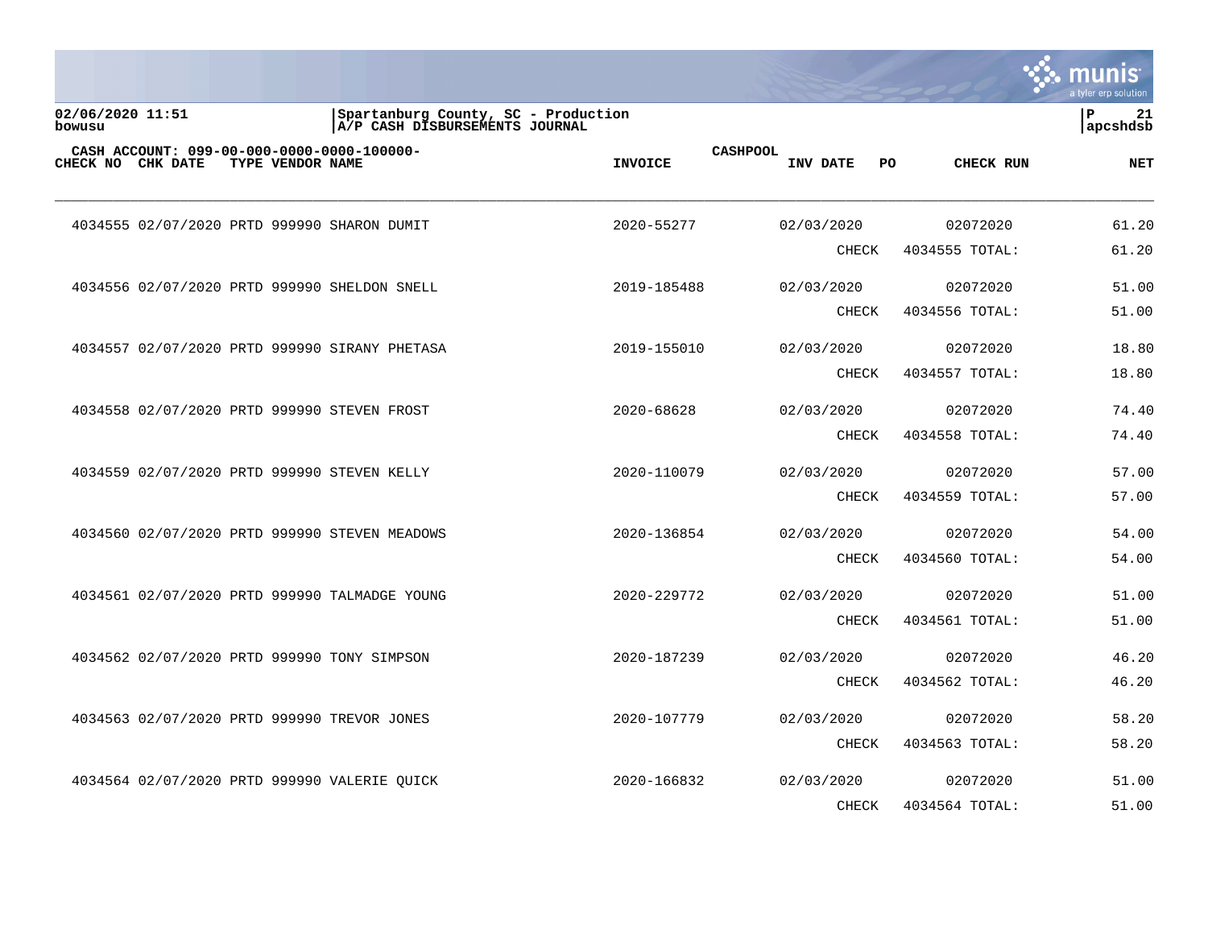02/06/2020 11:51
bowusu

Spartanburg County, SC - Production
A/P CASH DISBURSEMENTS JOURNAL

apcshdsb

CASH ACCOUNT: 099-00-000-0000-0000-100000-

| CHECK NO | CHK DATE | TYPE | VENDOR | NAME | INVOICE | CASHPOOL | INV DATE | PO | CHECK RUN | NET |
|---|---|---|---|---|---|---|---|---|---|---|
| 4034555 | 02/07/2020 | PRTD | 999990 | SHARON DUMIT | 2020-55277 | | 02/03/2020 | | 02072020 | 61.20 |
| | | | | | | | CHECK | | 4034555 TOTAL: | 61.20 |
| 4034556 | 02/07/2020 | PRTD | 999990 | SHELDON SNELL | 2019-185488 | | 02/03/2020 | | 02072020 | 51.00 |
| | | | | | | | CHECK | | 4034556 TOTAL: | 51.00 |
| 4034557 | 02/07/2020 | PRTD | 999990 | SIRANY PHETASA | 2019-155010 | | 02/03/2020 | | 02072020 | 18.80 |
| | | | | | | | CHECK | | 4034557 TOTAL: | 18.80 |
| 4034558 | 02/07/2020 | PRTD | 999990 | STEVEN FROST | 2020-68628 | | 02/03/2020 | | 02072020 | 74.40 |
| | | | | | | | CHECK | | 4034558 TOTAL: | 74.40 |
| 4034559 | 02/07/2020 | PRTD | 999990 | STEVEN KELLY | 2020-110079 | | 02/03/2020 | | 02072020 | 57.00 |
| | | | | | | | CHECK | | 4034559 TOTAL: | 57.00 |
| 4034560 | 02/07/2020 | PRTD | 999990 | STEVEN MEADOWS | 2020-136854 | | 02/03/2020 | | 02072020 | 54.00 |
| | | | | | | | CHECK | | 4034560 TOTAL: | 54.00 |
| 4034561 | 02/07/2020 | PRTD | 999990 | TALMADGE YOUNG | 2020-229772 | | 02/03/2020 | | 02072020 | 51.00 |
| | | | | | | | CHECK | | 4034561 TOTAL: | 51.00 |
| 4034562 | 02/07/2020 | PRTD | 999990 | TONY SIMPSON | 2020-187239 | | 02/03/2020 | | 02072020 | 46.20 |
| | | | | | | | CHECK | | 4034562 TOTAL: | 46.20 |
| 4034563 | 02/07/2020 | PRTD | 999990 | TREVOR JONES | 2020-107779 | | 02/03/2020 | | 02072020 | 58.20 |
| | | | | | | | CHECK | | 4034563 TOTAL: | 58.20 |
| 4034564 | 02/07/2020 | PRTD | 999990 | VALERIE QUICK | 2020-166832 | | 02/03/2020 | | 02072020 | 51.00 |
| | | | | | | | CHECK | | 4034564 TOTAL: | 51.00 |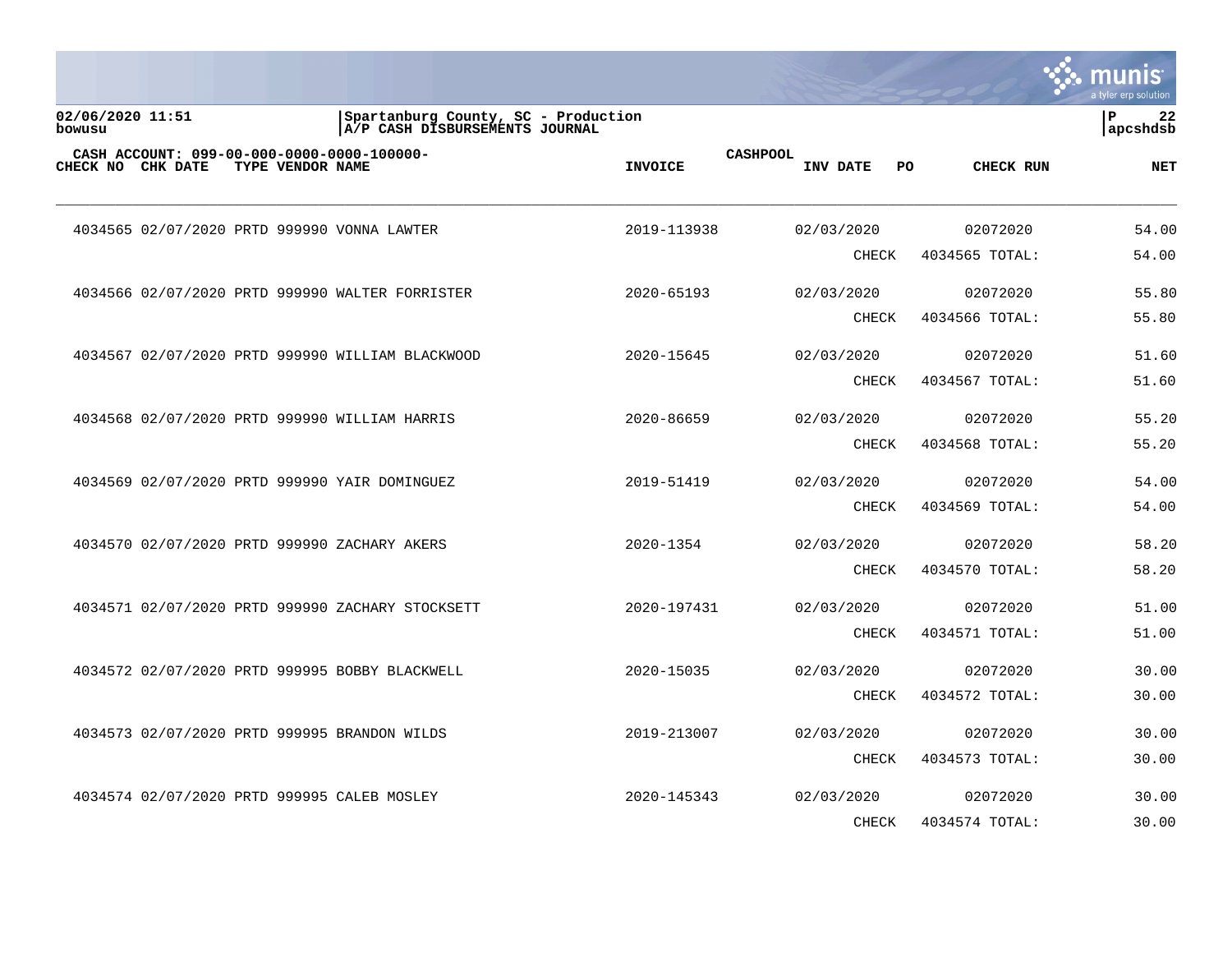02/06/2020 11:51
bowusu

Spartanburg County, SC - Production
A/P CASH DISBURSEMENTS JOURNAL

P 22
apcshdsb

CASH ACCOUNT: 099-00-000-0000-0000-100000-

| CHECK NO | CHK DATE | TYPE | VENDOR | NAME | INVOICE | CASHPOOL INV DATE | PO | CHECK RUN | NET |
|---|---|---|---|---|---|---|---|---|---|
| 4034565 | 02/07/2020 | PRTD | 999990 | VONNA LAWTER | 2019-113938 | 02/03/2020 | | 02072020 | 54.00 |
| | | | | | | CHECK | | 4034565 TOTAL: | 54.00 |
| 4034566 | 02/07/2020 | PRTD | 999990 | WALTER FORRISTER | 2020-65193 | 02/03/2020 | | 02072020 | 55.80 |
| | | | | | | CHECK | | 4034566 TOTAL: | 55.80 |
| 4034567 | 02/07/2020 | PRTD | 999990 | WILLIAM BLACKWOOD | 2020-15645 | 02/03/2020 | | 02072020 | 51.60 |
| | | | | | | CHECK | | 4034567 TOTAL: | 51.60 |
| 4034568 | 02/07/2020 | PRTD | 999990 | WILLIAM HARRIS | 2020-86659 | 02/03/2020 | | 02072020 | 55.20 |
| | | | | | | CHECK | | 4034568 TOTAL: | 55.20 |
| 4034569 | 02/07/2020 | PRTD | 999990 | YAIR DOMINGUEZ | 2019-51419 | 02/03/2020 | | 02072020 | 54.00 |
| | | | | | | CHECK | | 4034569 TOTAL: | 54.00 |
| 4034570 | 02/07/2020 | PRTD | 999990 | ZACHARY AKERS | 2020-1354 | 02/03/2020 | | 02072020 | 58.20 |
| | | | | | | CHECK | | 4034570 TOTAL: | 58.20 |
| 4034571 | 02/07/2020 | PRTD | 999990 | ZACHARY STOCKSETT | 2020-197431 | 02/03/2020 | | 02072020 | 51.00 |
| | | | | | | CHECK | | 4034571 TOTAL: | 51.00 |
| 4034572 | 02/07/2020 | PRTD | 999995 | BOBBY BLACKWELL | 2020-15035 | 02/03/2020 | | 02072020 | 30.00 |
| | | | | | | CHECK | | 4034572 TOTAL: | 30.00 |
| 4034573 | 02/07/2020 | PRTD | 999995 | BRANDON WILDS | 2019-213007 | 02/03/2020 | | 02072020 | 30.00 |
| | | | | | | CHECK | | 4034573 TOTAL: | 30.00 |
| 4034574 | 02/07/2020 | PRTD | 999995 | CALEB MOSLEY | 2020-145343 | 02/03/2020 | | 02072020 | 30.00 |
| | | | | | | CHECK | | 4034574 TOTAL: | 30.00 |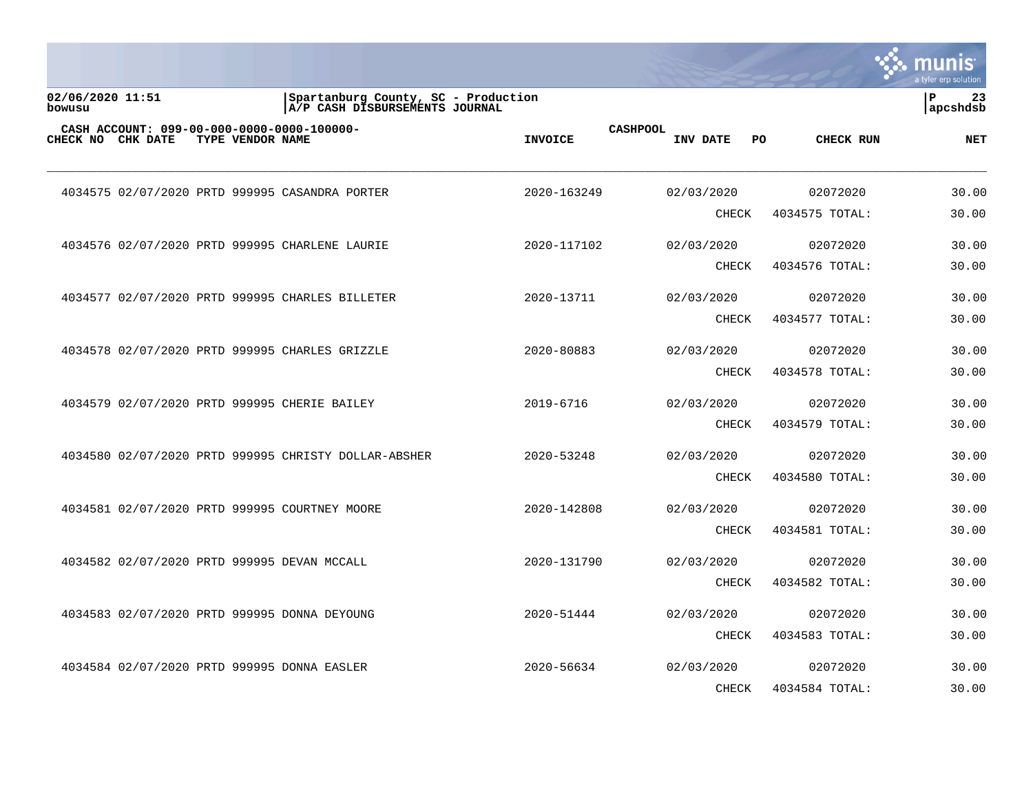02/06/2020 11:51
bowusu

Spartanburg County, SC - Production
A/P CASH DISBURSEMENTS JOURNAL

P 23
apcshdsb

CASH ACCOUNT: 099-00-000-0000-0000-100000-

| CHECK NO | CHK DATE | TYPE | VENDOR | NAME | INVOICE | CASHPOOL INV DATE | PO | CHECK RUN | NET |
|---|---|---|---|---|---|---|---|---|---|
| 4034575 | 02/07/2020 | PRTD | 999995 | CASANDRA PORTER | 2020-163249 | 02/03/2020 | | 02072020 | 30.00 |
| | | | | | | CHECK | | 4034575 TOTAL: | 30.00 |
| 4034576 | 02/07/2020 | PRTD | 999995 | CHARLENE LAURIE | 2020-117102 | 02/03/2020 | | 02072020 | 30.00 |
| | | | | | | CHECK | | 4034576 TOTAL: | 30.00 |
| 4034577 | 02/07/2020 | PRTD | 999995 | CHARLES BILLETER | 2020-13711 | 02/03/2020 | | 02072020 | 30.00 |
| | | | | | | CHECK | | 4034577 TOTAL: | 30.00 |
| 4034578 | 02/07/2020 | PRTD | 999995 | CHARLES GRIZZLE | 2020-80883 | 02/03/2020 | | 02072020 | 30.00 |
| | | | | | | CHECK | | 4034578 TOTAL: | 30.00 |
| 4034579 | 02/07/2020 | PRTD | 999995 | CHERIE BAILEY | 2019-6716 | 02/03/2020 | | 02072020 | 30.00 |
| | | | | | | CHECK | | 4034579 TOTAL: | 30.00 |
| 4034580 | 02/07/2020 | PRTD | 999995 | CHRISTY DOLLAR-ABSHER | 2020-53248 | 02/03/2020 | | 02072020 | 30.00 |
| | | | | | | CHECK | | 4034580 TOTAL: | 30.00 |
| 4034581 | 02/07/2020 | PRTD | 999995 | COURTNEY MOORE | 2020-142808 | 02/03/2020 | | 02072020 | 30.00 |
| | | | | | | CHECK | | 4034581 TOTAL: | 30.00 |
| 4034582 | 02/07/2020 | PRTD | 999995 | DEVAN MCCALL | 2020-131790 | 02/03/2020 | | 02072020 | 30.00 |
| | | | | | | CHECK | | 4034582 TOTAL: | 30.00 |
| 4034583 | 02/07/2020 | PRTD | 999995 | DONNA DEYOUNG | 2020-51444 | 02/03/2020 | | 02072020 | 30.00 |
| | | | | | | CHECK | | 4034583 TOTAL: | 30.00 |
| 4034584 | 02/07/2020 | PRTD | 999995 | DONNA EASLER | 2020-56634 | 02/03/2020 | | 02072020 | 30.00 |
| | | | | | | CHECK | | 4034584 TOTAL: | 30.00 |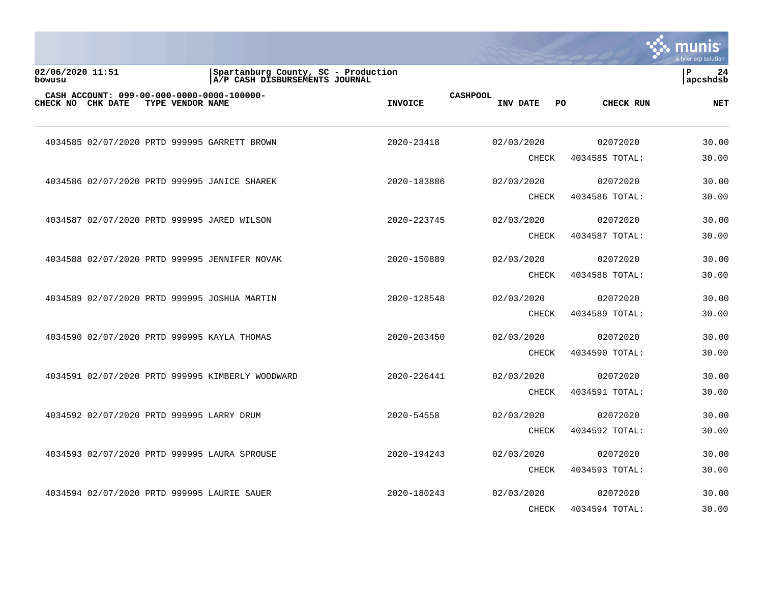02/06/2020 11:51
bowusu

Spartanburg County, SC - Production
A/P CASH DISBURSEMENTS JOURNAL

P 24
apcshdsb

CASH ACCOUNT: 099-00-000-0000-0000-100000-

| CHECK NO | CHK DATE | TYPE | VENDOR | NAME | INVOICE | CASHPOOL INV DATE | PO | CHECK RUN | NET |
|---|---|---|---|---|---|---|---|---|---|
| 4034585 | 02/07/2020 | PRTD | 999995 | GARRETT BROWN | 2020-23418 | 02/03/2020 | | 02072020 | 30.00 |
| | | | | | | | CHECK | 4034585 TOTAL: | 30.00 |
| 4034586 | 02/07/2020 | PRTD | 999995 | JANICE SHAREK | 2020-183886 | 02/03/2020 | | 02072020 | 30.00 |
| | | | | | | | CHECK | 4034586 TOTAL: | 30.00 |
| 4034587 | 02/07/2020 | PRTD | 999995 | JARED WILSON | 2020-223745 | 02/03/2020 | | 02072020 | 30.00 |
| | | | | | | | CHECK | 4034587 TOTAL: | 30.00 |
| 4034588 | 02/07/2020 | PRTD | 999995 | JENNIFER NOVAK | 2020-150889 | 02/03/2020 | | 02072020 | 30.00 |
| | | | | | | | CHECK | 4034588 TOTAL: | 30.00 |
| 4034589 | 02/07/2020 | PRTD | 999995 | JOSHUA MARTIN | 2020-128548 | 02/03/2020 | | 02072020 | 30.00 |
| | | | | | | | CHECK | 4034589 TOTAL: | 30.00 |
| 4034590 | 02/07/2020 | PRTD | 999995 | KAYLA THOMAS | 2020-203450 | 02/03/2020 | | 02072020 | 30.00 |
| | | | | | | | CHECK | 4034590 TOTAL: | 30.00 |
| 4034591 | 02/07/2020 | PRTD | 999995 | KIMBERLY WOODWARD | 2020-226441 | 02/03/2020 | | 02072020 | 30.00 |
| | | | | | | | CHECK | 4034591 TOTAL: | 30.00 |
| 4034592 | 02/07/2020 | PRTD | 999995 | LARRY DRUM | 2020-54558 | 02/03/2020 | | 02072020 | 30.00 |
| | | | | | | | CHECK | 4034592 TOTAL: | 30.00 |
| 4034593 | 02/07/2020 | PRTD | 999995 | LAURA SPROUSE | 2020-194243 | 02/03/2020 | | 02072020 | 30.00 |
| | | | | | | | CHECK | 4034593 TOTAL: | 30.00 |
| 4034594 | 02/07/2020 | PRTD | 999995 | LAURIE SAUER | 2020-180243 | 02/03/2020 | | 02072020 | 30.00 |
| | | | | | | | CHECK | 4034594 TOTAL: | 30.00 |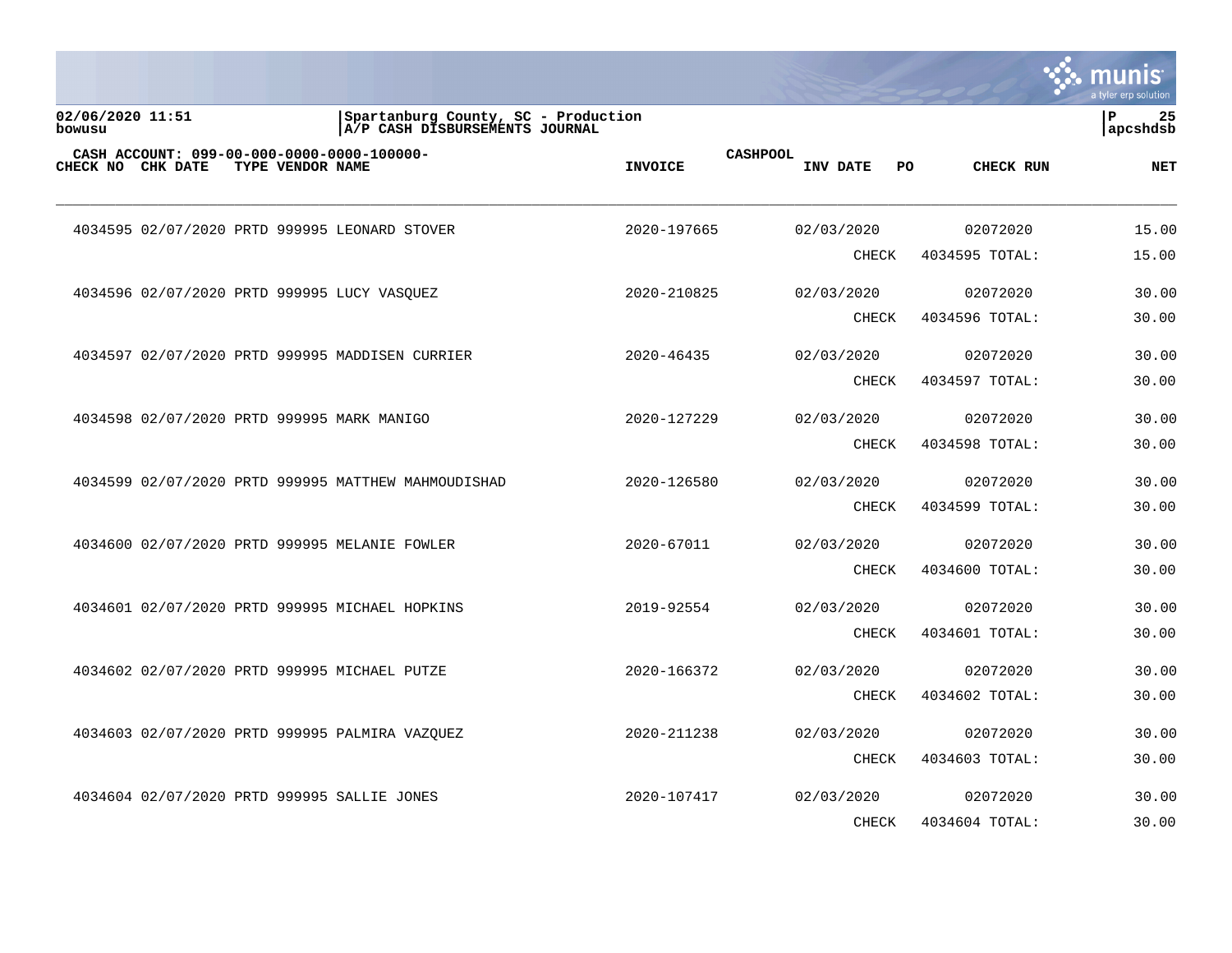02/06/2020 11:51
bowusu

Spartanburg County, SC - Production
A/P CASH DISBURSEMENTS JOURNAL

P 25
apcshdsb

CASH ACCOUNT: 099-00-000-0000-0000-100000-

| CHECK NO | CHK DATE | TYPE | VENDOR | NAME | INVOICE | CASHPOOL | INV DATE | PO | CHECK RUN | NET |
|---|---|---|---|---|---|---|---|---|---|---|
| 4034595 | 02/07/2020 | PRTD | 999995 | LEONARD STOVER | 2020-197665 | | 02/03/2020 | | 02072020 | 15.00 |
| | | | | | | | CHECK | | 4034595 TOTAL: | 15.00 |
| 4034596 | 02/07/2020 | PRTD | 999995 | LUCY VASQUEZ | 2020-210825 | | 02/03/2020 | | 02072020 | 30.00 |
| | | | | | | | CHECK | | 4034596 TOTAL: | 30.00 |
| 4034597 | 02/07/2020 | PRTD | 999995 | MADDISEN CURRIER | 2020-46435 | | 02/03/2020 | | 02072020 | 30.00 |
| | | | | | | | CHECK | | 4034597 TOTAL: | 30.00 |
| 4034598 | 02/07/2020 | PRTD | 999995 | MARK MANIGO | 2020-127229 | | 02/03/2020 | | 02072020 | 30.00 |
| | | | | | | | CHECK | | 4034598 TOTAL: | 30.00 |
| 4034599 | 02/07/2020 | PRTD | 999995 | MATTHEW MAHMOUDISHAD | 2020-126580 | | 02/03/2020 | | 02072020 | 30.00 |
| | | | | | | | CHECK | | 4034599 TOTAL: | 30.00 |
| 4034600 | 02/07/2020 | PRTD | 999995 | MELANIE FOWLER | 2020-67011 | | 02/03/2020 | | 02072020 | 30.00 |
| | | | | | | | CHECK | | 4034600 TOTAL: | 30.00 |
| 4034601 | 02/07/2020 | PRTD | 999995 | MICHAEL HOPKINS | 2019-92554 | | 02/03/2020 | | 02072020 | 30.00 |
| | | | | | | | CHECK | | 4034601 TOTAL: | 30.00 |
| 4034602 | 02/07/2020 | PRTD | 999995 | MICHAEL PUTZE | 2020-166372 | | 02/03/2020 | | 02072020 | 30.00 |
| | | | | | | | CHECK | | 4034602 TOTAL: | 30.00 |
| 4034603 | 02/07/2020 | PRTD | 999995 | PALMIRA VAZQUEZ | 2020-211238 | | 02/03/2020 | | 02072020 | 30.00 |
| | | | | | | | CHECK | | 4034603 TOTAL: | 30.00 |
| 4034604 | 02/07/2020 | PRTD | 999995 | SALLIE JONES | 2020-107417 | | 02/03/2020 | | 02072020 | 30.00 |
| | | | | | | | CHECK | | 4034604 TOTAL: | 30.00 |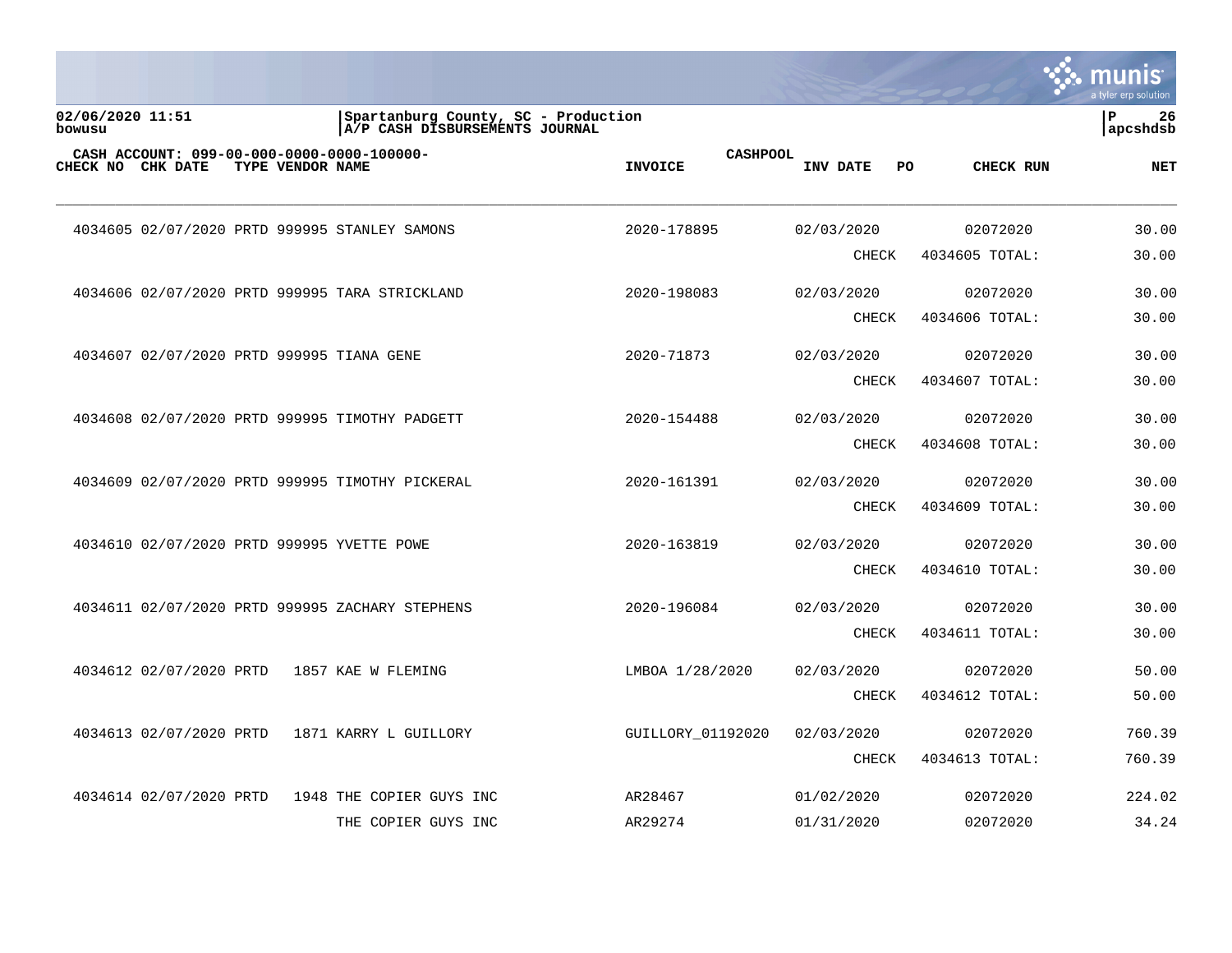**Spartanburg County, SC - Production**
**A/P CASH DISBURSEMENTS JOURNAL**

02/06/2020 11:51
bowusu

P 26
apcshdsb

CASH ACCOUNT: 099-00-000-0000-0000-100000-

| CHECK NO | CHK DATE | TYPE | VENDOR | NAME | INVOICE | CASHPOOL | INV DATE | PO | CHECK RUN | NET |
|---|---|---|---|---|---|---|---|---|---|---|
| 4034605 | 02/07/2020 | PRTD | 999995 | STANLEY SAMONS | 2020-178895 | | 02/03/2020 | | 02072020 | 30.00 |
| | | | | | | | CHECK | | 4034605 TOTAL: | 30.00 |
| 4034606 | 02/07/2020 | PRTD | 999995 | TARA STRICKLAND | 2020-198083 | | 02/03/2020 | | 02072020 | 30.00 |
| | | | | | | | CHECK | | 4034606 TOTAL: | 30.00 |
| 4034607 | 02/07/2020 | PRTD | 999995 | TIANA GENE | 2020-71873 | | 02/03/2020 | | 02072020 | 30.00 |
| | | | | | | | CHECK | | 4034607 TOTAL: | 30.00 |
| 4034608 | 02/07/2020 | PRTD | 999995 | TIMOTHY PADGETT | 2020-154488 | | 02/03/2020 | | 02072020 | 30.00 |
| | | | | | | | CHECK | | 4034608 TOTAL: | 30.00 |
| 4034609 | 02/07/2020 | PRTD | 999995 | TIMOTHY PICKERAL | 2020-161391 | | 02/03/2020 | | 02072020 | 30.00 |
| | | | | | | | CHECK | | 4034609 TOTAL: | 30.00 |
| 4034610 | 02/07/2020 | PRTD | 999995 | YVETTE POWE | 2020-163819 | | 02/03/2020 | | 02072020 | 30.00 |
| | | | | | | | CHECK | | 4034610 TOTAL: | 30.00 |
| 4034611 | 02/07/2020 | PRTD | 999995 | ZACHARY STEPHENS | 2020-196084 | | 02/03/2020 | | 02072020 | 30.00 |
| | | | | | | | CHECK | | 4034611 TOTAL: | 30.00 |
| 4034612 | 02/07/2020 | PRTD | 1857 | KAE W FLEMING | LMBOA 1/28/2020 | | 02/03/2020 | | 02072020 | 50.00 |
| | | | | | | | CHECK | | 4034612 TOTAL: | 50.00 |
| 4034613 | 02/07/2020 | PRTD | 1871 | KARRY L GUILLORY | GUILLORY_01192020 | | 02/03/2020 | | 02072020 | 760.39 |
| | | | | | | | CHECK | | 4034613 TOTAL: | 760.39 |
| 4034614 | 02/07/2020 | PRTD | 1948 | THE COPIER GUYS INC | AR28467 | | 01/02/2020 | | 02072020 | 224.02 |
| | | | | THE COPIER GUYS INC | AR29274 | | 01/31/2020 | | 02072020 | 34.24 |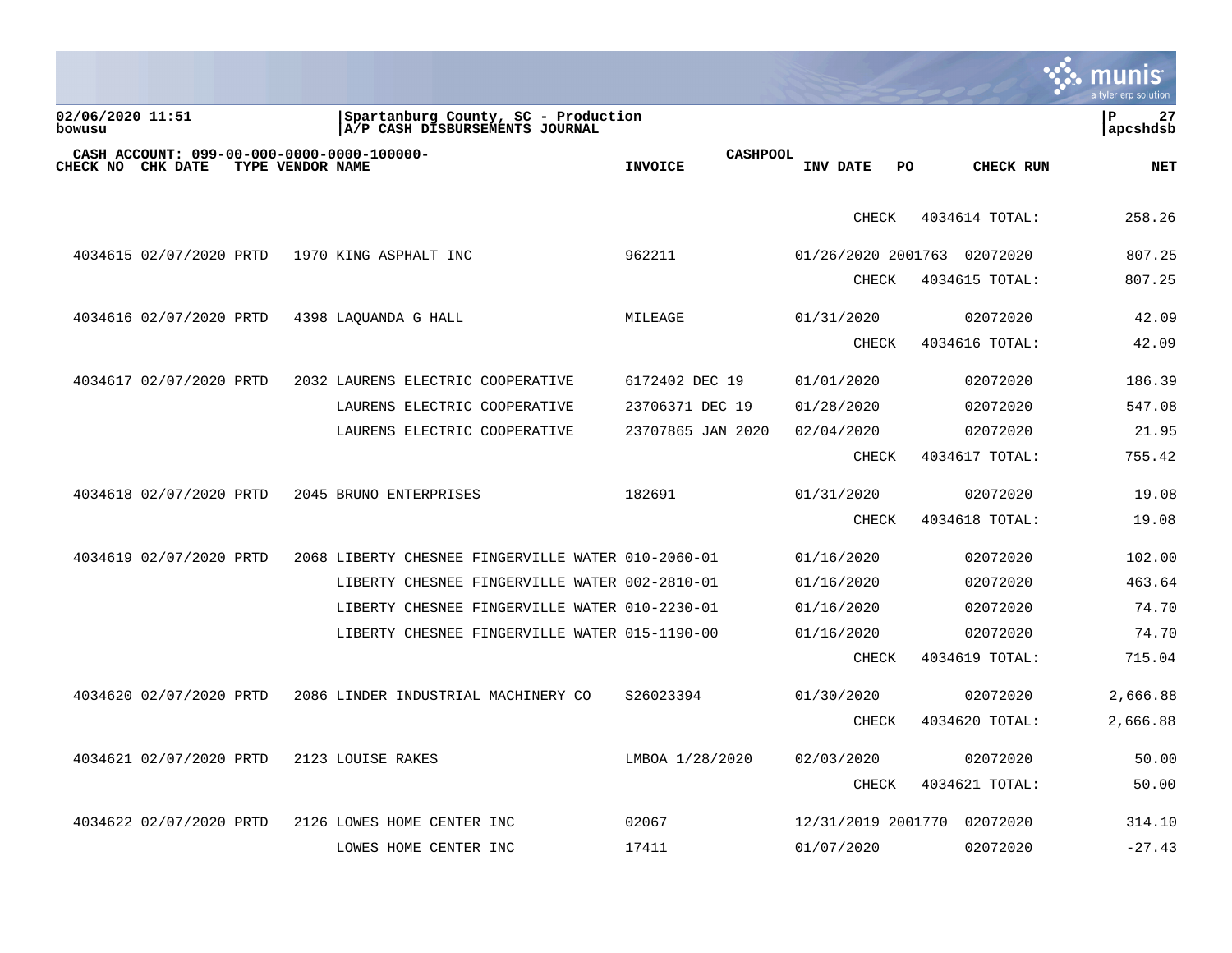02/06/2020 11:51
bowusu

Spartanburg County, SC - Production
A/P CASH DISBURSEMENTS JOURNAL

P 27
apcshdsb

CASH ACCOUNT: 099-00-000-0000-0000-100000-

| CHECK NO | CHK DATE | TYPE | VENDOR NAME | INVOICE | CASHPOOL INV DATE | PO | CHECK RUN | NET |
|---|---|---|---|---|---|---|---|---|
| | | | | | CHECK | | 4034614 TOTAL: | 258.26 |
| 4034615 | 02/07/2020 | PRTD | 1970 KING ASPHALT INC | 962211 | 01/26/2020 | 2001763 | 02072020 | 807.25 |
| | | | | | CHECK | | 4034615 TOTAL: | 807.25 |
| 4034616 | 02/07/2020 | PRTD | 4398 LAQUANDA G HALL | MILEAGE | 01/31/2020 | | 02072020 | 42.09 |
| | | | | | CHECK | | 4034616 TOTAL: | 42.09 |
| 4034617 | 02/07/2020 | PRTD | 2032 LAURENS ELECTRIC COOPERATIVE | 6172402 DEC 19 | 01/01/2020 | | 02072020 | 186.39 |
| | | | LAURENS ELECTRIC COOPERATIVE | 23706371 DEC 19 | 01/28/2020 | | 02072020 | 547.08 |
| | | | LAURENS ELECTRIC COOPERATIVE | 23707865 JAN 2020 | 02/04/2020 | | 02072020 | 21.95 |
| | | | | | CHECK | | 4034617 TOTAL: | 755.42 |
| 4034618 | 02/07/2020 | PRTD | 2045 BRUNO ENTERPRISES | 182691 | 01/31/2020 | | 02072020 | 19.08 |
| | | | | | CHECK | | 4034618 TOTAL: | 19.08 |
| 4034619 | 02/07/2020 | PRTD | 2068 LIBERTY CHESNEE FINGERVILLE WATER | 010-2060-01 | 01/16/2020 | | 02072020 | 102.00 |
| | | | LIBERTY CHESNEE FINGERVILLE WATER | 002-2810-01 | 01/16/2020 | | 02072020 | 463.64 |
| | | | LIBERTY CHESNEE FINGERVILLE WATER | 010-2230-01 | 01/16/2020 | | 02072020 | 74.70 |
| | | | LIBERTY CHESNEE FINGERVILLE WATER | 015-1190-00 | 01/16/2020 | | 02072020 | 74.70 |
| | | | | | CHECK | | 4034619 TOTAL: | 715.04 |
| 4034620 | 02/07/2020 | PRTD | 2086 LINDER INDUSTRIAL MACHINERY CO | S26023394 | 01/30/2020 | | 02072020 | 2,666.88 |
| | | | | | CHECK | | 4034620 TOTAL: | 2,666.88 |
| 4034621 | 02/07/2020 | PRTD | 2123 LOUISE RAKES | LMBOA 1/28/2020 | 02/03/2020 | | 02072020 | 50.00 |
| | | | | | CHECK | | 4034621 TOTAL: | 50.00 |
| 4034622 | 02/07/2020 | PRTD | 2126 LOWES HOME CENTER INC | 02067 | 12/31/2019 | 2001770 | 02072020 | 314.10 |
| | | | LOWES HOME CENTER INC | 17411 | 01/07/2020 | | 02072020 | -27.43 |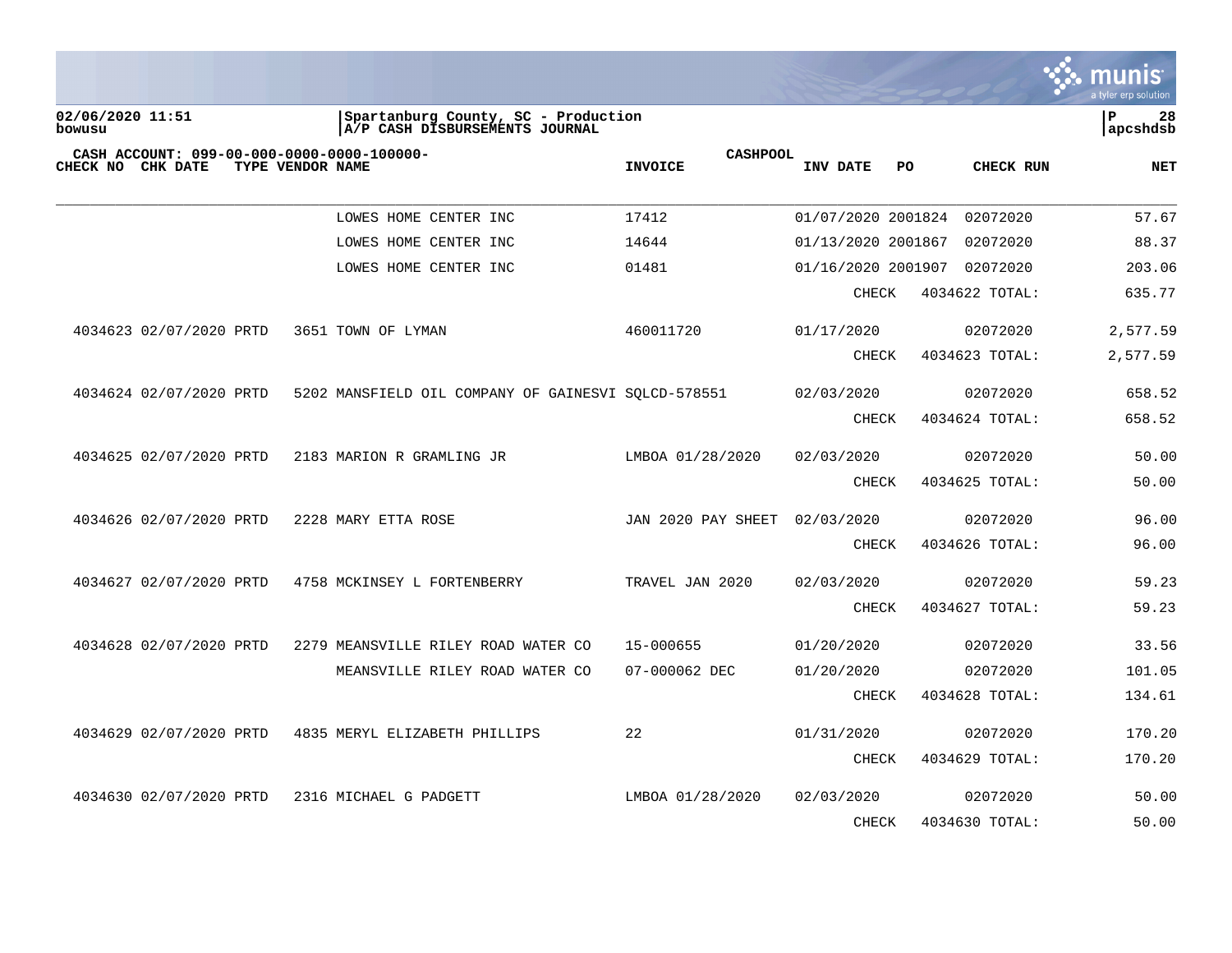**Spartanburg County, SC - Production**
**A/P CASH DISBURSEMENTS JOURNAL**

02/06/2020 11:51
bowusu

apcshdsb

CASH ACCOUNT: 099-00-000-0000-0000-100000- CASHPOOL

| CHECK NO | CHK DATE | TYPE | VENDOR | NAME | INVOICE | INV DATE | PO | CHECK RUN | NET |
|---|---|---|---|---|---|---|---|---|---|
| | | | | LOWES HOME CENTER INC | 17412 | 01/07/2020 | 2001824 | 02072020 | 57.67 |
| | | | | LOWES HOME CENTER INC | 14644 | 01/13/2020 | 2001867 | 02072020 | 88.37 |
| | | | | LOWES HOME CENTER INC | 01481 | 01/16/2020 | 2001907 | 02072020 | 203.06 |
| | | | | | | CHECK | | 4034622 TOTAL: | 635.77 |
| 4034623 | 02/07/2020 | PRTD | 3651 | TOWN OF LYMAN | 460011720 | 01/17/2020 | | 02072020 | 2,577.59 |
| | | | | | | CHECK | | 4034623 TOTAL: | 2,577.59 |
| 4034624 | 02/07/2020 | PRTD | 5202 | MANSFIELD OIL COMPANY OF GAINESVI | SQLCD-578551 | 02/03/2020 | | 02072020 | 658.52 |
| | | | | | | CHECK | | 4034624 TOTAL: | 658.52 |
| 4034625 | 02/07/2020 | PRTD | 2183 | MARION R GRAMLING JR | LMBOA 01/28/2020 | 02/03/2020 | | 02072020 | 50.00 |
| | | | | | | CHECK | | 4034625 TOTAL: | 50.00 |
| 4034626 | 02/07/2020 | PRTD | 2228 | MARY ETTA ROSE | JAN 2020 PAY SHEET | 02/03/2020 | | 02072020 | 96.00 |
| | | | | | | CHECK | | 4034626 TOTAL: | 96.00 |
| 4034627 | 02/07/2020 | PRTD | 4758 | MCKINSEY L FORTENBERRY | TRAVEL JAN 2020 | 02/03/2020 | | 02072020 | 59.23 |
| | | | | | | CHECK | | 4034627 TOTAL: | 59.23 |
| 4034628 | 02/07/2020 | PRTD | 2279 | MEANSVILLE RILEY ROAD WATER CO | 15-000655 | 01/20/2020 | | 02072020 | 33.56 |
| | | | | MEANSVILLE RILEY ROAD WATER CO | 07-000062 DEC | 01/20/2020 | | 02072020 | 101.05 |
| | | | | | | CHECK | | 4034628 TOTAL: | 134.61 |
| 4034629 | 02/07/2020 | PRTD | 4835 | MERYL ELIZABETH PHILLIPS | 22 | 01/31/2020 | | 02072020 | 170.20 |
| | | | | | | CHECK | | 4034629 TOTAL: | 170.20 |
| 4034630 | 02/07/2020 | PRTD | 2316 | MICHAEL G PADGETT | LMBOA 01/28/2020 | 02/03/2020 | | 02072020 | 50.00 |
| | | | | | | CHECK | | 4034630 TOTAL: | 50.00 |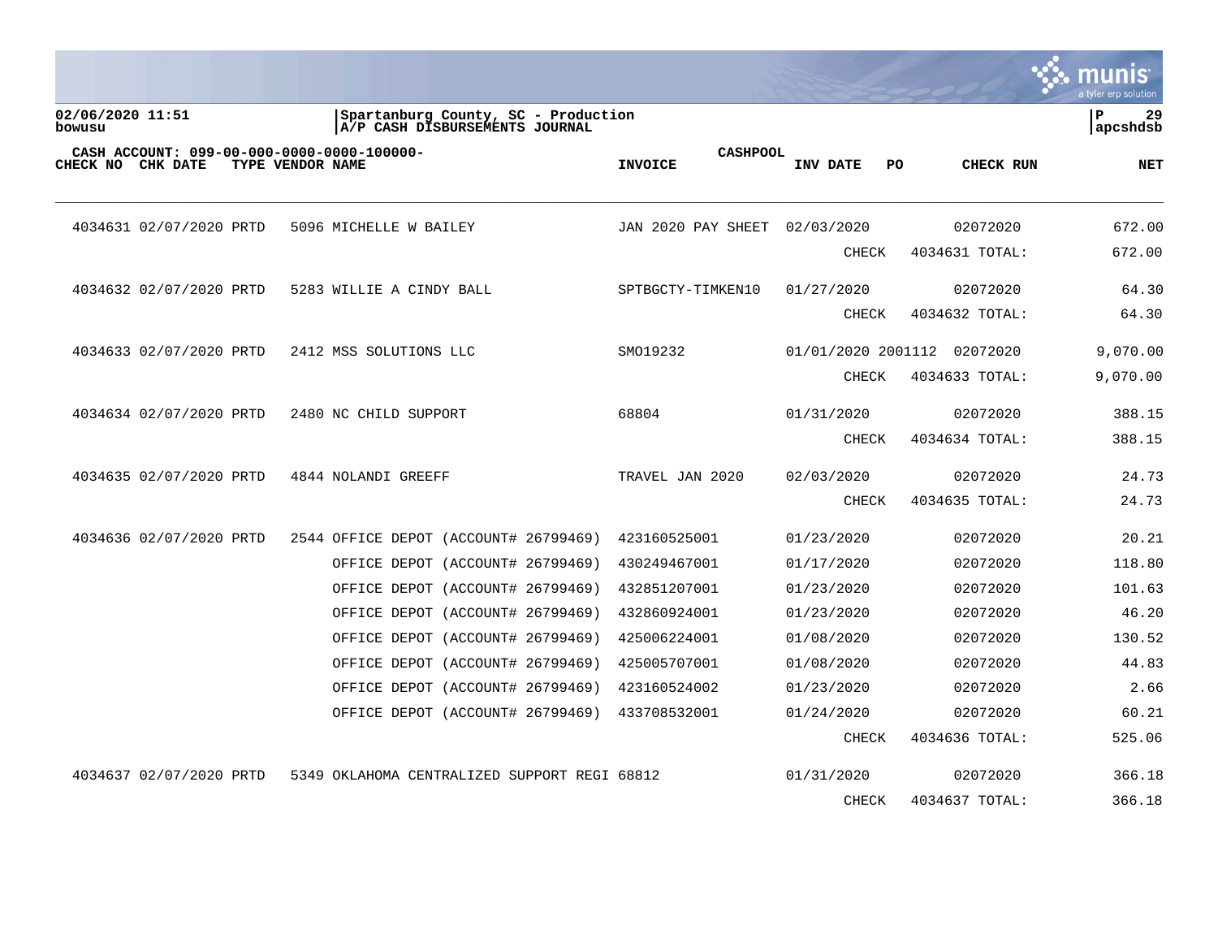02/06/2020 11:51
bowusu

Spartanburg County, SC - Production
A/P CASH DISBURSEMENTS JOURNAL

P 29
apcshdsb

CASH ACCOUNT: 099-00-000-0000-0000-100000-

| CHECK NO | CHK DATE | TYPE | VENDOR NAME | INVOICE | CASHPOOL INV DATE | PO | CHECK RUN | NET |
|---|---|---|---|---|---|---|---|---|
| 4034631 | 02/07/2020 | PRTD | 5096 MICHELLE W BAILEY | JAN 2020 PAY SHEET | 02/03/2020 | | 02072020 | 672.00 |
| | | | | | CHECK | | 4034631 TOTAL: | 672.00 |
| 4034632 | 02/07/2020 | PRTD | 5283 WILLIE A CINDY BALL | SPTBGCTY-TIMKEN10 | 01/27/2020 | | 02072020 | 64.30 |
| | | | | | CHECK | | 4034632 TOTAL: | 64.30 |
| 4034633 | 02/07/2020 | PRTD | 2412 MSS SOLUTIONS LLC | SMO19232 | 01/01/2020 | 2001112 | 02072020 | 9,070.00 |
| | | | | | CHECK | | 4034633 TOTAL: | 9,070.00 |
| 4034634 | 02/07/2020 | PRTD | 2480 NC CHILD SUPPORT | 68804 | 01/31/2020 | | 02072020 | 388.15 |
| | | | | | CHECK | | 4034634 TOTAL: | 388.15 |
| 4034635 | 02/07/2020 | PRTD | 4844 NOLANDI GREEFF | TRAVEL JAN 2020 | 02/03/2020 | | 02072020 | 24.73 |
| | | | | | CHECK | | 4034635 TOTAL: | 24.73 |
| 4034636 | 02/07/2020 | PRTD | 2544 OFFICE DEPOT (ACCOUNT# 26799469) | 423160525001 | 01/23/2020 | | 02072020 | 20.21 |
| | | | OFFICE DEPOT (ACCOUNT# 26799469) | 430249467001 | 01/17/2020 | | 02072020 | 118.80 |
| | | | OFFICE DEPOT (ACCOUNT# 26799469) | 432851207001 | 01/23/2020 | | 02072020 | 101.63 |
| | | | OFFICE DEPOT (ACCOUNT# 26799469) | 432860924001 | 01/23/2020 | | 02072020 | 46.20 |
| | | | OFFICE DEPOT (ACCOUNT# 26799469) | 425006224001 | 01/08/2020 | | 02072020 | 130.52 |
| | | | OFFICE DEPOT (ACCOUNT# 26799469) | 425005707001 | 01/08/2020 | | 02072020 | 44.83 |
| | | | OFFICE DEPOT (ACCOUNT# 26799469) | 423160524002 | 01/23/2020 | | 02072020 | 2.66 |
| | | | OFFICE DEPOT (ACCOUNT# 26799469) | 433708532001 | 01/24/2020 | | 02072020 | 60.21 |
| | | | | | CHECK | | 4034636 TOTAL: | 525.06 |
| 4034637 | 02/07/2020 | PRTD | 5349 OKLAHOMA CENTRALIZED SUPPORT REGI | 68812 | 01/31/2020 | | 02072020 | 366.18 |
| | | | | | CHECK | | 4034637 TOTAL: | 366.18 |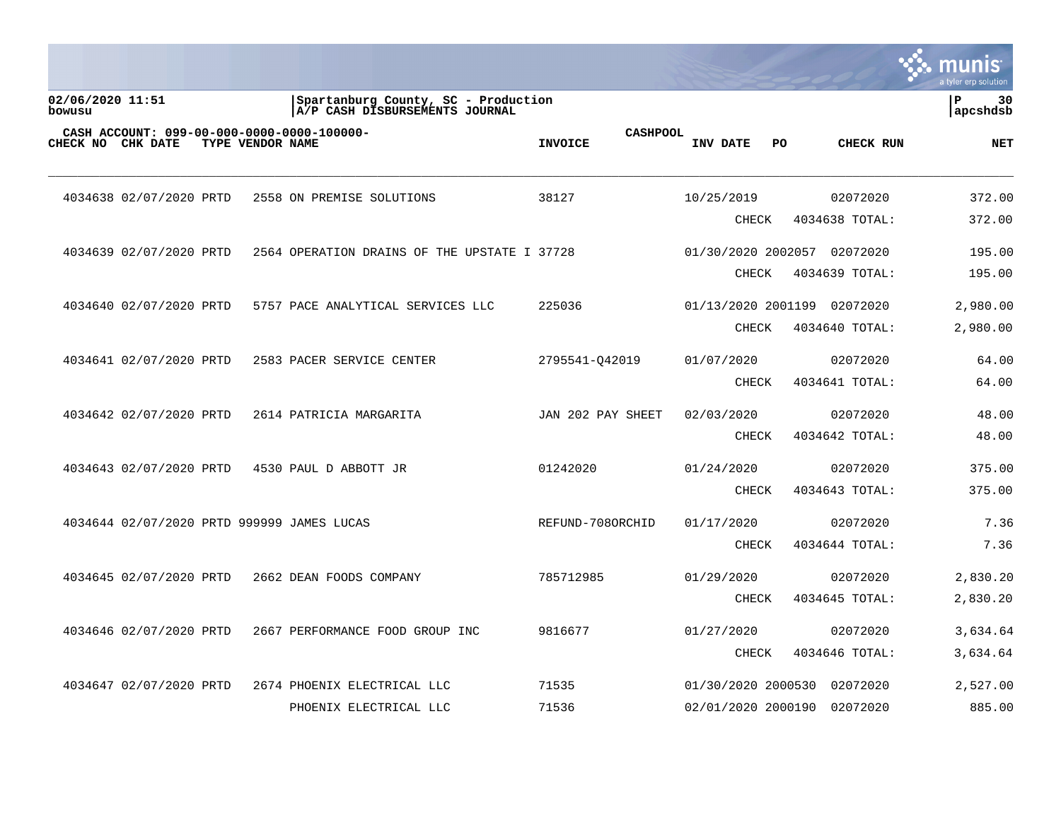**02/06/2020 11:51**
**bowusu**

**Spartanburg County, SC - Production**
**A/P CASH DISBURSEMENTS JOURNAL**

**apcshdsb**

**CASH ACCOUNT: 099-00-000-0000-0000-100000-**

| CHECK NO | CHK DATE | TYPE | VENDOR | NAME | INVOICE | CASHPOOL INV DATE | PO | CHECK RUN | NET |
|---|---|---|---|---|---|---|---|---|---|
| 4034638 | 02/07/2020 | PRTD | 2558 | ON PREMISE SOLUTIONS | 38127 | 10/25/2019 | | 02072020 | 372.00 |
| | | | | | | CHECK | | 4034638 TOTAL: | 372.00 |
| 4034639 | 02/07/2020 | PRTD | 2564 | OPERATION DRAINS OF THE UPSTATE I | 37728 | 01/30/2020 | 2002057 | 02072020 | 195.00 |
| | | | | | | CHECK | | 4034639 TOTAL: | 195.00 |
| 4034640 | 02/07/2020 | PRTD | 5757 | PACE ANALYTICAL SERVICES LLC | 225036 | 01/13/2020 | 2001199 | 02072020 | 2,980.00 |
| | | | | | | CHECK | | 4034640 TOTAL: | 2,980.00 |
| 4034641 | 02/07/2020 | PRTD | 2583 | PACER SERVICE CENTER | 2795541-Q42019 | 01/07/2020 | | 02072020 | 64.00 |
| | | | | | | CHECK | | 4034641 TOTAL: | 64.00 |
| 4034642 | 02/07/2020 | PRTD | 2614 | PATRICIA MARGARITA | JAN 202 PAY SHEET | 02/03/2020 | | 02072020 | 48.00 |
| | | | | | | CHECK | | 4034642 TOTAL: | 48.00 |
| 4034643 | 02/07/2020 | PRTD | 4530 | PAUL D ABBOTT JR | 01242020 | 01/24/2020 | | 02072020 | 375.00 |
| | | | | | | CHECK | | 4034643 TOTAL: | 375.00 |
| 4034644 | 02/07/2020 | PRTD | 999999 | JAMES LUCAS | REFUND-708ORCHID | 01/17/2020 | | 02072020 | 7.36 |
| | | | | | | CHECK | | 4034644 TOTAL: | 7.36 |
| 4034645 | 02/07/2020 | PRTD | 2662 | DEAN FOODS COMPANY | 785712985 | 01/29/2020 | | 02072020 | 2,830.20 |
| | | | | | | CHECK | | 4034645 TOTAL: | 2,830.20 |
| 4034646 | 02/07/2020 | PRTD | 2667 | PERFORMANCE FOOD GROUP INC | 9816677 | 01/27/2020 | | 02072020 | 3,634.64 |
| | | | | | | CHECK | | 4034646 TOTAL: | 3,634.64 |
| 4034647 | 02/07/2020 | PRTD | 2674 | PHOENIX ELECTRICAL LLC | 71535 | 01/30/2020 | 2000530 | 02072020 | 2,527.00 |
| | | | | PHOENIX ELECTRICAL LLC | 71536 | 02/01/2020 | 2000190 | 02072020 | 885.00 |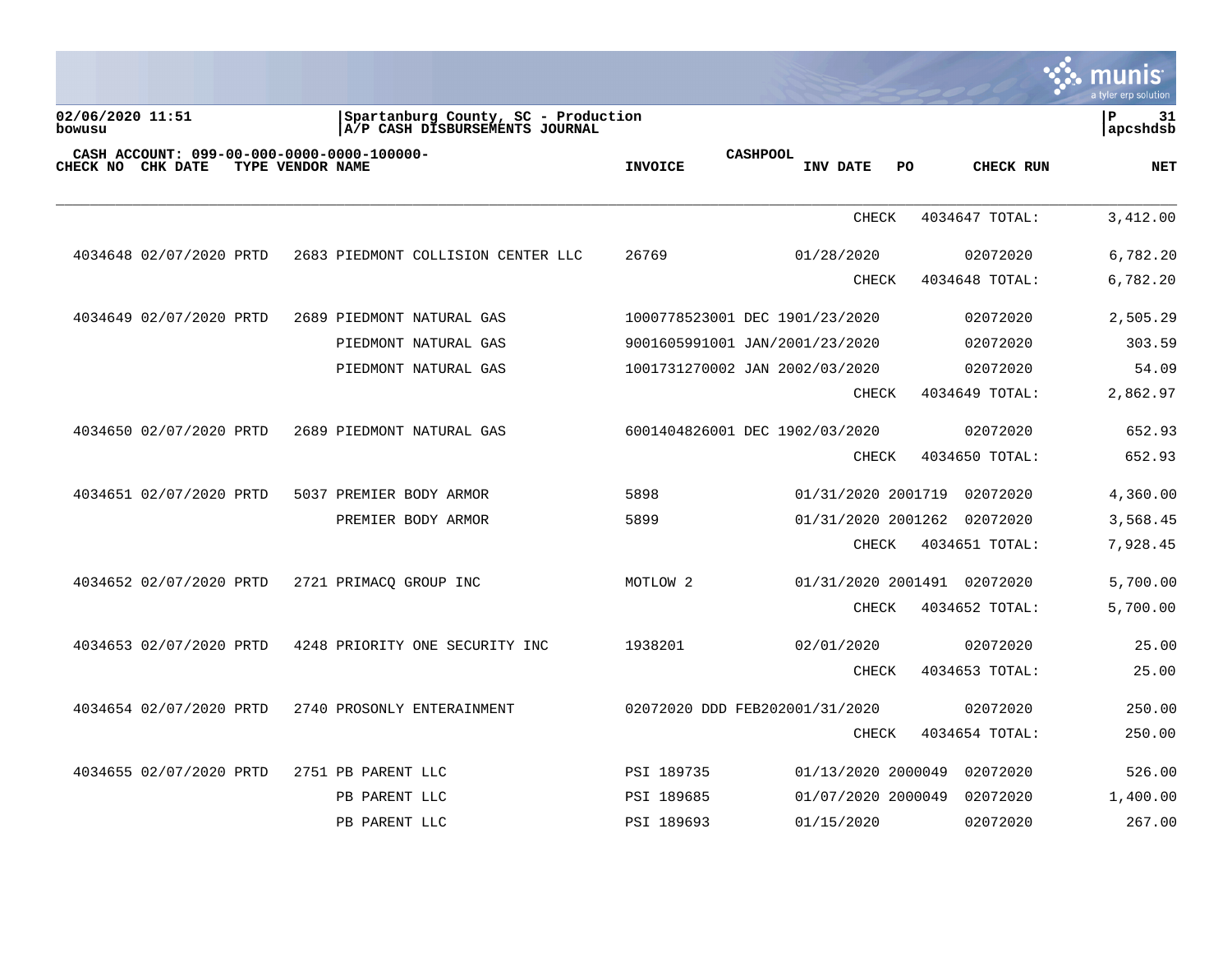02/06/2020 11:51
bowusu

Spartanburg County, SC - Production
A/P CASH DISBURSEMENTS JOURNAL

CASH ACCOUNT: 099-00-000-0000-0000-100000-

| CHECK NO | CHK DATE | TYPE | VENDOR NAME | INVOICE | CASHPOOL INV DATE | PO | CHECK RUN | NET |
|---|---|---|---|---|---|---|---|---|
| | | | | | CHECK | | 4034647 TOTAL: | 3,412.00 |
| 4034648 | 02/07/2020 | PRTD | 2683 PIEDMONT COLLISION CENTER LLC | 26769 | 01/28/2020 | | 02072020 | 6,782.20 |
| | | | | | CHECK | | 4034648 TOTAL: | 6,782.20 |
| 4034649 | 02/07/2020 | PRTD | 2689 PIEDMONT NATURAL GAS | 1000778523001 DEC 19 | 01/23/2020 | | 02072020 | 2,505.29 |
| | | | PIEDMONT NATURAL GAS | 9001605991001 JAN/20 | 01/23/2020 | | 02072020 | 303.59 |
| | | | PIEDMONT NATURAL GAS | 1001731270002 JAN 20 | 02/03/2020 | | 02072020 | 54.09 |
| | | | | | CHECK | | 4034649 TOTAL: | 2,862.97 |
| 4034650 | 02/07/2020 | PRTD | 2689 PIEDMONT NATURAL GAS | 6001404826001 DEC 19 | 02/03/2020 | | 02072020 | 652.93 |
| | | | | | CHECK | | 4034650 TOTAL: | 652.93 |
| 4034651 | 02/07/2020 | PRTD | 5037 PREMIER BODY ARMOR | 5898 | 01/31/2020 | 2001719 | 02072020 | 4,360.00 |
| | | | PREMIER BODY ARMOR | 5899 | 01/31/2020 | 2001262 | 02072020 | 3,568.45 |
| | | | | | CHECK | | 4034651 TOTAL: | 7,928.45 |
| 4034652 | 02/07/2020 | PRTD | 2721 PRIMACQ GROUP INC | MOTLOW 2 | 01/31/2020 | 2001491 | 02072020 | 5,700.00 |
| | | | | | CHECK | | 4034652 TOTAL: | 5,700.00 |
| 4034653 | 02/07/2020 | PRTD | 4248 PRIORITY ONE SECURITY INC | 1938201 | 02/01/2020 | | 02072020 | 25.00 |
| | | | | | CHECK | | 4034653 TOTAL: | 25.00 |
| 4034654 | 02/07/2020 | PRTD | 2740 PROSONLY ENTERAINMENT | 02072020 DDD FEB2020 | 01/31/2020 | | 02072020 | 250.00 |
| | | | | | CHECK | | 4034654 TOTAL: | 250.00 |
| 4034655 | 02/07/2020 | PRTD | 2751 PB PARENT LLC | PSI 189735 | 01/13/2020 | 2000049 | 02072020 | 526.00 |
| | | | PB PARENT LLC | PSI 189685 | 01/07/2020 | 2000049 | 02072020 | 1,400.00 |
| | | | PB PARENT LLC | PSI 189693 | 01/15/2020 | | 02072020 | 267.00 |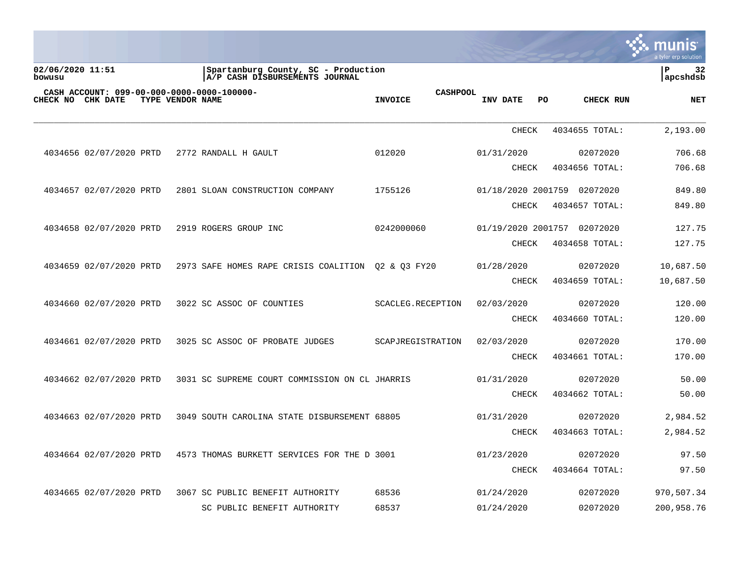**02/06/2020 11:51**
**bowusu**

**Spartanburg County, SC - Production**
**A/P CASH DISBURSEMENTS JOURNAL**

**apcshdsb**

**CASH ACCOUNT: 099-00-000-0000-0000-100000-**

| CHECK NO | CHK DATE | TYPE | VENDOR NAME | INVOICE | CASHPOOL | INV DATE | PO | CHECK RUN | NET |
|---|---|---|---|---|---|---|---|---|---|
| | | | | | | CHECK | | 4034655 TOTAL: | 2,193.00 |
| 4034656 | 02/07/2020 | PRTD | 2772 RANDALL H GAULT | 012020 | | 01/31/2020 | | 02072020 | 706.68 |
| | | | | | | CHECK | | 4034656 TOTAL: | 706.68 |
| 4034657 | 02/07/2020 | PRTD | 2801 SLOAN CONSTRUCTION COMPANY | 1755126 | | 01/18/2020 | 2001759 | 02072020 | 849.80 |
| | | | | | | CHECK | | 4034657 TOTAL: | 849.80 |
| 4034658 | 02/07/2020 | PRTD | 2919 ROGERS GROUP INC | 0242000060 | | 01/19/2020 | 2001757 | 02072020 | 127.75 |
| | | | | | | CHECK | | 4034658 TOTAL: | 127.75 |
| 4034659 | 02/07/2020 | PRTD | 2973 SAFE HOMES RAPE CRISIS COALITION | Q2 & Q3 FY20 | | 01/28/2020 | | 02072020 | 10,687.50 |
| | | | | | | CHECK | | 4034659 TOTAL: | 10,687.50 |
| 4034660 | 02/07/2020 | PRTD | 3022 SC ASSOC OF COUNTIES | SCACLEG.RECEPTION | | 02/03/2020 | | 02072020 | 120.00 |
| | | | | | | CHECK | | 4034660 TOTAL: | 120.00 |
| 4034661 | 02/07/2020 | PRTD | 3025 SC ASSOC OF PROBATE JUDGES | SCAPJREGISTRATION | | 02/03/2020 | | 02072020 | 170.00 |
| | | | | | | CHECK | | 4034661 TOTAL: | 170.00 |
| 4034662 | 02/07/2020 | PRTD | 3031 SC SUPREME COURT COMMISSION ON CL | JHARRIS | | 01/31/2020 | | 02072020 | 50.00 |
| | | | | | | CHECK | | 4034662 TOTAL: | 50.00 |
| 4034663 | 02/07/2020 | PRTD | 3049 SOUTH CAROLINA STATE DISBURSEMENT | 68805 | | 01/31/2020 | | 02072020 | 2,984.52 |
| | | | | | | CHECK | | 4034663 TOTAL: | 2,984.52 |
| 4034664 | 02/07/2020 | PRTD | 4573 THOMAS BURKETT SERVICES FOR THE D | 3001 | | 01/23/2020 | | 02072020 | 97.50 |
| | | | | | | CHECK | | 4034664 TOTAL: | 97.50 |
| 4034665 | 02/07/2020 | PRTD | 3067 SC PUBLIC BENEFIT AUTHORITY | 68536 | | 01/24/2020 | | 02072020 | 970,507.34 |
| | | | SC PUBLIC BENEFIT AUTHORITY | 68537 | | 01/24/2020 | | 02072020 | 200,958.76 |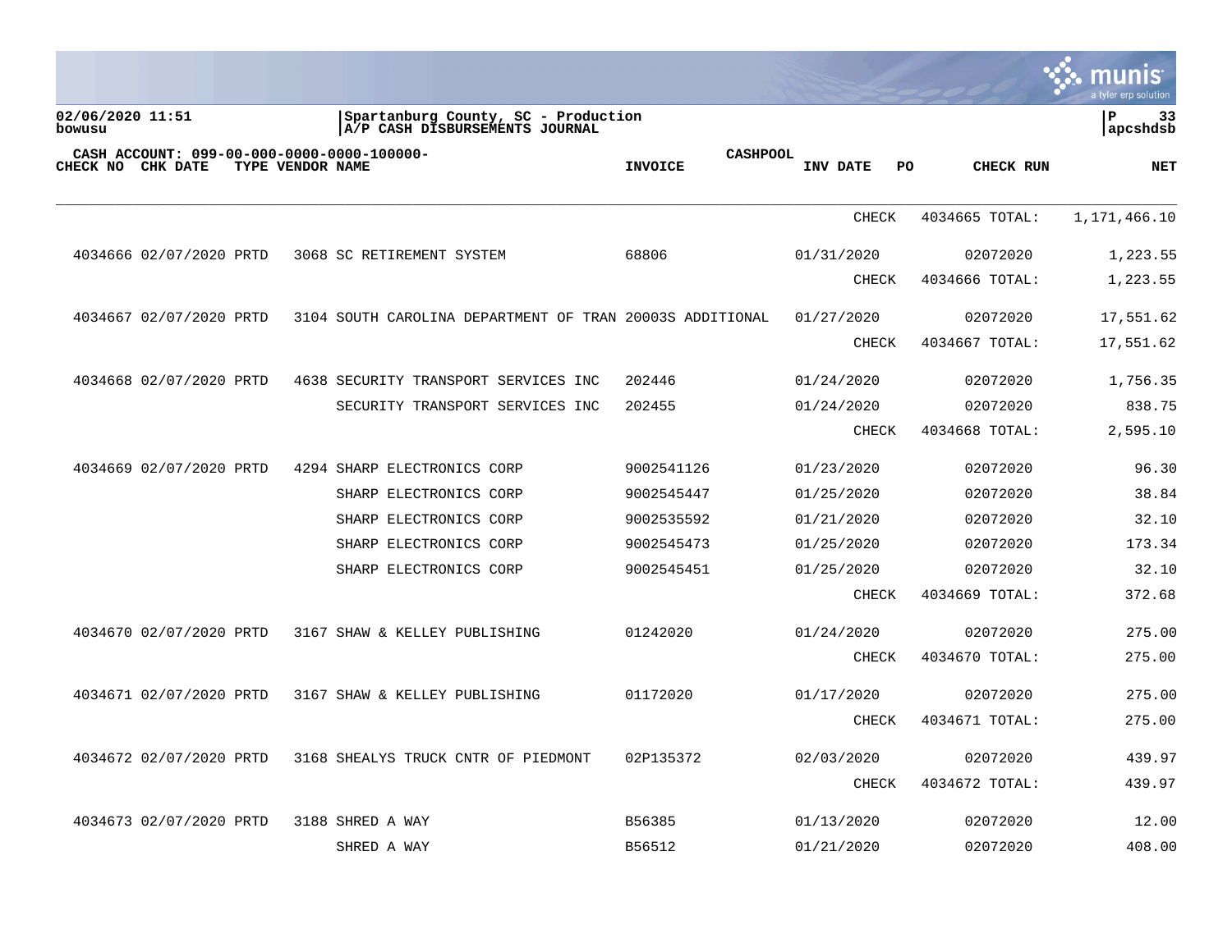02/06/2020 11:51
bowusu

Spartanburg County, SC - Production
A/P CASH DISBURSEMENTS JOURNAL

P 33
apcshdsb

CASH ACCOUNT: 099-00-000-0000-0000-100000-

| CHECK NO | CHK DATE | TYPE | VENDOR NAME | INVOICE | CASHPOOL | INV DATE | PO | CHECK RUN | NET |
|---|---|---|---|---|---|---|---|---|---|
| | | | | | | CHECK | | 4034665 TOTAL: | 1,171,466.10 |
| 4034666 | 02/07/2020 | PRTD | 3068 SC RETIREMENT SYSTEM | 68806 | | 01/31/2020 | | 02072020 | 1,223.55 |
| | | | | | | CHECK | | 4034666 TOTAL: | 1,223.55 |
| 4034667 | 02/07/2020 | PRTD | 3104 SOUTH CAROLINA DEPARTMENT OF TRAN | 20003S ADDITIONAL | | 01/27/2020 | | 02072020 | 17,551.62 |
| | | | | | | CHECK | | 4034667 TOTAL: | 17,551.62 |
| 4034668 | 02/07/2020 | PRTD | 4638 SECURITY TRANSPORT SERVICES INC | 202446 | | 01/24/2020 | | 02072020 | 1,756.35 |
| | | | SECURITY TRANSPORT SERVICES INC | 202455 | | 01/24/2020 | | 02072020 | 838.75 |
| | | | | | | CHECK | | 4034668 TOTAL: | 2,595.10 |
| 4034669 | 02/07/2020 | PRTD | 4294 SHARP ELECTRONICS CORP | 9002541126 | | 01/23/2020 | | 02072020 | 96.30 |
| | | | SHARP ELECTRONICS CORP | 9002545447 | | 01/25/2020 | | 02072020 | 38.84 |
| | | | SHARP ELECTRONICS CORP | 9002535592 | | 01/21/2020 | | 02072020 | 32.10 |
| | | | SHARP ELECTRONICS CORP | 9002545473 | | 01/25/2020 | | 02072020 | 173.34 |
| | | | SHARP ELECTRONICS CORP | 9002545451 | | 01/25/2020 | | 02072020 | 32.10 |
| | | | | | | CHECK | | 4034669 TOTAL: | 372.68 |
| 4034670 | 02/07/2020 | PRTD | 3167 SHAW & KELLEY PUBLISHING | 01242020 | | 01/24/2020 | | 02072020 | 275.00 |
| | | | | | | CHECK | | 4034670 TOTAL: | 275.00 |
| 4034671 | 02/07/2020 | PRTD | 3167 SHAW & KELLEY PUBLISHING | 01172020 | | 01/17/2020 | | 02072020 | 275.00 |
| | | | | | | CHECK | | 4034671 TOTAL: | 275.00 |
| 4034672 | 02/07/2020 | PRTD | 3168 SHEALYS TRUCK CNTR OF PIEDMONT | 02P135372 | | 02/03/2020 | | 02072020 | 439.97 |
| | | | | | | CHECK | | 4034672 TOTAL: | 439.97 |
| 4034673 | 02/07/2020 | PRTD | 3188 SHRED A WAY | B56385 | | 01/13/2020 | | 02072020 | 12.00 |
| | | | SHRED A WAY | B56512 | | 01/21/2020 | | 02072020 | 408.00 |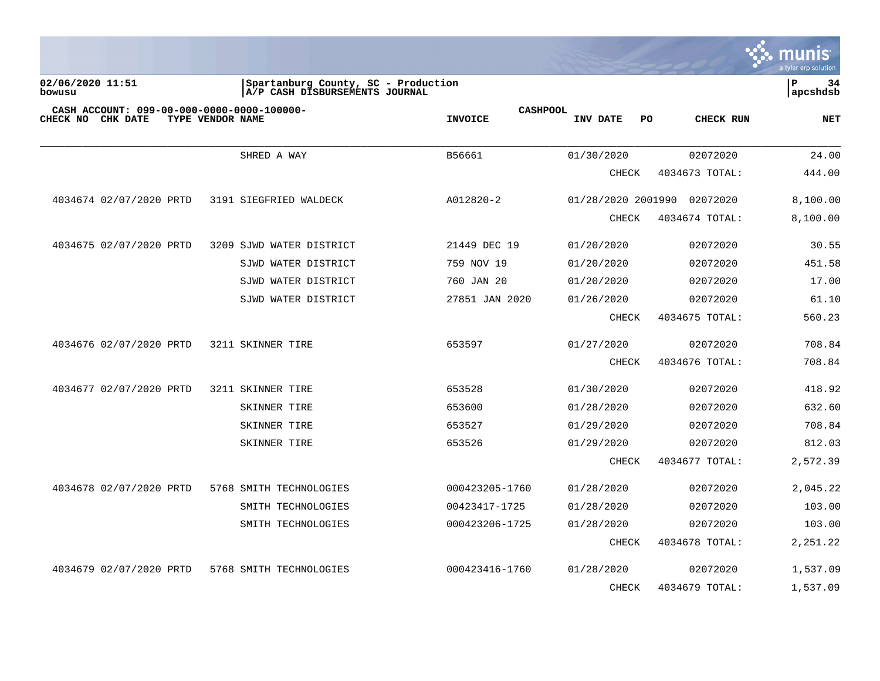02/06/2020 11:51 | Spartanburg County, SC - Production | P 34
bowusu | A/P CASH DISBURSEMENTS JOURNAL | apcshdsb

CASH ACCOUNT: 099-00-000-0000-0000-100000- CASHPOOL

| CHECK NO | CHK DATE | TYPE | VENDOR NAME | INVOICE | INV DATE | PO | CHECK RUN | NET |
|---|---|---|---|---|---|---|---|---|
| | | | SHRED A WAY | B56661 | 01/30/2020 | | 02072020 | 24.00 |
| | | | | | CHECK | | 4034673 TOTAL: | 444.00 |
| 4034674 | 02/07/2020 | PRTD | 3191 SIEGFRIED WALDECK | A012820-2 | 01/28/2020 | 2001990 | 02072020 | 8,100.00 |
| | | | | | CHECK | | 4034674 TOTAL: | 8,100.00 |
| 4034675 | 02/07/2020 | PRTD | 3209 SJWD WATER DISTRICT | 21449 DEC 19 | 01/20/2020 | | 02072020 | 30.55 |
| | | | SJWD WATER DISTRICT | 759 NOV 19 | 01/20/2020 | | 02072020 | 451.58 |
| | | | SJWD WATER DISTRICT | 760 JAN 20 | 01/20/2020 | | 02072020 | 17.00 |
| | | | SJWD WATER DISTRICT | 27851 JAN 2020 | 01/26/2020 | | 02072020 | 61.10 |
| | | | | | CHECK | | 4034675 TOTAL: | 560.23 |
| 4034676 | 02/07/2020 | PRTD | 3211 SKINNER TIRE | 653597 | 01/27/2020 | | 02072020 | 708.84 |
| | | | | | CHECK | | 4034676 TOTAL: | 708.84 |
| 4034677 | 02/07/2020 | PRTD | 3211 SKINNER TIRE | 653528 | 01/30/2020 | | 02072020 | 418.92 |
| | | | SKINNER TIRE | 653600 | 01/28/2020 | | 02072020 | 632.60 |
| | | | SKINNER TIRE | 653527 | 01/29/2020 | | 02072020 | 708.84 |
| | | | SKINNER TIRE | 653526 | 01/29/2020 | | 02072020 | 812.03 |
| | | | | | CHECK | | 4034677 TOTAL: | 2,572.39 |
| 4034678 | 02/07/2020 | PRTD | 5768 SMITH TECHNOLOGIES | 000423205-1760 | 01/28/2020 | | 02072020 | 2,045.22 |
| | | | SMITH TECHNOLOGIES | 00423417-1725 | 01/28/2020 | | 02072020 | 103.00 |
| | | | SMITH TECHNOLOGIES | 000423206-1725 | 01/28/2020 | | 02072020 | 103.00 |
| | | | | | CHECK | | 4034678 TOTAL: | 2,251.22 |
| 4034679 | 02/07/2020 | PRTD | 5768 SMITH TECHNOLOGIES | 000423416-1760 | 01/28/2020 | | 02072020 | 1,537.09 |
| | | | | | CHECK | | 4034679 TOTAL: | 1,537.09 |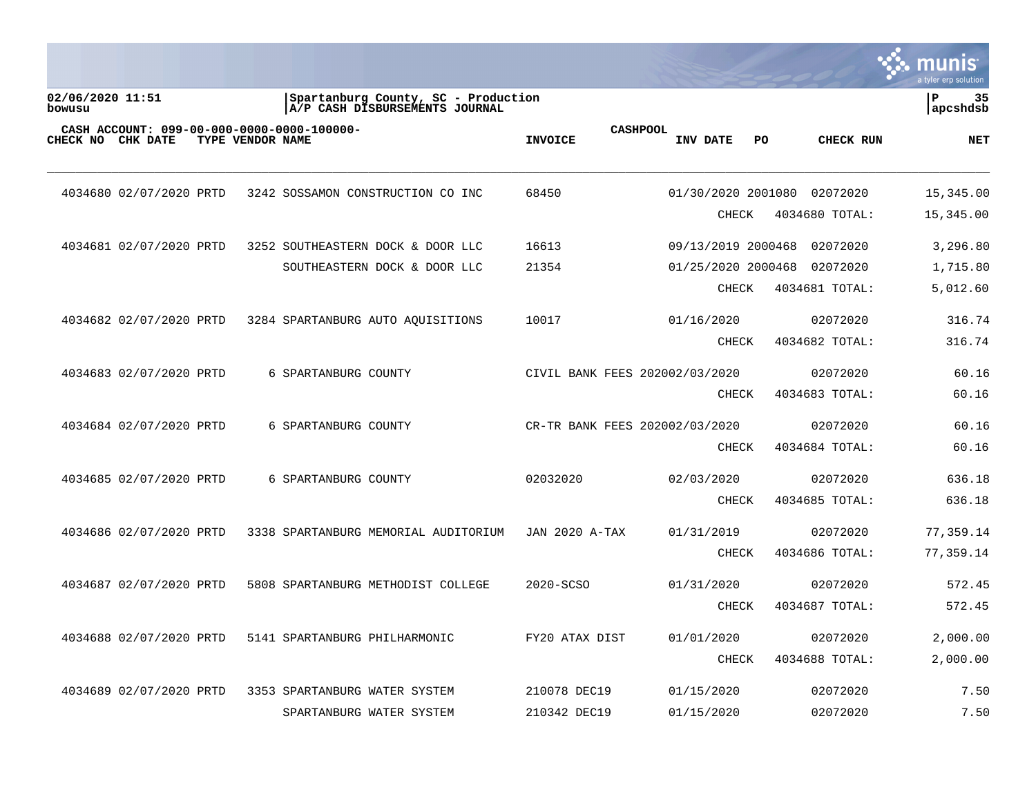Spartanburg County, SC - Production
A/P CASH DISBURSEMENTS JOURNAL

CASH ACCOUNT: 099-00-000-0000-0000-100000- CASHPOOL

| CHECK NO | CHK DATE | TYPE | VENDOR | NAME | INVOICE | INV DATE | PO | CHECK RUN | NET |
|---|---|---|---|---|---|---|---|---|---|
| 4034680 | 02/07/2020 | PRTD | 3242 | SOSSAMON CONSTRUCTION CO INC | 68450 | 01/30/2020 | 2001080 | 02072020 | 15,345.00 |
| | | | | | | CHECK | | 4034680 TOTAL: | 15,345.00 |
| 4034681 | 02/07/2020 | PRTD | 3252 | SOUTHEASTERN DOCK & DOOR LLC | 16613 | 09/13/2019 | 2000468 | 02072020 | 3,296.80 |
| | | | | SOUTHEASTERN DOCK & DOOR LLC | 21354 | 01/25/2020 | 2000468 | 02072020 | 1,715.80 |
| | | | | | | CHECK | | 4034681 TOTAL: | 5,012.60 |
| 4034682 | 02/07/2020 | PRTD | 3284 | SPARTANBURG AUTO AQUISITIONS | 10017 | 01/16/2020 | | 02072020 | 316.74 |
| | | | | | | CHECK | | 4034682 TOTAL: | 316.74 |
| 4034683 | 02/07/2020 | PRTD | 6 | SPARTANBURG COUNTY | CIVIL BANK FEES 2020 | 02/03/2020 | | 02072020 | 60.16 |
| | | | | | | CHECK | | 4034683 TOTAL: | 60.16 |
| 4034684 | 02/07/2020 | PRTD | 6 | SPARTANBURG COUNTY | CR-TR BANK FEES 2020 | 02/03/2020 | | 02072020 | 60.16 |
| | | | | | | CHECK | | 4034684 TOTAL: | 60.16 |
| 4034685 | 02/07/2020 | PRTD | 6 | SPARTANBURG COUNTY | 02032020 | 02/03/2020 | | 02072020 | 636.18 |
| | | | | | | CHECK | | 4034685 TOTAL: | 636.18 |
| 4034686 | 02/07/2020 | PRTD | 3338 | SPARTANBURG MEMORIAL AUDITORIUM | JAN 2020 A-TAX | 01/31/2019 | | 02072020 | 77,359.14 |
| | | | | | | CHECK | | 4034686 TOTAL: | 77,359.14 |
| 4034687 | 02/07/2020 | PRTD | 5808 | SPARTANBURG METHODIST COLLEGE | 2020-SCSO | 01/31/2020 | | 02072020 | 572.45 |
| | | | | | | CHECK | | 4034687 TOTAL: | 572.45 |
| 4034688 | 02/07/2020 | PRTD | 5141 | SPARTANBURG PHILHARMONIC | FY20 ATAX DIST | 01/01/2020 | | 02072020 | 2,000.00 |
| | | | | | | CHECK | | 4034688 TOTAL: | 2,000.00 |
| 4034689 | 02/07/2020 | PRTD | 3353 | SPARTANBURG WATER SYSTEM | 210078 DEC19 | 01/15/2020 | | 02072020 | 7.50 |
| | | | | SPARTANBURG WATER SYSTEM | 210342 DEC19 | 01/15/2020 | | 02072020 | 7.50 |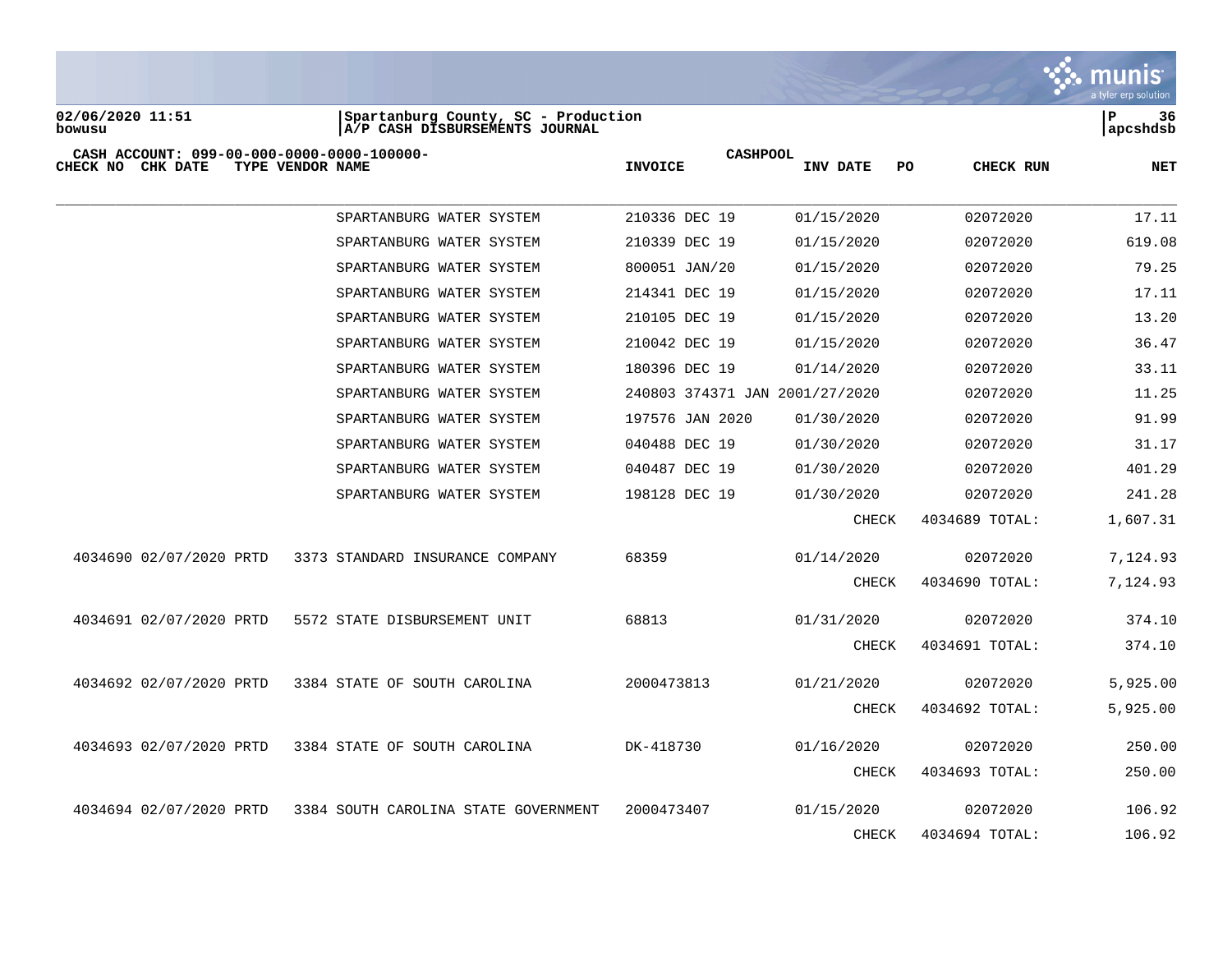02/06/2020 11:51
bowusu

Spartanburg County, SC - Production
A/P CASH DISBURSEMENTS JOURNAL

P 36
apcshdsb

CASH ACCOUNT: 099-00-000-0000-0000-100000-    CASHPOOL

| CHECK NO | CHK DATE | TYPE | VENDOR | NAME | INVOICE | INV DATE | PO | CHECK RUN | NET |
|---|---|---|---|---|---|---|---|---|---|
| | | | | SPARTANBURG WATER SYSTEM | 210336 DEC 19 | 01/15/2020 | | 02072020 | 17.11 |
| | | | | SPARTANBURG WATER SYSTEM | 210339 DEC 19 | 01/15/2020 | | 02072020 | 619.08 |
| | | | | SPARTANBURG WATER SYSTEM | 800051 JAN/20 | 01/15/2020 | | 02072020 | 79.25 |
| | | | | SPARTANBURG WATER SYSTEM | 214341 DEC 19 | 01/15/2020 | | 02072020 | 17.11 |
| | | | | SPARTANBURG WATER SYSTEM | 210105 DEC 19 | 01/15/2020 | | 02072020 | 13.20 |
| | | | | SPARTANBURG WATER SYSTEM | 210042 DEC 19 | 01/15/2020 | | 02072020 | 36.47 |
| | | | | SPARTANBURG WATER SYSTEM | 180396 DEC 19 | 01/14/2020 | | 02072020 | 33.11 |
| | | | | SPARTANBURG WATER SYSTEM | 240803 374371 JAN 20 | 01/27/2020 | | 02072020 | 11.25 |
| | | | | SPARTANBURG WATER SYSTEM | 197576 JAN 2020 | 01/30/2020 | | 02072020 | 91.99 |
| | | | | SPARTANBURG WATER SYSTEM | 040488 DEC 19 | 01/30/2020 | | 02072020 | 31.17 |
| | | | | SPARTANBURG WATER SYSTEM | 040487 DEC 19 | 01/30/2020 | | 02072020 | 401.29 |
| | | | | SPARTANBURG WATER SYSTEM | 198128 DEC 19 | 01/30/2020 | | 02072020 | 241.28 |
| | | | | | | CHECK | | 4034689 TOTAL: | 1,607.31 |
| 4034690 | 02/07/2020 | PRTD | 3373 | STANDARD INSURANCE COMPANY | 68359 | 01/14/2020 | | 02072020 | 7,124.93 |
| | | | | | | CHECK | | 4034690 TOTAL: | 7,124.93 |
| 4034691 | 02/07/2020 | PRTD | 5572 | STATE DISBURSEMENT UNIT | 68813 | 01/31/2020 | | 02072020 | 374.10 |
| | | | | | | CHECK | | 4034691 TOTAL: | 374.10 |
| 4034692 | 02/07/2020 | PRTD | 3384 | STATE OF SOUTH CAROLINA | 2000473813 | 01/21/2020 | | 02072020 | 5,925.00 |
| | | | | | | CHECK | | 4034692 TOTAL: | 5,925.00 |
| 4034693 | 02/07/2020 | PRTD | 3384 | STATE OF SOUTH CAROLINA | DK-418730 | 01/16/2020 | | 02072020 | 250.00 |
| | | | | | | CHECK | | 4034693 TOTAL: | 250.00 |
| 4034694 | 02/07/2020 | PRTD | 3384 | SOUTH CAROLINA STATE GOVERNMENT | 2000473407 | 01/15/2020 | | 02072020 | 106.92 |
| | | | | | | CHECK | | 4034694 TOTAL: | 106.92 |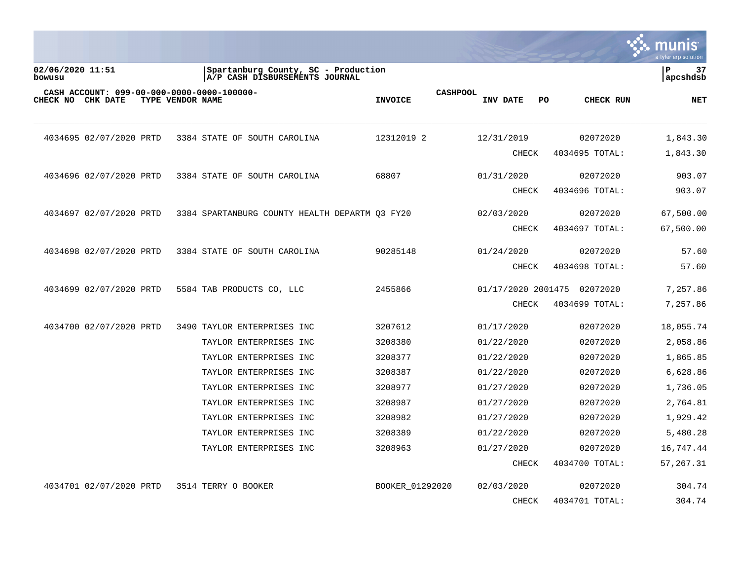**02/06/2020 11:51**
**bowusu**

**Spartanburg County, SC - Production**
**A/P CASH DISBURSEMENTS JOURNAL**

**P 37**
**apcshdsb**

**CASH ACCOUNT: 099-00-000-0000-0000-100000-**

| CHECK NO | CHK DATE | TYPE | VENDOR | NAME | INVOICE | CASHPOOL | INV DATE | PO | CHECK RUN | NET |
|---|---|---|---|---|---|---|---|---|---|---|
| 4034695 | 02/07/2020 | PRTD | 3384 | STATE OF SOUTH CAROLINA | 12312019 2 | | 12/31/2019 | | 02072020 | 1,843.30 |
| | | | | | | | CHECK | | 4034695 TOTAL: | 1,843.30 |
| 4034696 | 02/07/2020 | PRTD | 3384 | STATE OF SOUTH CAROLINA | 68807 | | 01/31/2020 | | 02072020 | 903.07 |
| | | | | | | | CHECK | | 4034696 TOTAL: | 903.07 |
| 4034697 | 02/07/2020 | PRTD | 3384 | SPARTANBURG COUNTY HEALTH DEPARTM | Q3 FY20 | | 02/03/2020 | | 02072020 | 67,500.00 |
| | | | | | | | CHECK | | 4034697 TOTAL: | 67,500.00 |
| 4034698 | 02/07/2020 | PRTD | 3384 | STATE OF SOUTH CAROLINA | 90285148 | | 01/24/2020 | | 02072020 | 57.60 |
| | | | | | | | CHECK | | 4034698 TOTAL: | 57.60 |
| 4034699 | 02/07/2020 | PRTD | 5584 | TAB PRODUCTS CO, LLC | 2455866 | | 01/17/2020 | 2001475 | 02072020 | 7,257.86 |
| | | | | | | | CHECK | | 4034699 TOTAL: | 7,257.86 |
| 4034700 | 02/07/2020 | PRTD | 3490 | TAYLOR ENTERPRISES INC | 3207612 | | 01/17/2020 | | 02072020 | 18,055.74 |
| | | | | TAYLOR ENTERPRISES INC | 3208380 | | 01/22/2020 | | 02072020 | 2,058.86 |
| | | | | TAYLOR ENTERPRISES INC | 3208377 | | 01/22/2020 | | 02072020 | 1,865.85 |
| | | | | TAYLOR ENTERPRISES INC | 3208387 | | 01/22/2020 | | 02072020 | 6,628.86 |
| | | | | TAYLOR ENTERPRISES INC | 3208977 | | 01/27/2020 | | 02072020 | 1,736.05 |
| | | | | TAYLOR ENTERPRISES INC | 3208987 | | 01/27/2020 | | 02072020 | 2,764.81 |
| | | | | TAYLOR ENTERPRISES INC | 3208982 | | 01/27/2020 | | 02072020 | 1,929.42 |
| | | | | TAYLOR ENTERPRISES INC | 3208389 | | 01/22/2020 | | 02072020 | 5,480.28 |
| | | | | TAYLOR ENTERPRISES INC | 3208963 | | 01/27/2020 | | 02072020 | 16,747.44 |
| | | | | | | | CHECK | | 4034700 TOTAL: | 57,267.31 |
| 4034701 | 02/07/2020 | PRTD | 3514 | TERRY O BOOKER | BOOKER_01292020 | | 02/03/2020 | | 02072020 | 304.74 |
| | | | | | | | CHECK | | 4034701 TOTAL: | 304.74 |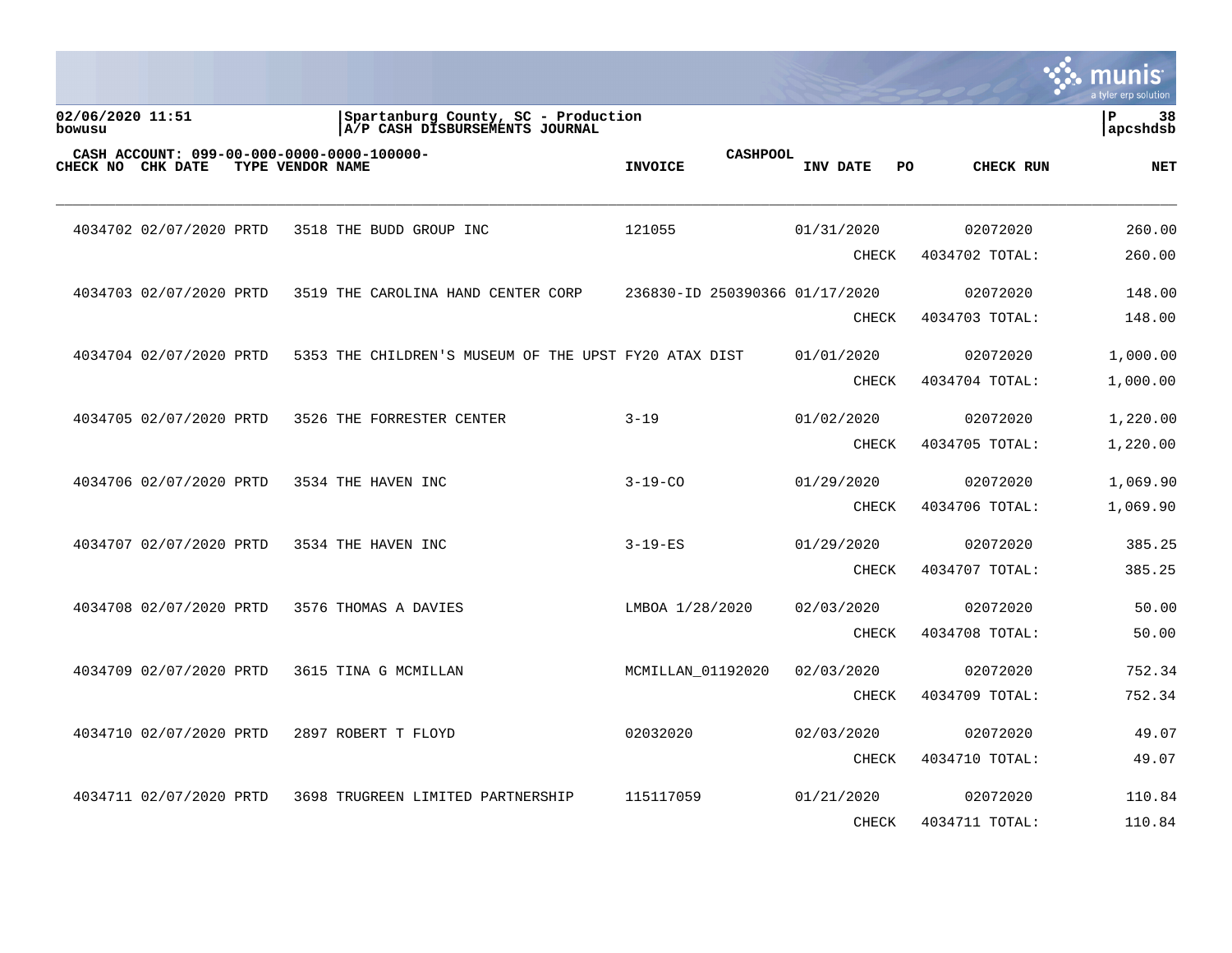02/06/2020 11:51
bowusu

Spartanburg County, SC - Production
A/P CASH DISBURSEMENTS JOURNAL

apcshdsb

CASH ACCOUNT: 099-00-000-0000-0000-100000-    CASHPOOL

| CHECK NO | CHK DATE | TYPE | VENDOR NAME | INVOICE | INV DATE | PO | CHECK RUN | NET |
|---|---|---|---|---|---|---|---|---|
| 4034702 | 02/07/2020 | PRTD | 3518 THE BUDD GROUP INC | 121055 | 01/31/2020 | | 02072020 | 260.00 |
| | | | | | CHECK | | 4034702 TOTAL: | 260.00 |
| 4034703 | 02/07/2020 | PRTD | 3519 THE CAROLINA HAND CENTER CORP | 236830-ID 250390366 | 01/17/2020 | | 02072020 | 148.00 |
| | | | | | CHECK | | 4034703 TOTAL: | 148.00 |
| 4034704 | 02/07/2020 | PRTD | 5353 THE CHILDREN'S MUSEUM OF THE UPST | FY20 ATAX DIST | 01/01/2020 | | 02072020 | 1,000.00 |
| | | | | | CHECK | | 4034704 TOTAL: | 1,000.00 |
| 4034705 | 02/07/2020 | PRTD | 3526 THE FORRESTER CENTER | 3-19 | 01/02/2020 | | 02072020 | 1,220.00 |
| | | | | | CHECK | | 4034705 TOTAL: | 1,220.00 |
| 4034706 | 02/07/2020 | PRTD | 3534 THE HAVEN INC | 3-19-CO | 01/29/2020 | | 02072020 | 1,069.90 |
| | | | | | CHECK | | 4034706 TOTAL: | 1,069.90 |
| 4034707 | 02/07/2020 | PRTD | 3534 THE HAVEN INC | 3-19-ES | 01/29/2020 | | 02072020 | 385.25 |
| | | | | | CHECK | | 4034707 TOTAL: | 385.25 |
| 4034708 | 02/07/2020 | PRTD | 3576 THOMAS A DAVIES | LMBOA 1/28/2020 | 02/03/2020 | | 02072020 | 50.00 |
| | | | | | CHECK | | 4034708 TOTAL: | 50.00 |
| 4034709 | 02/07/2020 | PRTD | 3615 TINA G MCMILLAN | MCMILLAN_01192020 | 02/03/2020 | | 02072020 | 752.34 |
| | | | | | CHECK | | 4034709 TOTAL: | 752.34 |
| 4034710 | 02/07/2020 | PRTD | 2897 ROBERT T FLOYD | 02032020 | 02/03/2020 | | 02072020 | 49.07 |
| | | | | | CHECK | | 4034710 TOTAL: | 49.07 |
| 4034711 | 02/07/2020 | PRTD | 3698 TRUGREEN LIMITED PARTNERSHIP | 115117059 | 01/21/2020 | | 02072020 | 110.84 |
| | | | | | CHECK | | 4034711 TOTAL: | 110.84 |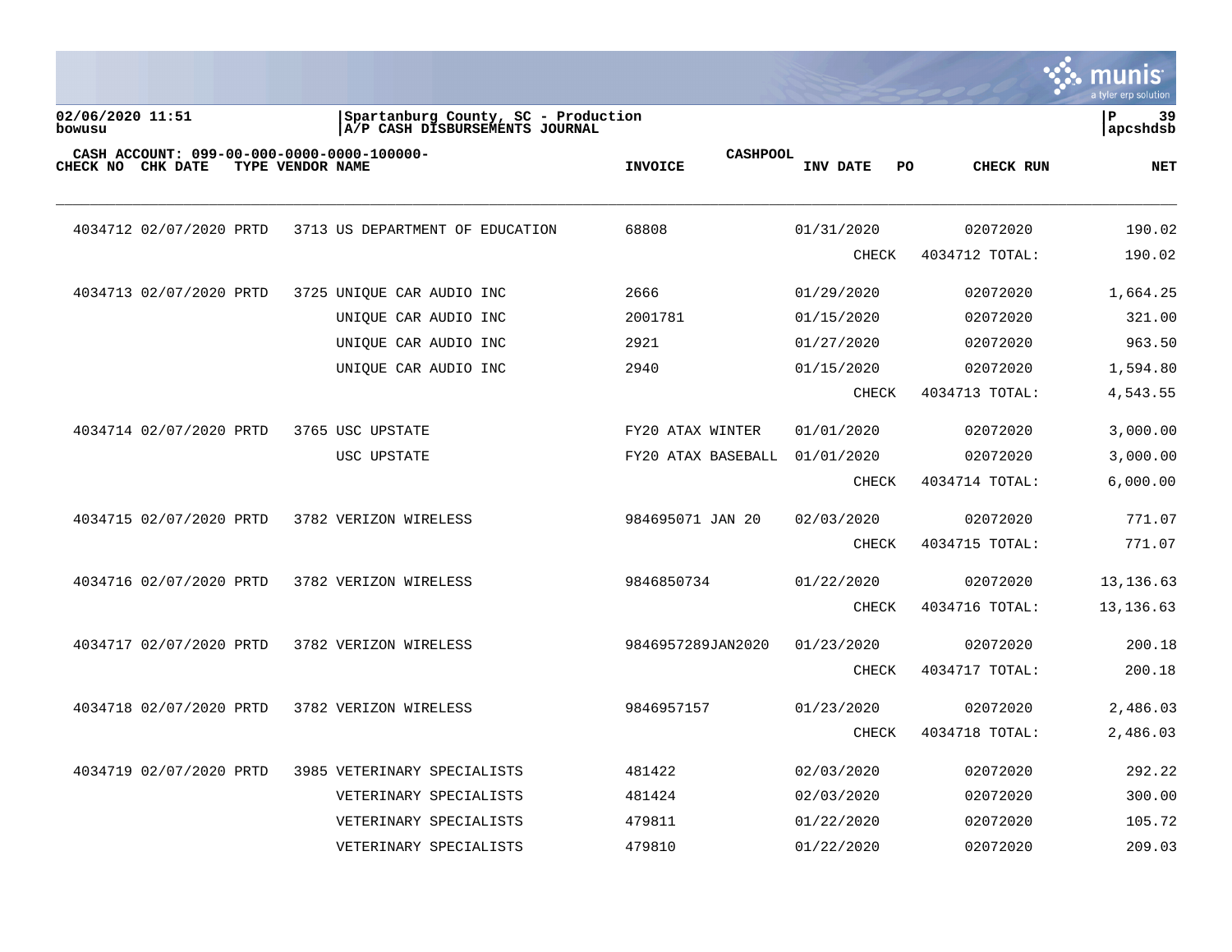Spartanburg County, SC - Production
A/P CASH DISBURSEMENTS JOURNAL

02/06/2020 11:51
bowusu

CASH ACCOUNT: 099-00-000-0000-0000-100000- CASHPOOL

| CHECK NO | CHK DATE | TYPE | VENDOR | NAME | INVOICE | INV DATE | PO | CHECK RUN | NET |
|---|---|---|---|---|---|---|---|---|---|
| 4034712 | 02/07/2020 | PRTD | 3713 | US DEPARTMENT OF EDUCATION | 68808 | 01/31/2020 | | 02072020 | 190.02 |
| | | | | | | CHECK | | 4034712 TOTAL: | 190.02 |
| 4034713 | 02/07/2020 | PRTD | 3725 | UNIQUE CAR AUDIO INC | 2666 | 01/29/2020 | | 02072020 | 1,664.25 |
| | | | | UNIQUE CAR AUDIO INC | 2001781 | 01/15/2020 | | 02072020 | 321.00 |
| | | | | UNIQUE CAR AUDIO INC | 2921 | 01/27/2020 | | 02072020 | 963.50 |
| | | | | UNIQUE CAR AUDIO INC | 2940 | 01/15/2020 | | 02072020 | 1,594.80 |
| | | | | | | CHECK | | 4034713 TOTAL: | 4,543.55 |
| 4034714 | 02/07/2020 | PRTD | 3765 | USC UPSTATE | FY20 ATAX WINTER | 01/01/2020 | | 02072020 | 3,000.00 |
| | | | | USC UPSTATE | FY20 ATAX BASEBALL | 01/01/2020 | | 02072020 | 3,000.00 |
| | | | | | | CHECK | | 4034714 TOTAL: | 6,000.00 |
| 4034715 | 02/07/2020 | PRTD | 3782 | VERIZON WIRELESS | 984695071 JAN 20 | 02/03/2020 | | 02072020 | 771.07 |
| | | | | | | CHECK | | 4034715 TOTAL: | 771.07 |
| 4034716 | 02/07/2020 | PRTD | 3782 | VERIZON WIRELESS | 9846850734 | 01/22/2020 | | 02072020 | 13,136.63 |
| | | | | | | CHECK | | 4034716 TOTAL: | 13,136.63 |
| 4034717 | 02/07/2020 | PRTD | 3782 | VERIZON WIRELESS | 9846957289JAN2020 | 01/23/2020 | | 02072020 | 200.18 |
| | | | | | | CHECK | | 4034717 TOTAL: | 200.18 |
| 4034718 | 02/07/2020 | PRTD | 3782 | VERIZON WIRELESS | 9846957157 | 01/23/2020 | | 02072020 | 2,486.03 |
| | | | | | | CHECK | | 4034718 TOTAL: | 2,486.03 |
| 4034719 | 02/07/2020 | PRTD | 3985 | VETERINARY SPECIALISTS | 481422 | 02/03/2020 | | 02072020 | 292.22 |
| | | | | VETERINARY SPECIALISTS | 481424 | 02/03/2020 | | 02072020 | 300.00 |
| | | | | VETERINARY SPECIALISTS | 479811 | 01/22/2020 | | 02072020 | 105.72 |
| | | | | VETERINARY SPECIALISTS | 479810 | 01/22/2020 | | 02072020 | 209.03 |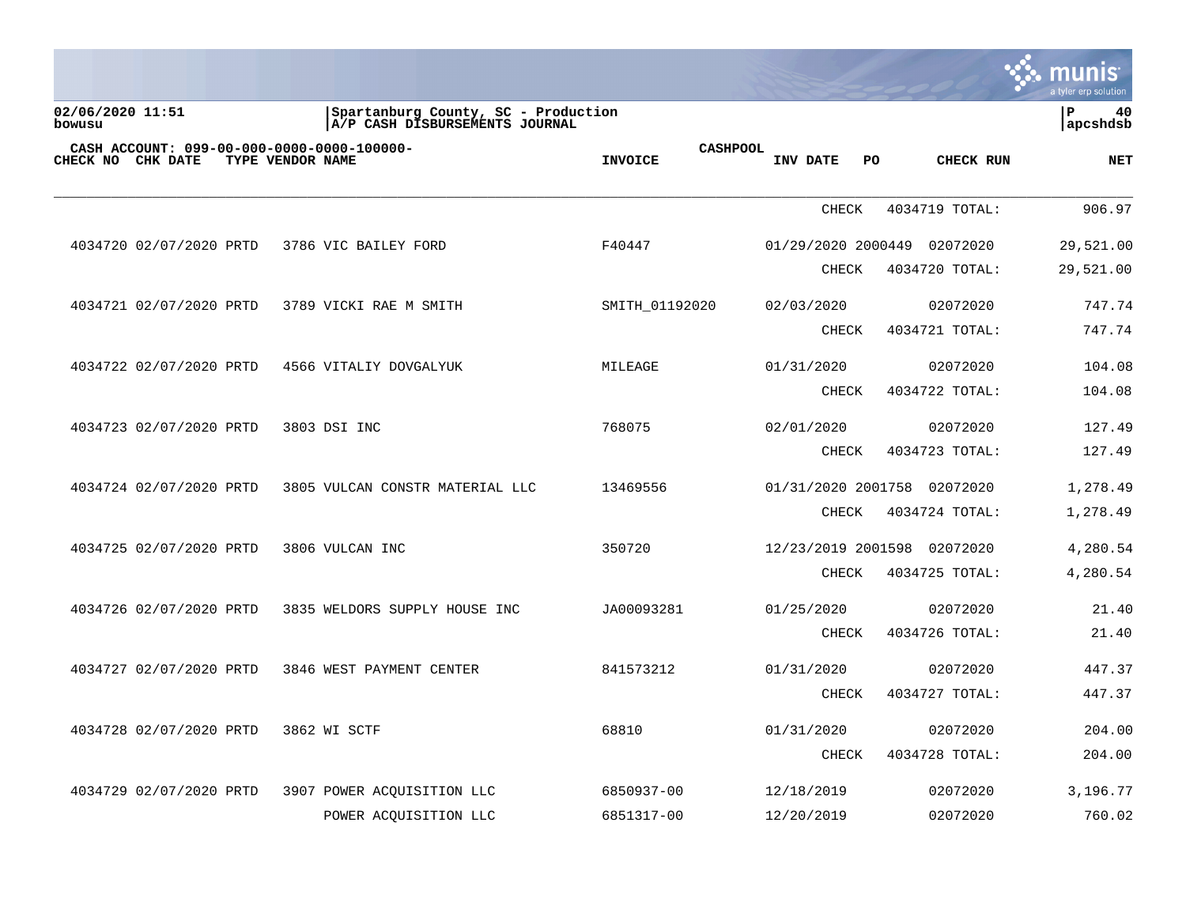02/06/2020 11:51
bowusu

Spartanburg County, SC - Production
A/P CASH DISBURSEMENTS JOURNAL

P 40
apcshdsb

CASH ACCOUNT: 099-00-000-0000-0000-100000-

| CHECK NO | CHK DATE | TYPE | VENDOR NAME | INVOICE | CASHPOOL | INV DATE | PO | CHECK RUN | NET |
|---|---|---|---|---|---|---|---|---|---|
| | | | | | | CHECK | | 4034719 TOTAL: | 906.97 |
| 4034720 | 02/07/2020 | PRTD | 3786 VIC BAILEY FORD | F40447 | | 01/29/2020 | 2000449 | 02072020 | 29,521.00 |
| | | | | | | CHECK | | 4034720 TOTAL: | 29,521.00 |
| 4034721 | 02/07/2020 | PRTD | 3789 VICKI RAE M SMITH | SMITH_01192020 | | 02/03/2020 | | 02072020 | 747.74 |
| | | | | | | CHECK | | 4034721 TOTAL: | 747.74 |
| 4034722 | 02/07/2020 | PRTD | 4566 VITALIY DOVGALYUK | MILEAGE | | 01/31/2020 | | 02072020 | 104.08 |
| | | | | | | CHECK | | 4034722 TOTAL: | 104.08 |
| 4034723 | 02/07/2020 | PRTD | 3803 DSI INC | 768075 | | 02/01/2020 | | 02072020 | 127.49 |
| | | | | | | CHECK | | 4034723 TOTAL: | 127.49 |
| 4034724 | 02/07/2020 | PRTD | 3805 VULCAN CONSTR MATERIAL LLC | 13469556 | | 01/31/2020 | 2001758 | 02072020 | 1,278.49 |
| | | | | | | CHECK | | 4034724 TOTAL: | 1,278.49 |
| 4034725 | 02/07/2020 | PRTD | 3806 VULCAN INC | 350720 | | 12/23/2019 | 2001598 | 02072020 | 4,280.54 |
| | | | | | | CHECK | | 4034725 TOTAL: | 4,280.54 |
| 4034726 | 02/07/2020 | PRTD | 3835 WELDORS SUPPLY HOUSE INC | JA00093281 | | 01/25/2020 | | 02072020 | 21.40 |
| | | | | | | CHECK | | 4034726 TOTAL: | 21.40 |
| 4034727 | 02/07/2020 | PRTD | 3846 WEST PAYMENT CENTER | 841573212 | | 01/31/2020 | | 02072020 | 447.37 |
| | | | | | | CHECK | | 4034727 TOTAL: | 447.37 |
| 4034728 | 02/07/2020 | PRTD | 3862 WI SCTF | 68810 | | 01/31/2020 | | 02072020 | 204.00 |
| | | | | | | CHECK | | 4034728 TOTAL: | 204.00 |
| 4034729 | 02/07/2020 | PRTD | 3907 POWER ACQUISITION LLC | 6850937-00 | | 12/18/2019 | | 02072020 | 3,196.77 |
| | | | POWER ACQUISITION LLC | 6851317-00 | | 12/20/2019 | | 02072020 | 760.02 |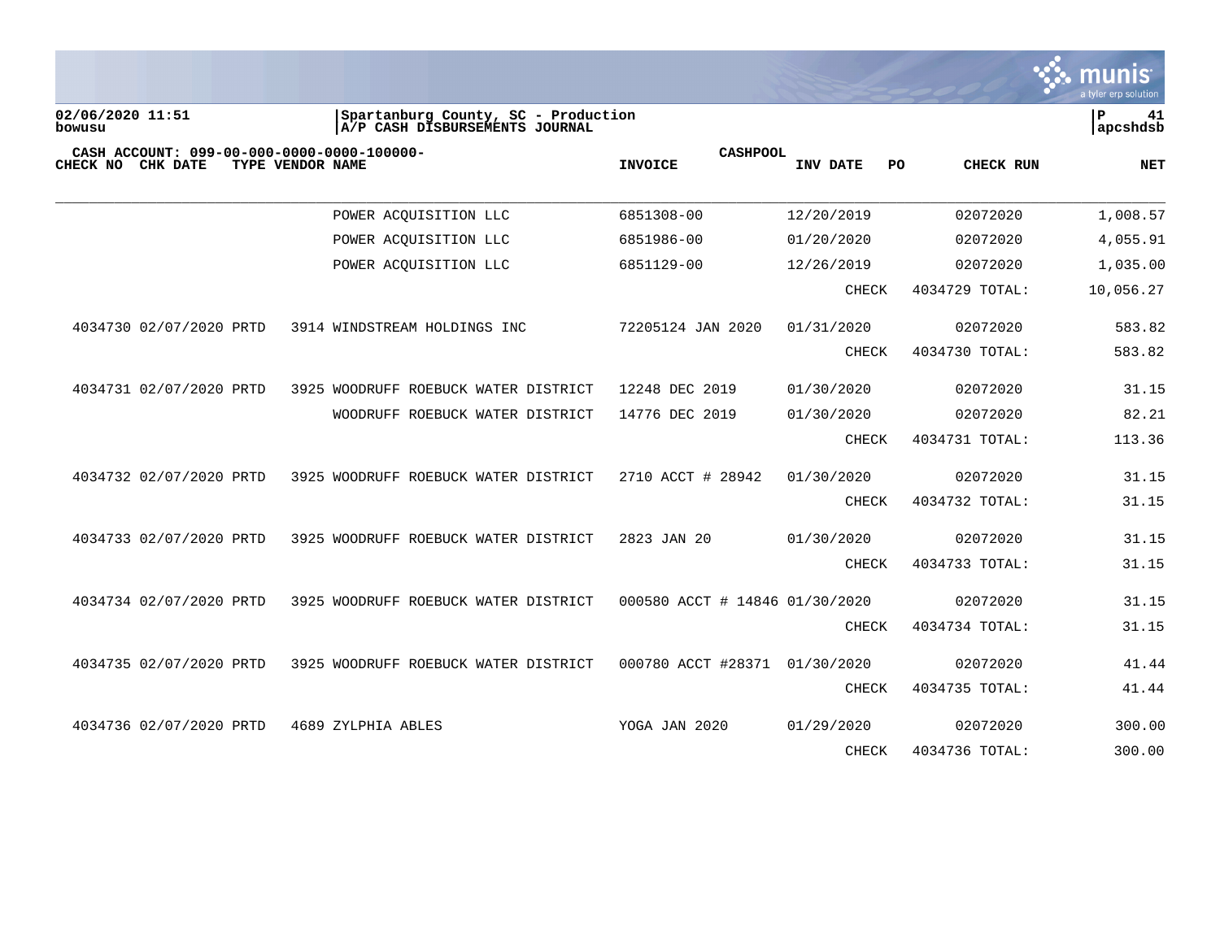Spartanburg County, SC - Production
A/P CASH DISBURSEMENTS JOURNAL

02/06/2020 11:51
bowusu

apcshdsb

CASH ACCOUNT: 099-00-000-0000-0000-100000-  CASHPOOL

| CHECK NO | CHK DATE | TYPE | VENDOR | NAME | INVOICE | INV DATE | PO | CHECK RUN | NET |
|---|---|---|---|---|---|---|---|---|---|
| | | | | POWER ACQUISITION LLC | 6851308-00 | 12/20/2019 | | 02072020 | 1,008.57 |
| | | | | POWER ACQUISITION LLC | 6851986-00 | 01/20/2020 | | 02072020 | 4,055.91 |
| | | | | POWER ACQUISITION LLC | 6851129-00 | 12/26/2019 | | 02072020 | 1,035.00 |
| | | | | | | CHECK | | 4034729 TOTAL: | 10,056.27 |
| 4034730 | 02/07/2020 | PRTD | 3914 | WINDSTREAM HOLDINGS INC | 72205124 JAN 2020 | 01/31/2020 | | 02072020 | 583.82 |
| | | | | | | CHECK | | 4034730 TOTAL: | 583.82 |
| 4034731 | 02/07/2020 | PRTD | 3925 | WOODRUFF ROEBUCK WATER DISTRICT | 12248 DEC 2019 | 01/30/2020 | | 02072020 | 31.15 |
| | | | | WOODRUFF ROEBUCK WATER DISTRICT | 14776 DEC 2019 | 01/30/2020 | | 02072020 | 82.21 |
| | | | | | | CHECK | | 4034731 TOTAL: | 113.36 |
| 4034732 | 02/07/2020 | PRTD | 3925 | WOODRUFF ROEBUCK WATER DISTRICT | 2710 ACCT # 28942 | 01/30/2020 | | 02072020 | 31.15 |
| | | | | | | CHECK | | 4034732 TOTAL: | 31.15 |
| 4034733 | 02/07/2020 | PRTD | 3925 | WOODRUFF ROEBUCK WATER DISTRICT | 2823 JAN 20 | 01/30/2020 | | 02072020 | 31.15 |
| | | | | | | CHECK | | 4034733 TOTAL: | 31.15 |
| 4034734 | 02/07/2020 | PRTD | 3925 | WOODRUFF ROEBUCK WATER DISTRICT | 000580 ACCT # 14846 | 01/30/2020 | | 02072020 | 31.15 |
| | | | | | | CHECK | | 4034734 TOTAL: | 31.15 |
| 4034735 | 02/07/2020 | PRTD | 3925 | WOODRUFF ROEBUCK WATER DISTRICT | 000780 ACCT #28371 | 01/30/2020 | | 02072020 | 41.44 |
| | | | | | | CHECK | | 4034735 TOTAL: | 41.44 |
| 4034736 | 02/07/2020 | PRTD | 4689 | ZYLPHIA ABLES | YOGA JAN 2020 | 01/29/2020 | | 02072020 | 300.00 |
| | | | | | | CHECK | | 4034736 TOTAL: | 300.00 |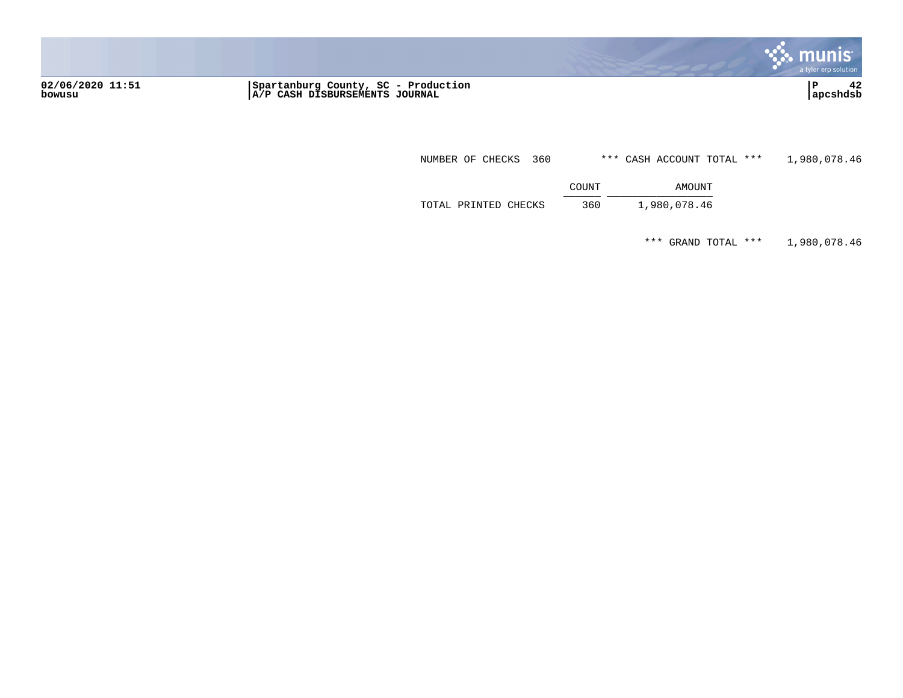NUMBER OF CHECKS 360 *** CASH ACCOUNT TOTAL *** 1,980,078.46

| | COUNT | AMOUNT |
| --- | --- | --- |
| TOTAL PRINTED CHECKS | 360 | 1,980,078.46 |

*** GRAND TOTAL *** 1,980,078.46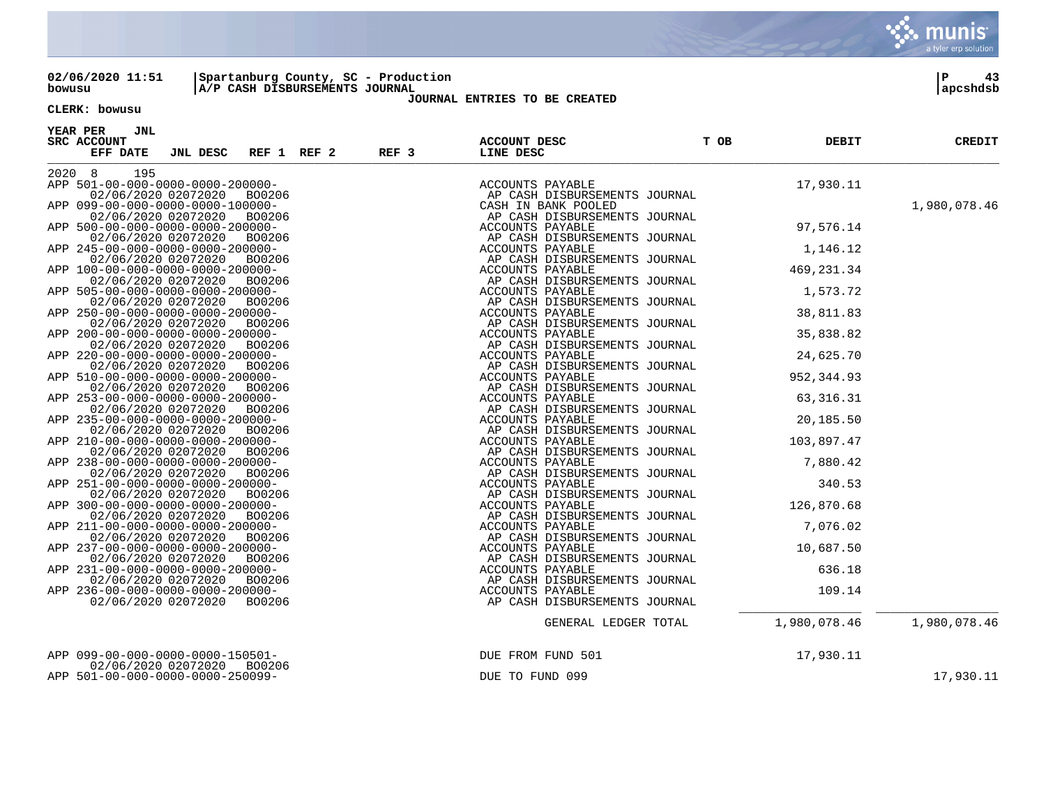02/06/2020 11:51 | Spartanburg County, SC - Production | P 43
bowusu | A/P CASH DISBURSEMENTS JOURNAL | apcshdsb

JOURNAL ENTRIES TO BE CREATED

CLERK: bowusu

| YEAR PER SRC ACCOUNT | JNL EFF DATE | JNL DESC | REF 1 | REF 2 | REF 3 | ACCOUNT DESC / LINE DESC | T OB | DEBIT | CREDIT |
|---|---|---|---|---|---|---|---|---|---|
| 2020 8 | 195 | | | | | | | | |
| APP 501-00-000-0000-0000-200000- | 02/06/2020 | 02072020 | BO0206 | | | ACCOUNTS PAYABLE / AP CASH DISBURSEMENTS JOURNAL | | 17,930.11 | |
| APP 099-00-000-0000-0000-100000- | 02/06/2020 | 02072020 | BO0206 | | | CASH IN BANK POOLED / AP CASH DISBURSEMENTS JOURNAL | | | 1,980,078.46 |
| APP 500-00-000-0000-0000-200000- | 02/06/2020 | 02072020 | BO0206 | | | ACCOUNTS PAYABLE / AP CASH DISBURSEMENTS JOURNAL | | 97,576.14 | |
| APP 245-00-000-0000-0000-200000- | 02/06/2020 | 02072020 | BO0206 | | | ACCOUNTS PAYABLE / AP CASH DISBURSEMENTS JOURNAL | | 1,146.12 | |
| APP 100-00-000-0000-0000-200000- | 02/06/2020 | 02072020 | BO0206 | | | ACCOUNTS PAYABLE / AP CASH DISBURSEMENTS JOURNAL | | 469,231.34 | |
| APP 505-00-000-0000-0000-200000- | 02/06/2020 | 02072020 | BO0206 | | | ACCOUNTS PAYABLE / AP CASH DISBURSEMENTS JOURNAL | | 1,573.72 | |
| APP 250-00-000-0000-0000-200000- | 02/06/2020 | 02072020 | BO0206 | | | ACCOUNTS PAYABLE / AP CASH DISBURSEMENTS JOURNAL | | 38,811.83 | |
| APP 200-00-000-0000-0000-200000- | 02/06/2020 | 02072020 | BO0206 | | | ACCOUNTS PAYABLE / AP CASH DISBURSEMENTS JOURNAL | | 35,838.82 | |
| APP 220-00-000-0000-0000-200000- | 02/06/2020 | 02072020 | BO0206 | | | ACCOUNTS PAYABLE / AP CASH DISBURSEMENTS JOURNAL | | 24,625.70 | |
| APP 510-00-000-0000-0000-200000- | 02/06/2020 | 02072020 | BO0206 | | | ACCOUNTS PAYABLE / AP CASH DISBURSEMENTS JOURNAL | | 952,344.93 | |
| APP 253-00-000-0000-0000-200000- | 02/06/2020 | 02072020 | BO0206 | | | ACCOUNTS PAYABLE / AP CASH DISBURSEMENTS JOURNAL | | 63,316.31 | |
| APP 235-00-000-0000-0000-200000- | 02/06/2020 | 02072020 | BO0206 | | | ACCOUNTS PAYABLE / AP CASH DISBURSEMENTS JOURNAL | | 20,185.50 | |
| APP 210-00-000-0000-0000-200000- | 02/06/2020 | 02072020 | BO0206 | | | ACCOUNTS PAYABLE / AP CASH DISBURSEMENTS JOURNAL | | 103,897.47 | |
| APP 238-00-000-0000-0000-200000- | 02/06/2020 | 02072020 | BO0206 | | | ACCOUNTS PAYABLE / AP CASH DISBURSEMENTS JOURNAL | | 7,880.42 | |
| APP 251-00-000-0000-0000-200000- | 02/06/2020 | 02072020 | BO0206 | | | ACCOUNTS PAYABLE / AP CASH DISBURSEMENTS JOURNAL | | 340.53 | |
| APP 300-00-000-0000-0000-200000- | 02/06/2020 | 02072020 | BO0206 | | | ACCOUNTS PAYABLE / AP CASH DISBURSEMENTS JOURNAL | | 126,870.68 | |
| APP 211-00-000-0000-0000-200000- | 02/06/2020 | 02072020 | BO0206 | | | ACCOUNTS PAYABLE / AP CASH DISBURSEMENTS JOURNAL | | 7,076.02 | |
| APP 237-00-000-0000-0000-200000- | 02/06/2020 | 02072020 | BO0206 | | | ACCOUNTS PAYABLE / AP CASH DISBURSEMENTS JOURNAL | | 10,687.50 | |
| APP 231-00-000-0000-0000-200000- | 02/06/2020 | 02072020 | BO0206 | | | ACCOUNTS PAYABLE / AP CASH DISBURSEMENTS JOURNAL | | 636.18 | |
| APP 236-00-000-0000-0000-200000- | 02/06/2020 | 02072020 | BO0206 | | | ACCOUNTS PAYABLE / AP CASH DISBURSEMENTS JOURNAL | | 109.14 | |
| | | | | | | GENERAL LEDGER TOTAL | | 1,980,078.46 | 1,980,078.46 |
| APP 099-00-000-0000-0000-150501- | 02/06/2020 | 02072020 | BO0206 | | | DUE FROM FUND 501 | | 17,930.11 | |
| APP 501-00-000-0000-0000-250099- | | | | | | DUE TO FUND 099 | | | 17,930.11 |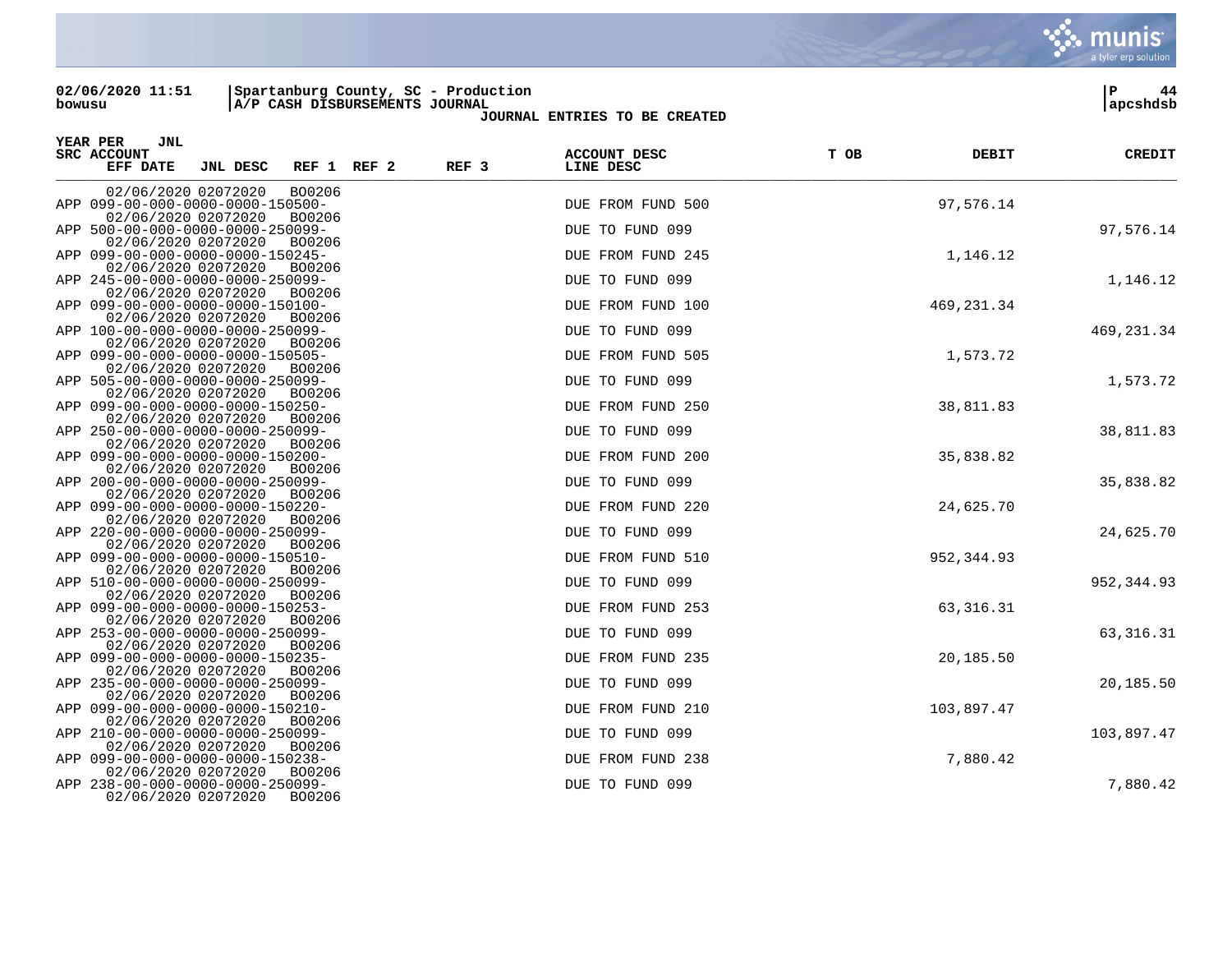02/06/2020 11:51 | Spartanburg County, SC - Production
bowusu | A/P CASH DISBURSEMENTS JOURNAL

**JOURNAL ENTRIES TO BE CREATED**

P 44 | apcshdsb

| YEAR PER SRC | JNL ACCOUNT | EFF DATE | JNL DESC | REF 1 | REF 2 | REF 3 | ACCOUNT DESC / LINE DESC | T OB | DEBIT | CREDIT |
|---|---|---|---|---|---|---|---|---|---|---|
| | | 02/06/2020 | 02072020 | BO0206 | | | | | | |
| APP | 099-00-000-0000-0000-150500- | | | | | | DUE FROM FUND 500 | | 97,576.14 | |
| | | 02/06/2020 | 02072020 | BO0206 | | | | | | |
| APP | 500-00-000-0000-0000-250099- | | | | | | DUE TO FUND 099 | | | 97,576.14 |
| | | 02/06/2020 | 02072020 | BO0206 | | | | | | |
| APP | 099-00-000-0000-0000-150245- | | | | | | DUE FROM FUND 245 | | 1,146.12 | |
| | | 02/06/2020 | 02072020 | BO0206 | | | | | | |
| APP | 245-00-000-0000-0000-250099- | | | | | | DUE TO FUND 099 | | | 1,146.12 |
| | | 02/06/2020 | 02072020 | BO0206 | | | | | | |
| APP | 099-00-000-0000-0000-150100- | | | | | | DUE FROM FUND 100 | | 469,231.34 | |
| | | 02/06/2020 | 02072020 | BO0206 | | | | | | |
| APP | 100-00-000-0000-0000-250099- | | | | | | DUE TO FUND 099 | | | 469,231.34 |
| | | 02/06/2020 | 02072020 | BO0206 | | | | | | |
| APP | 099-00-000-0000-0000-150505- | | | | | | DUE FROM FUND 505 | | 1,573.72 | |
| | | 02/06/2020 | 02072020 | BO0206 | | | | | | |
| APP | 505-00-000-0000-0000-250099- | | | | | | DUE TO FUND 099 | | | 1,573.72 |
| | | 02/06/2020 | 02072020 | BO0206 | | | | | | |
| APP | 099-00-000-0000-0000-150250- | | | | | | DUE FROM FUND 250 | | 38,811.83 | |
| | | 02/06/2020 | 02072020 | BO0206 | | | | | | |
| APP | 250-00-000-0000-0000-250099- | | | | | | DUE TO FUND 099 | | | 38,811.83 |
| | | 02/06/2020 | 02072020 | BO0206 | | | | | | |
| APP | 099-00-000-0000-0000-150200- | | | | | | DUE FROM FUND 200 | | 35,838.82 | |
| | | 02/06/2020 | 02072020 | BO0206 | | | | | | |
| APP | 200-00-000-0000-0000-250099- | | | | | | DUE TO FUND 099 | | | 35,838.82 |
| | | 02/06/2020 | 02072020 | BO0206 | | | | | | |
| APP | 099-00-000-0000-0000-150220- | | | | | | DUE FROM FUND 220 | | 24,625.70 | |
| | | 02/06/2020 | 02072020 | BO0206 | | | | | | |
| APP | 220-00-000-0000-0000-250099- | | | | | | DUE TO FUND 099 | | | 24,625.70 |
| | | 02/06/2020 | 02072020 | BO0206 | | | | | | |
| APP | 099-00-000-0000-0000-150510- | | | | | | DUE FROM FUND 510 | | 952,344.93 | |
| | | 02/06/2020 | 02072020 | BO0206 | | | | | | |
| APP | 510-00-000-0000-0000-250099- | | | | | | DUE TO FUND 099 | | | 952,344.93 |
| | | 02/06/2020 | 02072020 | BO0206 | | | | | | |
| APP | 099-00-000-0000-0000-150253- | | | | | | DUE FROM FUND 253 | | 63,316.31 | |
| | | 02/06/2020 | 02072020 | BO0206 | | | | | | |
| APP | 253-00-000-0000-0000-250099- | | | | | | DUE TO FUND 099 | | | 63,316.31 |
| | | 02/06/2020 | 02072020 | BO0206 | | | | | | |
| APP | 099-00-000-0000-0000-150235- | | | | | | DUE FROM FUND 235 | | 20,185.50 | |
| | | 02/06/2020 | 02072020 | BO0206 | | | | | | |
| APP | 235-00-000-0000-0000-250099- | | | | | | DUE TO FUND 099 | | | 20,185.50 |
| | | 02/06/2020 | 02072020 | BO0206 | | | | | | |
| APP | 099-00-000-0000-0000-150210- | | | | | | DUE FROM FUND 210 | | 103,897.47 | |
| | | 02/06/2020 | 02072020 | BO0206 | | | | | | |
| APP | 210-00-000-0000-0000-250099- | | | | | | DUE TO FUND 099 | | | 103,897.47 |
| | | 02/06/2020 | 02072020 | BO0206 | | | | | | |
| APP | 099-00-000-0000-0000-150238- | | | | | | DUE FROM FUND 238 | | 7,880.42 | |
| | | 02/06/2020 | 02072020 | BO0206 | | | | | | |
| APP | 238-00-000-0000-0000-250099- | | | | | | DUE TO FUND 099 | | | 7,880.42 |
| | | 02/06/2020 | 02072020 | BO0206 | | | | | | |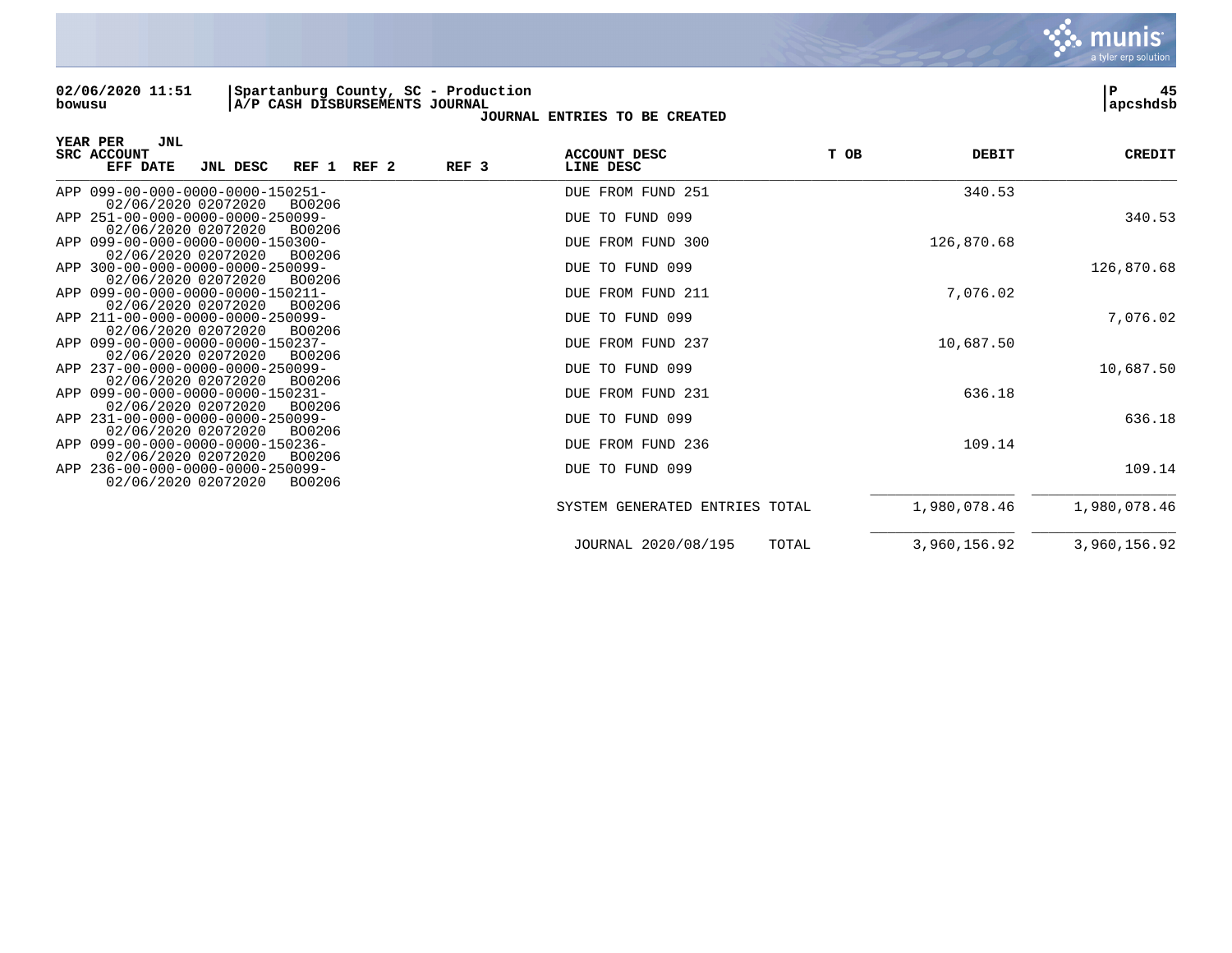02/06/2020 11:51 | Spartanburg County, SC - Production
bowusu | A/P CASH DISBURSEMENTS JOURNAL | apcshdsb

**JOURNAL ENTRIES TO BE CREATED**

| YEAR PER JNL SRC | ACCOUNT | EFF DATE | JNL DESC | REF 1 | REF 2 | REF 3 | ACCOUNT DESC / LINE DESC | T OB | DEBIT | CREDIT |
|---|---|---|---|---|---|---|---|---|---|---|
| APP | 099-00-000-0000-0000-150251- | 02/06/2020 | 02072020 | BO0206 | | | DUE FROM FUND 251 | | 340.53 | |
| APP | 251-00-000-0000-0000-250099- | 02/06/2020 | 02072020 | BO0206 | | | DUE TO FUND 099 | | | 340.53 |
| APP | 099-00-000-0000-0000-150300- | 02/06/2020 | 02072020 | BO0206 | | | DUE FROM FUND 300 | | 126,870.68 | |
| APP | 300-00-000-0000-0000-250099- | 02/06/2020 | 02072020 | BO0206 | | | DUE TO FUND 099 | | | 126,870.68 |
| APP | 099-00-000-0000-0000-150211- | 02/06/2020 | 02072020 | BO0206 | | | DUE FROM FUND 211 | | 7,076.02 | |
| APP | 211-00-000-0000-0000-250099- | 02/06/2020 | 02072020 | BO0206 | | | DUE TO FUND 099 | | | 7,076.02 |
| APP | 099-00-000-0000-0000-150237- | 02/06/2020 | 02072020 | BO0206 | | | DUE FROM FUND 237 | | 10,687.50 | |
| APP | 237-00-000-0000-0000-250099- | 02/06/2020 | 02072020 | BO0206 | | | DUE TO FUND 099 | | | 10,687.50 |
| APP | 099-00-000-0000-0000-150231- | 02/06/2020 | 02072020 | BO0206 | | | DUE FROM FUND 231 | | 636.18 | |
| APP | 231-00-000-0000-0000-250099- | 02/06/2020 | 02072020 | BO0206 | | | DUE TO FUND 099 | | | 636.18 |
| APP | 099-00-000-0000-0000-150236- | 02/06/2020 | 02072020 | BO0206 | | | DUE FROM FUND 236 | | 109.14 | |
| APP | 236-00-000-0000-0000-250099- | 02/06/2020 | 02072020 | BO0206 | | | DUE TO FUND 099 | | | 109.14 |
| | | | | | | | SYSTEM GENERATED ENTRIES TOTAL | | 1,980,078.46 | 1,980,078.46 |
| | | | | | | | JOURNAL 2020/08/195 | TOTAL | 3,960,156.92 | 3,960,156.92 |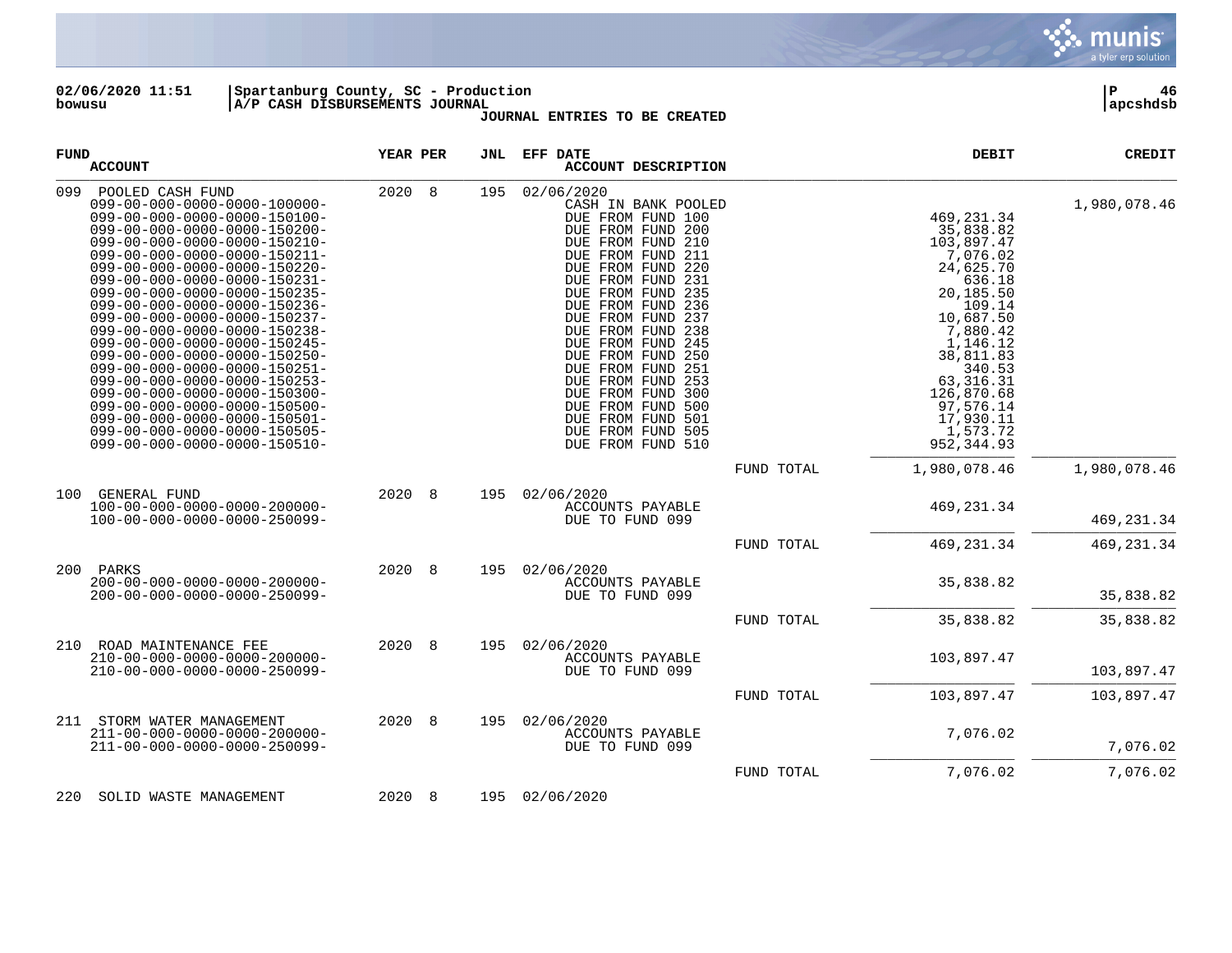02/06/2020 11:51 | Spartanburg County, SC - Production | P 46
bowusu | A/P CASH DISBURSEMENTS JOURNAL | apcshdsb

**JOURNAL ENTRIES TO BE CREATED**

| FUND / ACCOUNT | YEAR | PER | JNL | EFF DATE / ACCOUNT DESCRIPTION | | DEBIT | CREDIT |
|---|---|---|---|---|---|---|---|
| 099 POOLED CASH FUND | 2020 | 8 | 195 | 02/06/2020 | | | |
| 099-00-000-0000-0000-100000- | | | | CASH IN BANK POOLED | | | 1,980,078.46 |
| 099-00-000-0000-0000-150100- | | | | DUE FROM FUND 100 | | 469,231.34 | |
| 099-00-000-0000-0000-150200- | | | | DUE FROM FUND 200 | | 35,838.82 | |
| 099-00-000-0000-0000-150210- | | | | DUE FROM FUND 210 | | 103,897.47 | |
| 099-00-000-0000-0000-150211- | | | | DUE FROM FUND 211 | | 7,076.02 | |
| 099-00-000-0000-0000-150220- | | | | DUE FROM FUND 220 | | 24,625.70 | |
| 099-00-000-0000-0000-150231- | | | | DUE FROM FUND 231 | | 636.18 | |
| 099-00-000-0000-0000-150235- | | | | DUE FROM FUND 235 | | 20,185.50 | |
| 099-00-000-0000-0000-150236- | | | | DUE FROM FUND 236 | | 109.14 | |
| 099-00-000-0000-0000-150237- | | | | DUE FROM FUND 237 | | 10,687.50 | |
| 099-00-000-0000-0000-150238- | | | | DUE FROM FUND 238 | | 7,880.42 | |
| 099-00-000-0000-0000-150245- | | | | DUE FROM FUND 245 | | 1,146.12 | |
| 099-00-000-0000-0000-150250- | | | | DUE FROM FUND 250 | | 38,811.83 | |
| 099-00-000-0000-0000-150251- | | | | DUE FROM FUND 251 | | 340.53 | |
| 099-00-000-0000-0000-150253- | | | | DUE FROM FUND 253 | | 63,316.31 | |
| 099-00-000-0000-0000-150300- | | | | DUE FROM FUND 300 | | 126,870.68 | |
| 099-00-000-0000-0000-150500- | | | | DUE FROM FUND 500 | | 97,576.14 | |
| 099-00-000-0000-0000-150501- | | | | DUE FROM FUND 501 | | 17,930.11 | |
| 099-00-000-0000-0000-150505- | | | | DUE FROM FUND 505 | | 1,573.72 | |
| 099-00-000-0000-0000-150510- | | | | DUE FROM FUND 510 | | 952,344.93 | |
| | | | | | FUND TOTAL | 1,980,078.46 | 1,980,078.46 |
| 100 GENERAL FUND | 2020 | 8 | 195 | 02/06/2020 | | | |
| 100-00-000-0000-0000-200000- | | | | ACCOUNTS PAYABLE | | 469,231.34 | |
| 100-00-000-0000-0000-250099- | | | | DUE TO FUND 099 | | | 469,231.34 |
| | | | | | FUND TOTAL | 469,231.34 | 469,231.34 |
| 200 PARKS | 2020 | 8 | 195 | 02/06/2020 | | | |
| 200-00-000-0000-0000-200000- | | | | ACCOUNTS PAYABLE | | 35,838.82 | |
| 200-00-000-0000-0000-250099- | | | | DUE TO FUND 099 | | | 35,838.82 |
| | | | | | FUND TOTAL | 35,838.82 | 35,838.82 |
| 210 ROAD MAINTENANCE FEE | 2020 | 8 | 195 | 02/06/2020 | | | |
| 210-00-000-0000-0000-200000- | | | | ACCOUNTS PAYABLE | | 103,897.47 | |
| 210-00-000-0000-0000-250099- | | | | DUE TO FUND 099 | | | 103,897.47 |
| | | | | | FUND TOTAL | 103,897.47 | 103,897.47 |
| 211 STORM WATER MANAGEMENT | 2020 | 8 | 195 | 02/06/2020 | | | |
| 211-00-000-0000-0000-200000- | | | | ACCOUNTS PAYABLE | | 7,076.02 | |
| 211-00-000-0000-0000-250099- | | | | DUE TO FUND 099 | | | 7,076.02 |
| | | | | | FUND TOTAL | 7,076.02 | 7,076.02 |
| 220 SOLID WASTE MANAGEMENT | 2020 | 8 | 195 | 02/06/2020 | | | |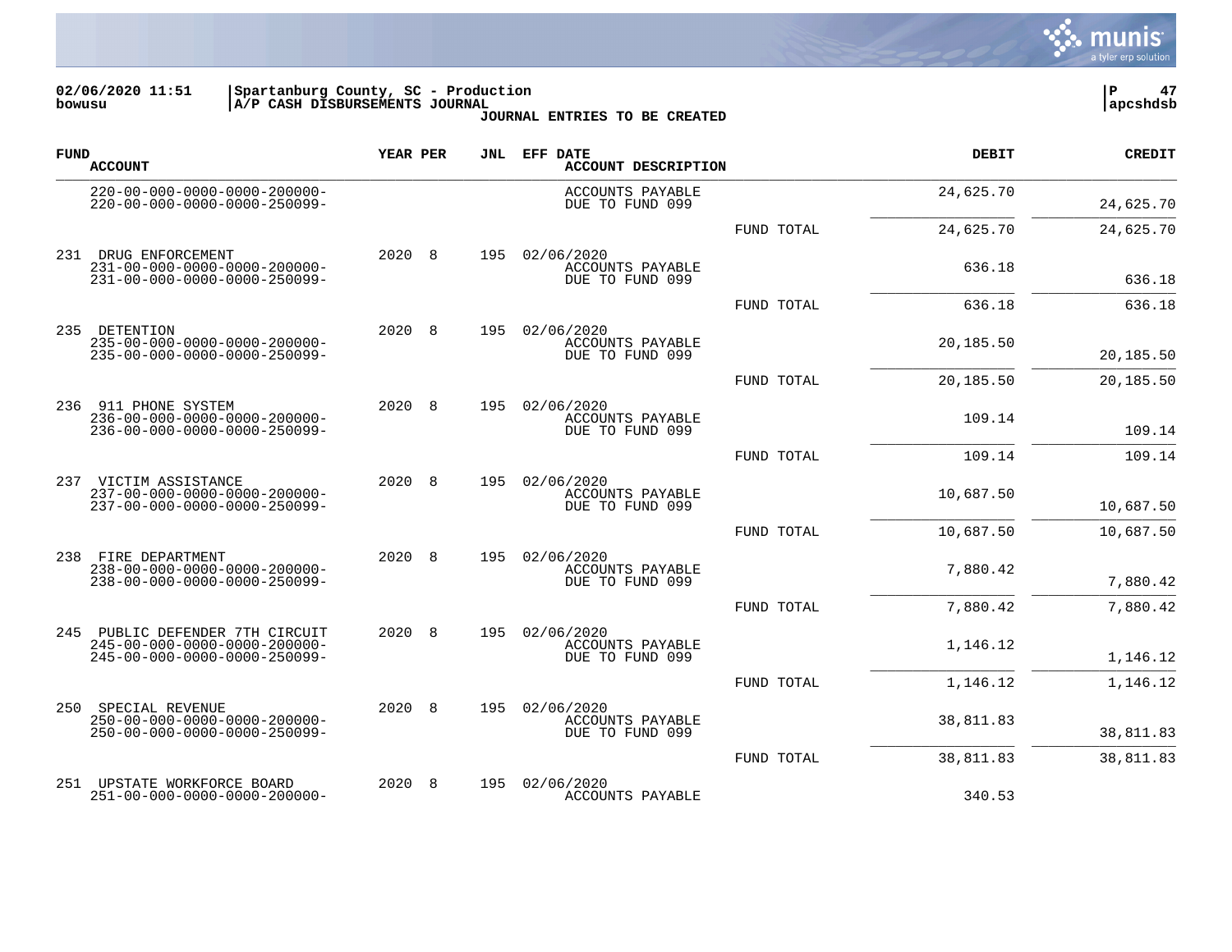02/06/2020 11:51 | Spartanburg County, SC - Production
bowusu | A/P CASH DISBURSEMENTS JOURNAL

**JOURNAL ENTRIES TO BE CREATED**

| FUND ACCOUNT | YEAR | PER | JNL | EFF DATE ACCOUNT DESCRIPTION | | DEBIT | CREDIT |
|---|---|---|---|---|---|---|---|
| 220-00-000-0000-0000-200000- | | | | ACCOUNTS PAYABLE | | 24,625.70 | |
| 220-00-000-0000-0000-250099- | | | | DUE TO FUND 099 | | | 24,625.70 |
| | | | | | FUND TOTAL | 24,625.70 | 24,625.70 |
| 231 DRUG ENFORCEMENT | 2020 | 8 | 195 | 02/06/2020 | | | |
| 231-00-000-0000-0000-200000- | | | | ACCOUNTS PAYABLE | | 636.18 | |
| 231-00-000-0000-0000-250099- | | | | DUE TO FUND 099 | | | 636.18 |
| | | | | | FUND TOTAL | 636.18 | 636.18 |
| 235 DETENTION | 2020 | 8 | 195 | 02/06/2020 | | | |
| 235-00-000-0000-0000-200000- | | | | ACCOUNTS PAYABLE | | 20,185.50 | |
| 235-00-000-0000-0000-250099- | | | | DUE TO FUND 099 | | | 20,185.50 |
| | | | | | FUND TOTAL | 20,185.50 | 20,185.50 |
| 236 911 PHONE SYSTEM | 2020 | 8 | 195 | 02/06/2020 | | | |
| 236-00-000-0000-0000-200000- | | | | ACCOUNTS PAYABLE | | 109.14 | |
| 236-00-000-0000-0000-250099- | | | | DUE TO FUND 099 | | | 109.14 |
| | | | | | FUND TOTAL | 109.14 | 109.14 |
| 237 VICTIM ASSISTANCE | 2020 | 8 | 195 | 02/06/2020 | | | |
| 237-00-000-0000-0000-200000- | | | | ACCOUNTS PAYABLE | | 10,687.50 | |
| 237-00-000-0000-0000-250099- | | | | DUE TO FUND 099 | | | 10,687.50 |
| | | | | | FUND TOTAL | 10,687.50 | 10,687.50 |
| 238 FIRE DEPARTMENT | 2020 | 8 | 195 | 02/06/2020 | | | |
| 238-00-000-0000-0000-200000- | | | | ACCOUNTS PAYABLE | | 7,880.42 | |
| 238-00-000-0000-0000-250099- | | | | DUE TO FUND 099 | | | 7,880.42 |
| | | | | | FUND TOTAL | 7,880.42 | 7,880.42 |
| 245 PUBLIC DEFENDER 7TH CIRCUIT | 2020 | 8 | 195 | 02/06/2020 | | | |
| 245-00-000-0000-0000-200000- | | | | ACCOUNTS PAYABLE | | 1,146.12 | |
| 245-00-000-0000-0000-250099- | | | | DUE TO FUND 099 | | | 1,146.12 |
| | | | | | FUND TOTAL | 1,146.12 | 1,146.12 |
| 250 SPECIAL REVENUE | 2020 | 8 | 195 | 02/06/2020 | | | |
| 250-00-000-0000-0000-200000- | | | | ACCOUNTS PAYABLE | | 38,811.83 | |
| 250-00-000-0000-0000-250099- | | | | DUE TO FUND 099 | | | 38,811.83 |
| | | | | | FUND TOTAL | 38,811.83 | 38,811.83 |
| 251 UPSTATE WORKFORCE BOARD | 2020 | 8 | 195 | 02/06/2020 | | | |
| 251-00-000-0000-0000-200000- | | | | ACCOUNTS PAYABLE | | 340.53 | |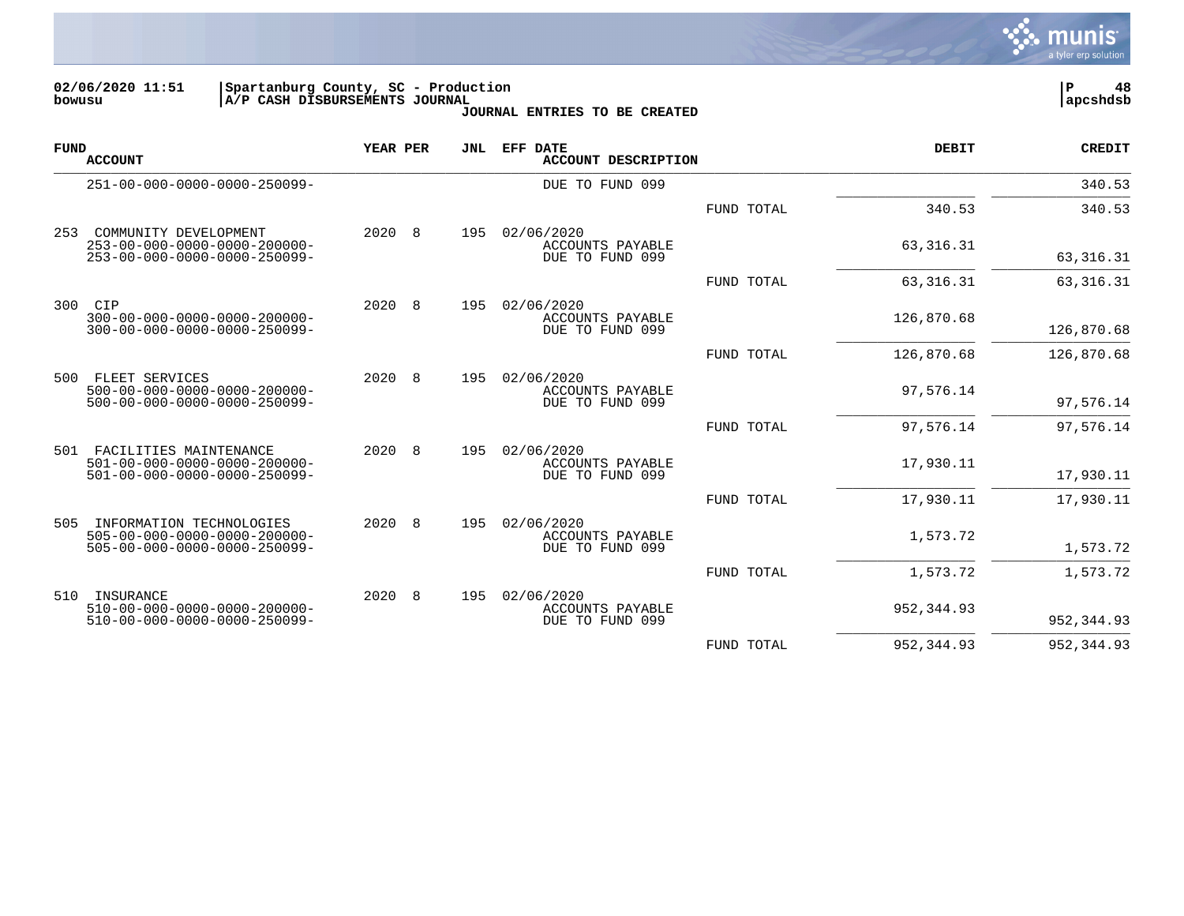02/06/2020 11:51 | Spartanburg County, SC - Production
bowusu | A/P CASH DISBURSEMENTS JOURNAL

**JOURNAL ENTRIES TO BE CREATED**

| FUND / ACCOUNT | YEAR | PER | JNL | EFF DATE / ACCOUNT DESCRIPTION | | DEBIT | CREDIT |
|---|---|---|---|---|---|---|---|
| 251-00-000-0000-0000-250099- | | | | DUE TO FUND 099 | | | 340.53 |
| | | | | | FUND TOTAL | 340.53 | 340.53 |
| 253 COMMUNITY DEVELOPMENT | 2020 | 8 | 195 | 02/06/2020 | | | |
| 253-00-000-0000-0000-200000- | | | | ACCOUNTS PAYABLE | | 63,316.31 | |
| 253-00-000-0000-0000-250099- | | | | DUE TO FUND 099 | | | 63,316.31 |
| | | | | | FUND TOTAL | 63,316.31 | 63,316.31 |
| 300 CIP | 2020 | 8 | 195 | 02/06/2020 | | | |
| 300-00-000-0000-0000-200000- | | | | ACCOUNTS PAYABLE | | 126,870.68 | |
| 300-00-000-0000-0000-250099- | | | | DUE TO FUND 099 | | | 126,870.68 |
| | | | | | FUND TOTAL | 126,870.68 | 126,870.68 |
| 500 FLEET SERVICES | 2020 | 8 | 195 | 02/06/2020 | | | |
| 500-00-000-0000-0000-200000- | | | | ACCOUNTS PAYABLE | | 97,576.14 | |
| 500-00-000-0000-0000-250099- | | | | DUE TO FUND 099 | | | 97,576.14 |
| | | | | | FUND TOTAL | 97,576.14 | 97,576.14 |
| 501 FACILITIES MAINTENANCE | 2020 | 8 | 195 | 02/06/2020 | | | |
| 501-00-000-0000-0000-200000- | | | | ACCOUNTS PAYABLE | | 17,930.11 | |
| 501-00-000-0000-0000-250099- | | | | DUE TO FUND 099 | | | 17,930.11 |
| | | | | | FUND TOTAL | 17,930.11 | 17,930.11 |
| 505 INFORMATION TECHNOLOGIES | 2020 | 8 | 195 | 02/06/2020 | | | |
| 505-00-000-0000-0000-200000- | | | | ACCOUNTS PAYABLE | | 1,573.72 | |
| 505-00-000-0000-0000-250099- | | | | DUE TO FUND 099 | | | 1,573.72 |
| | | | | | FUND TOTAL | 1,573.72 | 1,573.72 |
| 510 INSURANCE | 2020 | 8 | 195 | 02/06/2020 | | | |
| 510-00-000-0000-0000-200000- | | | | ACCOUNTS PAYABLE | | 952,344.93 | |
| 510-00-000-0000-0000-250099- | | | | DUE TO FUND 099 | | | 952,344.93 |
| | | | | | FUND TOTAL | 952,344.93 | 952,344.93 |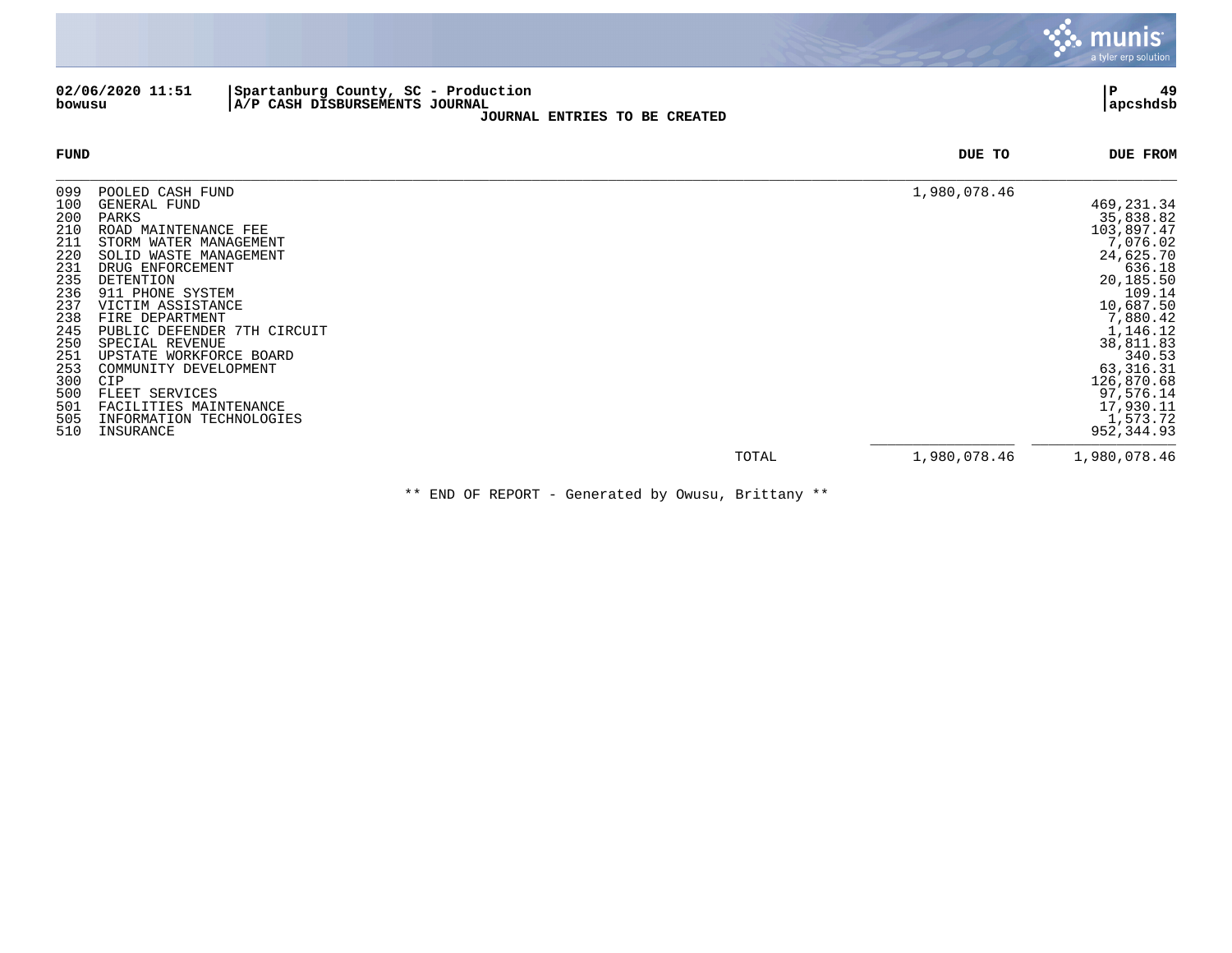02/06/2020 11:51 | Spartanburg County, SC - Production
bowusu | A/P CASH DISBURSEMENTS JOURNAL

**JOURNAL ENTRIES TO BE CREATED**

| FUND | | | DUE TO | DUE FROM |
|---|---|---|---|---|
| 099 | POOLED CASH FUND | | 1,980,078.46 | |
| 100 | GENERAL FUND | | | 469,231.34 |
| 200 | PARKS | | | 35,838.82 |
| 210 | ROAD MAINTENANCE FEE | | | 103,897.47 |
| 211 | STORM WATER MANAGEMENT | | | 7,076.02 |
| 220 | SOLID WASTE MANAGEMENT | | | 24,625.70 |
| 231 | DRUG ENFORCEMENT | | | 636.18 |
| 235 | DETENTION | | | 20,185.50 |
| 236 | 911 PHONE SYSTEM | | | 109.14 |
| 237 | VICTIM ASSISTANCE | | | 10,687.50 |
| 238 | FIRE DEPARTMENT | | | 7,880.42 |
| 245 | PUBLIC DEFENDER 7TH CIRCUIT | | | 1,146.12 |
| 250 | SPECIAL REVENUE | | | 38,811.83 |
| 251 | UPSTATE WORKFORCE BOARD | | | 340.53 |
| 253 | COMMUNITY DEVELOPMENT | | | 63,316.31 |
| 300 | CIP | | | 126,870.68 |
| 500 | FLEET SERVICES | | | 97,576.14 |
| 501 | FACILITIES MAINTENANCE | | | 17,930.11 |
| 505 | INFORMATION TECHNOLOGIES | | | 1,573.72 |
| 510 | INSURANCE | | | 952,344.93 |
| | | TOTAL | 1,980,078.46 | 1,980,078.46 |

** END OF REPORT - Generated by Owusu, Brittany **